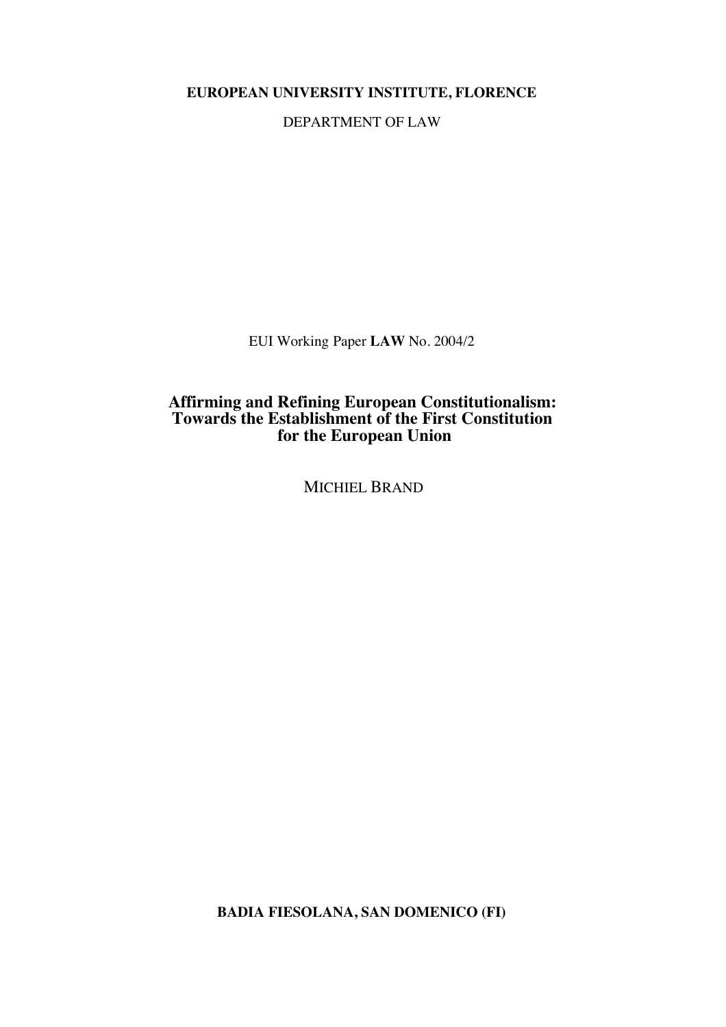**EUROPEAN UNIVERSITY INSTITUTE, FLORENCE**

DEPARTMENT OF LAW

EUI Working Paper **LAW** No. 2004/2

# Affirming and Refining European Constitutionalism: Towards the Establishment of the First Constitution for the European Union

MICHIEL BRAND

**BADIA FIESOLANA, SAN DOMENICO (FI)**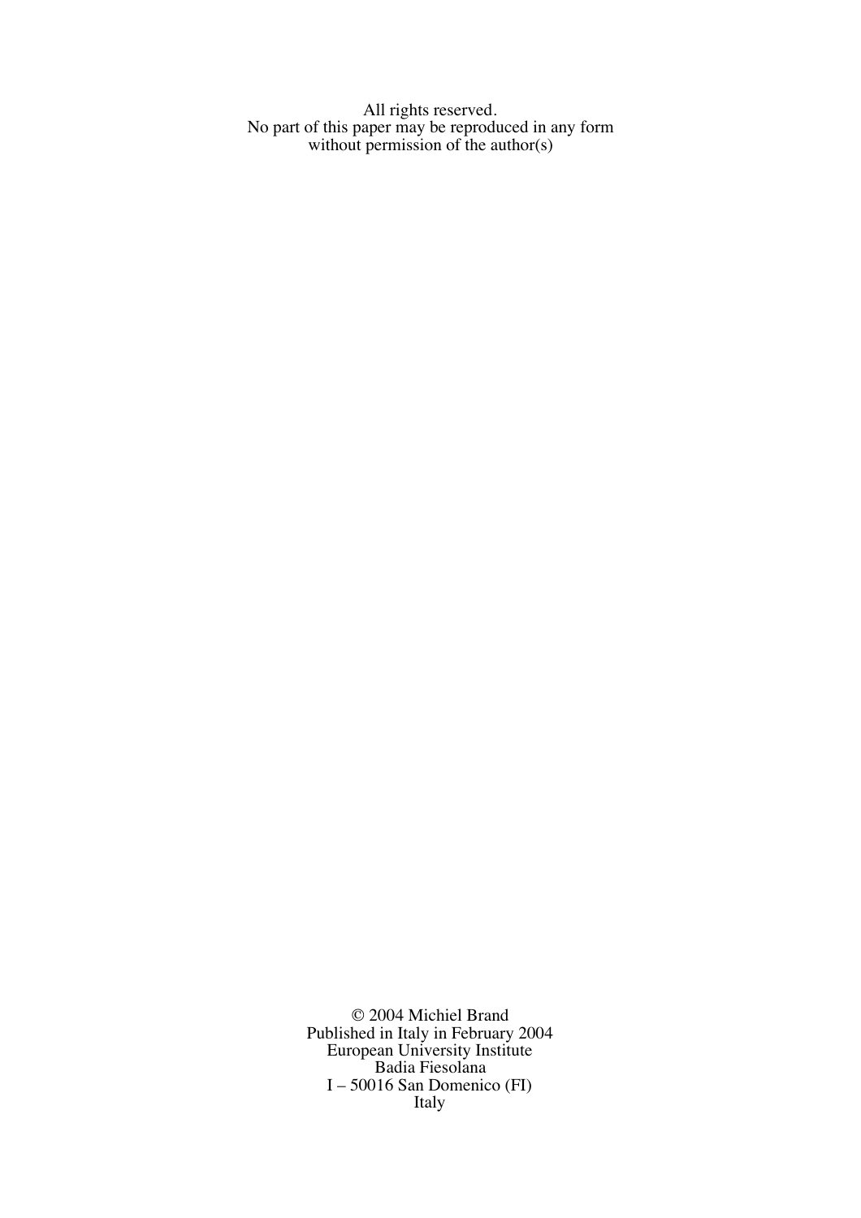All rights reserved.
No part of this paper may be reproduced in any form
without permission of the author(s)

© 2004 Michiel Brand
Published in Italy in February 2004
European University Institute
Badia Fiesolana
I – 50016 San Domenico (FI)
Italy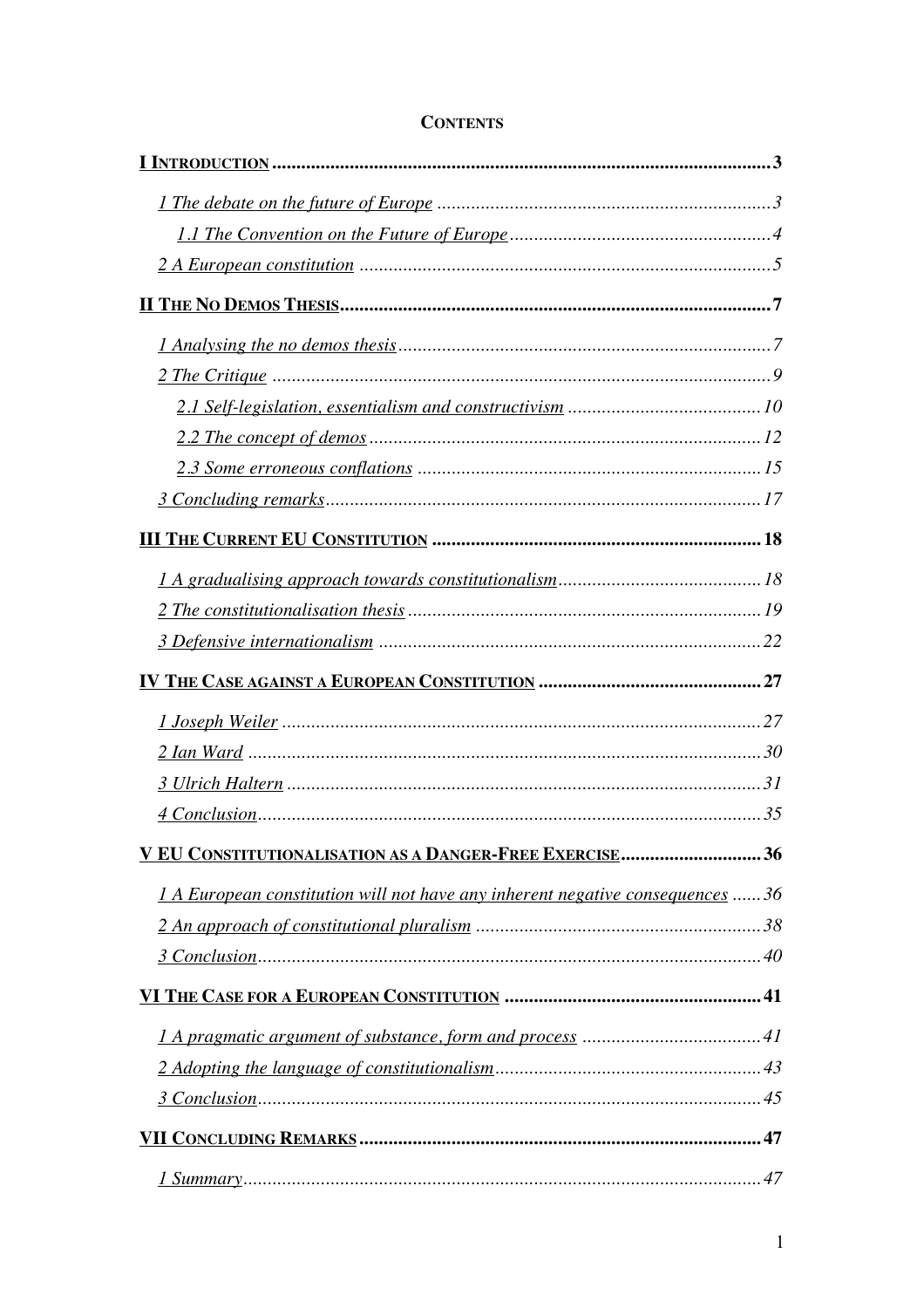**CONTENTS**

**I INTRODUCTION** .......................................................................................................3

*1 The debate on the future of Europe* ......................................................................3

*1.1 The Convention on the Future of Europe* .......................................................4

*2 A European constitution* ......................................................................................5

**II THE NO DEMOS THESIS** ........................................................................................7

*1 Analysing the no demos thesis* .............................................................................7

*2 The Critique* .........................................................................................................9

*2.1 Self-legislation, essentialism and constructivism* ..........................................10

*2.2 The concept of demos* ..................................................................................12

*2.3 Some erroneous conflations* ........................................................................15

*3 Concluding remarks* ..........................................................................................17

**III THE CURRENT EU CONSTITUTION** ...................................................................18

*1 A gradualising approach towards constitutionalism* ............................................18

*2 The constitutionalisation thesis* ..........................................................................19

*3 Defensive internationalism* ................................................................................22

**IV THE CASE AGAINST A EUROPEAN CONSTITUTION** .............................................27

*1 Joseph Weiler* ....................................................................................................27

*2 Ian Ward* ...........................................................................................................30

*3 Ulrich Haltern* ...................................................................................................31

*4 Conclusion* ........................................................................................................35

**V EU CONSTITUTIONALISATION AS A DANGER-FREE EXERCISE** ............................36

*1 A European constitution will not have any inherent negative consequences* ......36

*2 An approach of constitutional pluralism* ............................................................38

*3 Conclusion* ........................................................................................................40

**VI THE CASE FOR A EUROPEAN CONSTITUTION** .....................................................41

*1 A pragmatic argument of substance, form and process* .....................................41

*2 Adopting the language of constitutionalism* .......................................................43

*3 Conclusion* ........................................................................................................45

**VII CONCLUDING REMARKS** ..................................................................................47

*1 Summary* ...........................................................................................................47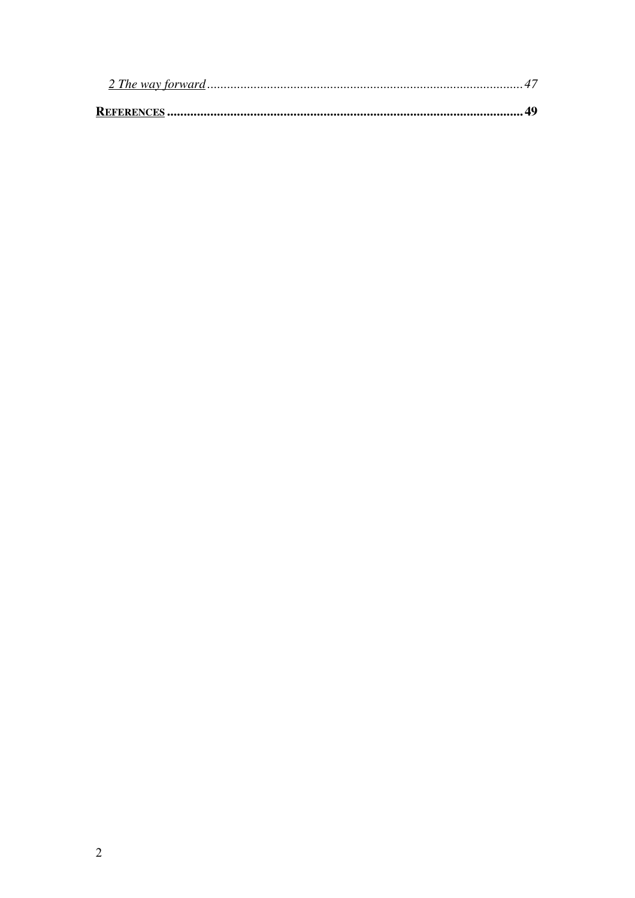*2 The way forward* ........................................................................................ *47*

**REFERENCES** ........................................................................................................ **49**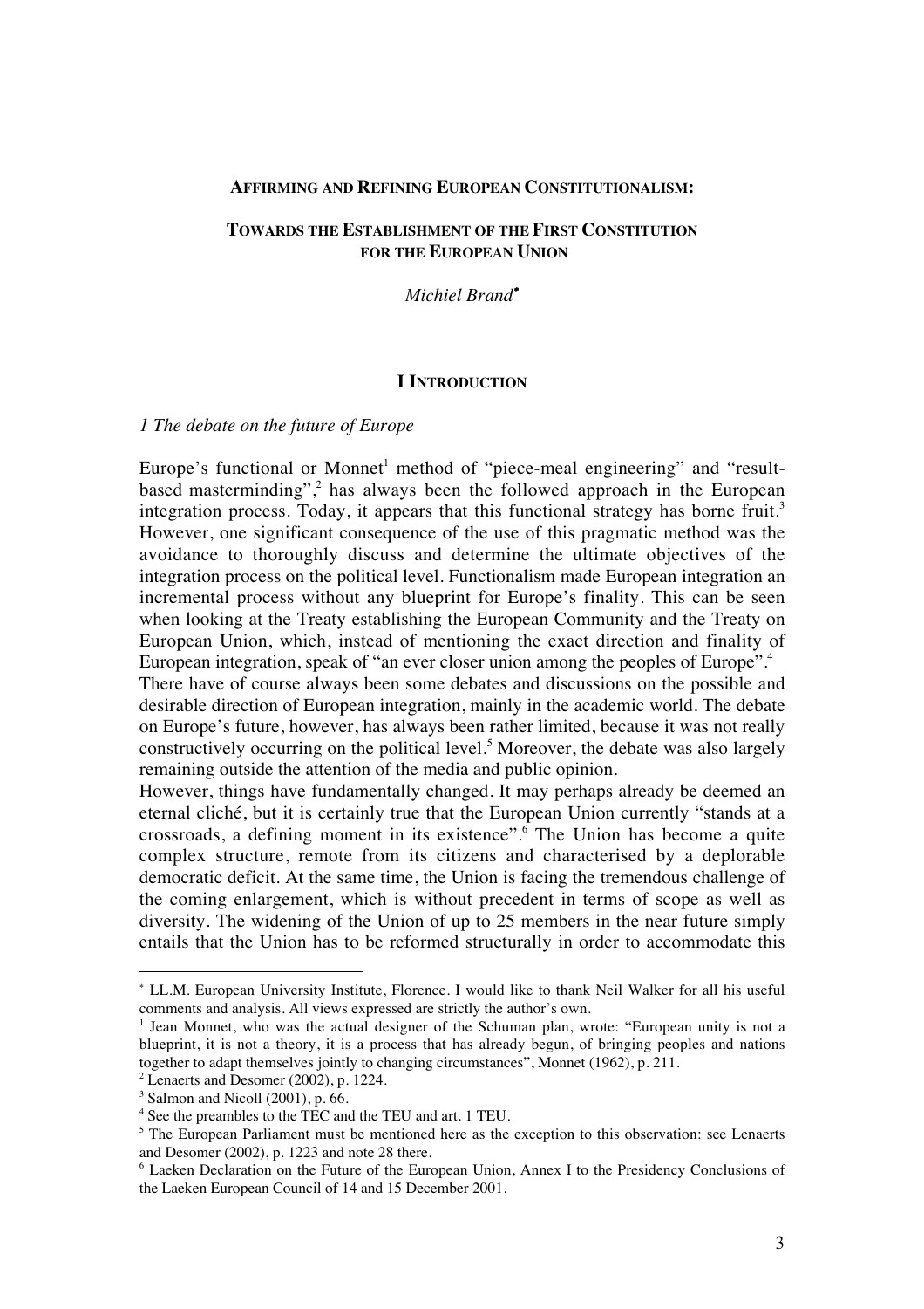**AFFIRMING AND REFINING EUROPEAN CONSTITUTIONALISM:**

**TOWARDS THE ESTABLISHMENT OF THE FIRST CONSTITUTION FOR THE EUROPEAN UNION**

*Michiel Brand*[*]

# I INTRODUCTION

*1 The debate on the future of Europe*

Europe's functional or Monnet[1] method of "piece-meal engineering" and "result-based masterminding",[2] has always been the followed approach in the European integration process. Today, it appears that this functional strategy has borne fruit.[3] However, one significant consequence of the use of this pragmatic method was the avoidance to thoroughly discuss and determine the ultimate objectives of the integration process on the political level. Functionalism made European integration an incremental process without any blueprint for Europe's finality. This can be seen when looking at the Treaty establishing the European Community and the Treaty on European Union, which, instead of mentioning the exact direction and finality of European integration, speak of "an ever closer union among the peoples of Europe".[4]

There have of course always been some debates and discussions on the possible and desirable direction of European integration, mainly in the academic world. The debate on Europe's future, however, has always been rather limited, because it was not really constructively occurring on the political level.[5] Moreover, the debate was also largely remaining outside the attention of the media and public opinion.

However, things have fundamentally changed. It may perhaps already be deemed an eternal cliché, but it is certainly true that the European Union currently "stands at a crossroads, a defining moment in its existence".[6] The Union has become a quite complex structure, remote from its citizens and characterised by a deplorable democratic deficit. At the same time, the Union is facing the tremendous challenge of the coming enlargement, which is without precedent in terms of scope as well as diversity. The widening of the Union of up to 25 members in the near future simply entails that the Union has to be reformed structurally in order to accommodate this

---

[*] LL.M. European University Institute, Florence. I would like to thank Neil Walker for all his useful comments and analysis. All views expressed are strictly the author's own.

[1] Jean Monnet, who was the actual designer of the Schuman plan, wrote: "European unity is not a blueprint, it is not a theory, it is a process that has already begun, of bringing peoples and nations together to adapt themselves jointly to changing circumstances", Monnet (1962), p. 211.

[2] Lenaerts and Desomer (2002), p. 1224.

[3] Salmon and Nicoll (2001), p. 66.

[4] See the preambles to the TEC and the TEU and art. 1 TEU.

[5] The European Parliament must be mentioned here as the exception to this observation: see Lenaerts and Desomer (2002), p. 1223 and note 28 there.

[6] Laeken Declaration on the Future of the European Union, Annex I to the Presidency Conclusions of the Laeken European Council of 14 and 15 December 2001.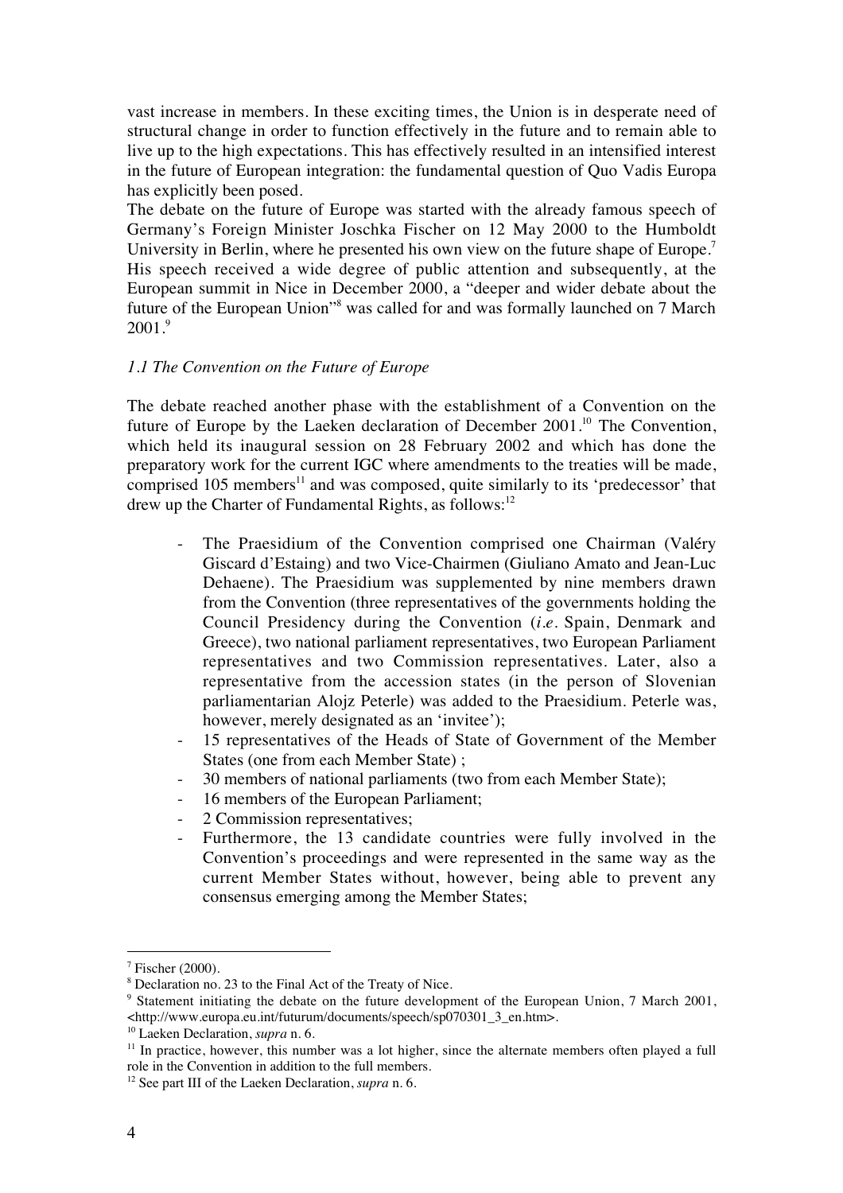vast increase in members. In these exciting times, the Union is in desperate need of structural change in order to function effectively in the future and to remain able to live up to the high expectations. This has effectively resulted in an intensified interest in the future of European integration: the fundamental question of Quo Vadis Europa has explicitly been posed.

The debate on the future of Europe was started with the already famous speech of Germany's Foreign Minister Joschka Fischer on 12 May 2000 to the Humboldt University in Berlin, where he presented his own view on the future shape of Europe.[7] His speech received a wide degree of public attention and subsequently, at the European summit in Nice in December 2000, a "deeper and wider debate about the future of the European Union"[8] was called for and was formally launched on 7 March 2001.[9]

### *1.1 The Convention on the Future of Europe*

The debate reached another phase with the establishment of a Convention on the future of Europe by the Laeken declaration of December 2001.[10] The Convention, which held its inaugural session on 28 February 2002 and which has done the preparatory work for the current IGC where amendments to the treaties will be made, comprised 105 members[11] and was composed, quite similarly to its 'predecessor' that drew up the Charter of Fundamental Rights, as follows:[12]

- The Praesidium of the Convention comprised one Chairman (Valéry Giscard d'Estaing) and two Vice-Chairmen (Giuliano Amato and Jean-Luc Dehaene). The Praesidium was supplemented by nine members drawn from the Convention (three representatives of the governments holding the Council Presidency during the Convention (*i.e.* Spain, Denmark and Greece), two national parliament representatives, two European Parliament representatives and two Commission representatives. Later, also a representative from the accession states (in the person of Slovenian parliamentarian Alojz Peterle) was added to the Praesidium. Peterle was, however, merely designated as an 'invitee');
- 15 representatives of the Heads of State of Government of the Member States (one from each Member State) ;
- 30 members of national parliaments (two from each Member State);
- 16 members of the European Parliament;
- 2 Commission representatives;
- Furthermore, the 13 candidate countries were fully involved in the Convention's proceedings and were represented in the same way as the current Member States without, however, being able to prevent any consensus emerging among the Member States;

---

[7] Fischer (2000).

[8] Declaration no. 23 to the Final Act of the Treaty of Nice.

[9] Statement initiating the debate on the future development of the European Union, 7 March 2001, <http://www.europa.eu.int/futurum/documents/speech/sp070301_3_en.htm>.

[10] Laeken Declaration, *supra* n. 6.

[11] In practice, however, this number was a lot higher, since the alternate members often played a full role in the Convention in addition to the full members.

[12] See part III of the Laeken Declaration, *supra* n. 6.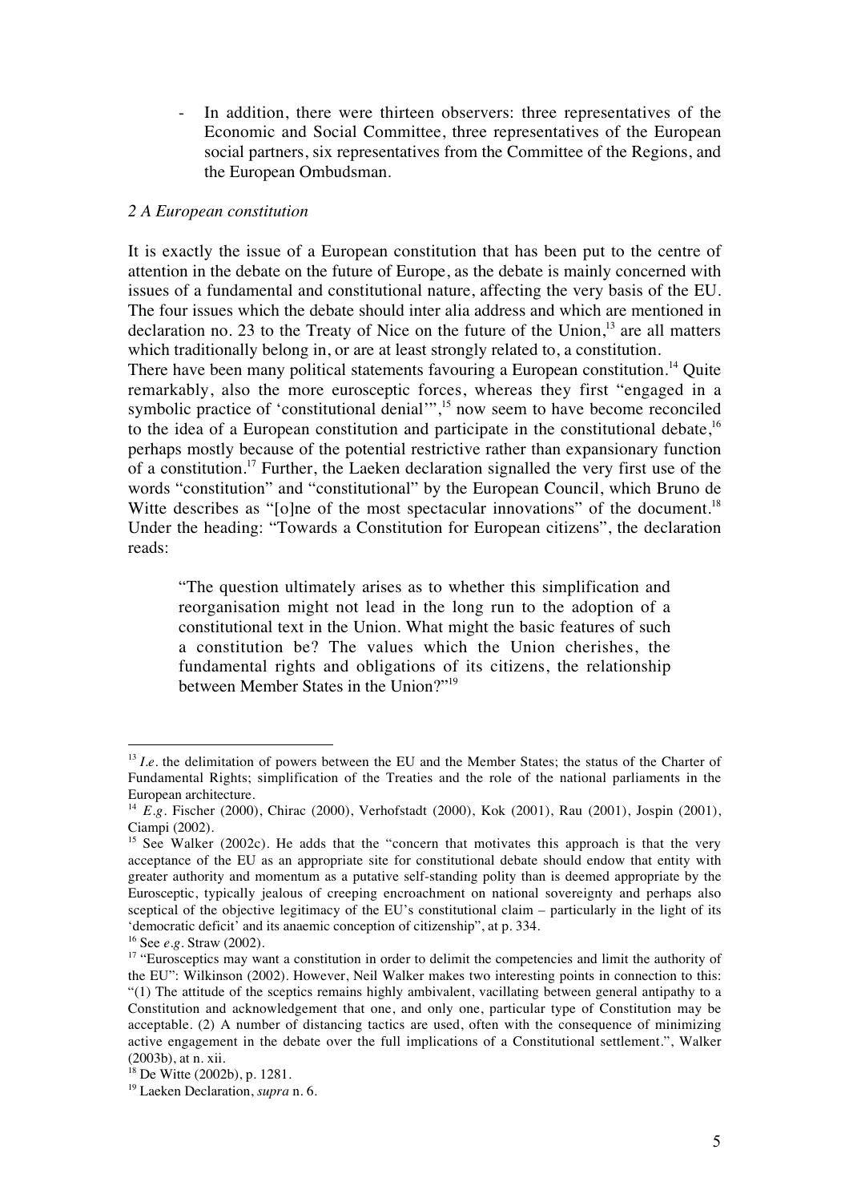- In addition, there were thirteen observers: three representatives of the Economic and Social Committee, three representatives of the European social partners, six representatives from the Committee of the Regions, and the European Ombudsman.

### *2 A European constitution*

It is exactly the issue of a European constitution that has been put to the centre of attention in the debate on the future of Europe, as the debate is mainly concerned with issues of a fundamental and constitutional nature, affecting the very basis of the EU. The four issues which the debate should inter alia address and which are mentioned in declaration no. 23 to the Treaty of Nice on the future of the Union,[13] are all matters which traditionally belong in, or are at least strongly related to, a constitution.

There have been many political statements favouring a European constitution.[14] Quite remarkably, also the more eurosceptic forces, whereas they first "engaged in a symbolic practice of 'constitutional denial'",[15] now seem to have become reconciled to the idea of a European constitution and participate in the constitutional debate,[16] perhaps mostly because of the potential restrictive rather than expansionary function of a constitution.[17] Further, the Laeken declaration signalled the very first use of the words "constitution" and "constitutional" by the European Council, which Bruno de Witte describes as "[o]ne of the most spectacular innovations" of the document.[18] Under the heading: "Towards a Constitution for European citizens", the declaration reads:

> "The question ultimately arises as to whether this simplification and reorganisation might not lead in the long run to the adoption of a constitutional text in the Union. What might the basic features of such a constitution be? The values which the Union cherishes, the fundamental rights and obligations of its citizens, the relationship between Member States in the Union?"[19]

---

[13] *I.e.* the delimitation of powers between the EU and the Member States; the status of the Charter of Fundamental Rights; simplification of the Treaties and the role of the national parliaments in the European architecture.

[14] *E.g.* Fischer (2000), Chirac (2000), Verhofstadt (2000), Kok (2001), Rau (2001), Jospin (2001), Ciampi (2002).

[15] See Walker (2002c). He adds that the "concern that motivates this approach is that the very acceptance of the EU as an appropriate site for constitutional debate should endow that entity with greater authority and momentum as a putative self-standing polity than is deemed appropriate by the Eurosceptic, typically jealous of creeping encroachment on national sovereignty and perhaps also sceptical of the objective legitimacy of the EU's constitutional claim – particularly in the light of its 'democratic deficit' and its anaemic conception of citizenship", at p. 334.

[16] See *e.g.* Straw (2002).

[17] "Eurosceptics may want a constitution in order to delimit the competencies and limit the authority of the EU": Wilkinson (2002). However, Neil Walker makes two interesting points in connection to this: "(1) The attitude of the sceptics remains highly ambivalent, vacillating between general antipathy to a Constitution and acknowledgement that one, and only one, particular type of Constitution may be acceptable. (2) A number of distancing tactics are used, often with the consequence of minimizing active engagement in the debate over the full implications of a Constitutional settlement.", Walker (2003b), at n. xii.

[18] De Witte (2002b), p. 1281.

[19] Laeken Declaration, *supra* n. 6.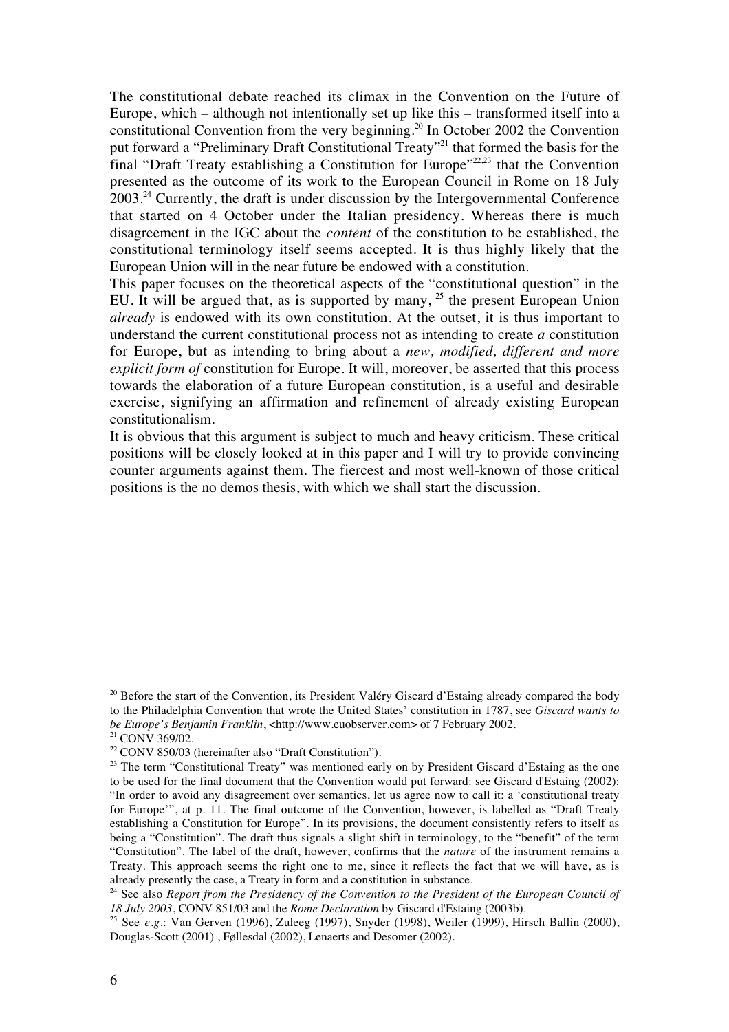The constitutional debate reached its climax in the Convention on the Future of Europe, which – although not intentionally set up like this – transformed itself into a constitutional Convention from the very beginning.[20] In October 2002 the Convention put forward a "Preliminary Draft Constitutional Treaty"[21] that formed the basis for the final "Draft Treaty establishing a Constitution for Europe"[22,23] that the Convention presented as the outcome of its work to the European Council in Rome on 18 July 2003.[24] Currently, the draft is under discussion by the Intergovernmental Conference that started on 4 October under the Italian presidency. Whereas there is much disagreement in the IGC about the *content* of the constitution to be established, the constitutional terminology itself seems accepted. It is thus highly likely that the European Union will in the near future be endowed with a constitution.

This paper focuses on the theoretical aspects of the "constitutional question" in the EU. It will be argued that, as is supported by many, [25] the present European Union *already* is endowed with its own constitution. At the outset, it is thus important to understand the current constitutional process not as intending to create *a* constitution for Europe, but as intending to bring about a *new, modified, different and more explicit form of* constitution for Europe. It will, moreover, be asserted that this process towards the elaboration of a future European constitution, is a useful and desirable exercise, signifying an affirmation and refinement of already existing European constitutionalism.

It is obvious that this argument is subject to much and heavy criticism. These critical positions will be closely looked at in this paper and I will try to provide convincing counter arguments against them. The fiercest and most well-known of those critical positions is the no demos thesis, with which we shall start the discussion.

---

[20] Before the start of the Convention, its President Valéry Giscard d'Estaing already compared the body to the Philadelphia Convention that wrote the United States' constitution in 1787, see *Giscard wants to be Europe's Benjamin Franklin*, <http://www.euobserver.com> of 7 February 2002.

[21] CONV 369/02.

[22] CONV 850/03 (hereinafter also "Draft Constitution").

[23] The term "Constitutional Treaty" was mentioned early on by President Giscard d'Estaing as the one to be used for the final document that the Convention would put forward: see Giscard d'Estaing (2002): "In order to avoid any disagreement over semantics, let us agree now to call it: a 'constitutional treaty for Europe'", at p. 11. The final outcome of the Convention, however, is labelled as "Draft Treaty establishing a Constitution for Europe". In its provisions, the document consistently refers to itself as being a "Constitution". The draft thus signals a slight shift in terminology, to the "benefit" of the term "Constitution". The label of the draft, however, confirms that the *nature* of the instrument remains a Treaty. This approach seems the right one to me, since it reflects the fact that we will have, as is already presently the case, a Treaty in form and a constitution in substance.

[24] See also *Report from the Presidency of the Convention to the President of the European Council of 18 July 2003*, CONV 851/03 and the *Rome Declaration* by Giscard d'Estaing (2003b).

[25] See *e.g.*: Van Gerven (1996), Zuleeg (1997), Snyder (1998), Weiler (1999), Hirsch Ballin (2000), Douglas-Scott (2001) , Føllesdal (2002), Lenaerts and Desomer (2002).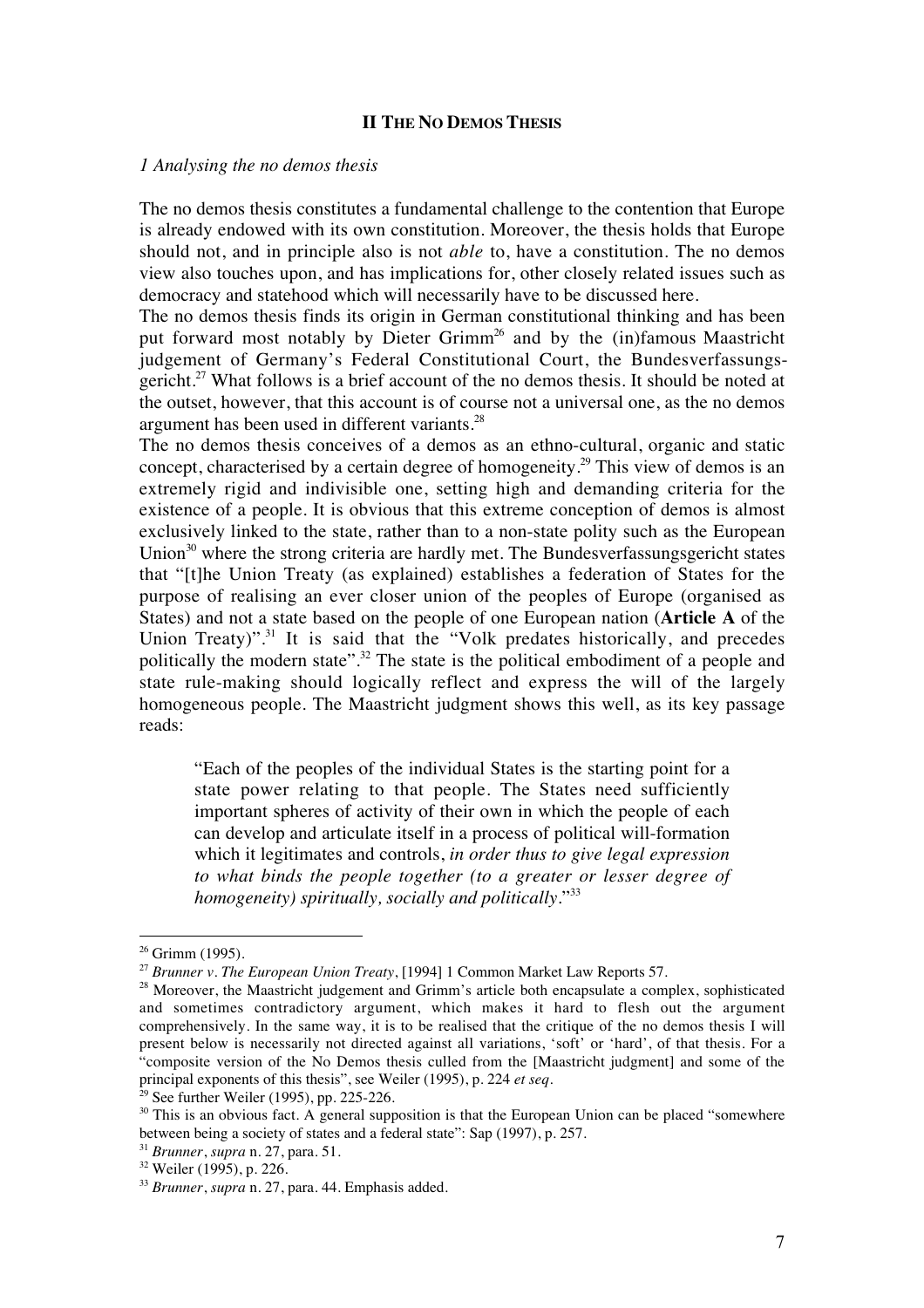## II The No Demos Thesis

### *1 Analysing the no demos thesis*

The no demos thesis constitutes a fundamental challenge to the contention that Europe is already endowed with its own constitution. Moreover, the thesis holds that Europe should not, and in principle also is not *able* to, have a constitution. The no demos view also touches upon, and has implications for, other closely related issues such as democracy and statehood which will necessarily have to be discussed here.

The no demos thesis finds its origin in German constitutional thinking and has been put forward most notably by Dieter Grimm[26] and by the (in)famous Maastricht judgement of Germany's Federal Constitutional Court, the Bundesverfassungsgericht.[27] What follows is a brief account of the no demos thesis. It should be noted at the outset, however, that this account is of course not a universal one, as the no demos argument has been used in different variants.[28]

The no demos thesis conceives of a demos as an ethno-cultural, organic and static concept, characterised by a certain degree of homogeneity.[29] This view of demos is an extremely rigid and indivisible one, setting high and demanding criteria for the existence of a people. It is obvious that this extreme conception of demos is almost exclusively linked to the state, rather than to a non-state polity such as the European Union[30] where the strong criteria are hardly met. The Bundesverfassungsgericht states that "[t]he Union Treaty (as explained) establishes a federation of States for the purpose of realising an ever closer union of the peoples of Europe (organised as States) and not a state based on the people of one European nation (**Article A** of the Union Treaty)".[31] It is said that the "Volk predates historically, and precedes politically the modern state".[32] The state is the political embodiment of a people and state rule-making should logically reflect and express the will of the largely homogeneous people. The Maastricht judgment shows this well, as its key passage reads:

> "Each of the peoples of the individual States is the starting point for a state power relating to that people. The States need sufficiently important spheres of activity of their own in which the people of each can develop and articulate itself in a process of political will-formation which it legitimates and controls, *in order thus to give legal expression to what binds the people together (to a greater or lesser degree of homogeneity) spiritually, socially and politically*."[33]

---

[26] Grimm (1995).

[27] *Brunner v. The European Union Treaty*, [1994] 1 Common Market Law Reports 57.

[28] Moreover, the Maastricht judgement and Grimm's article both encapsulate a complex, sophisticated and sometimes contradictory argument, which makes it hard to flesh out the argument comprehensively. In the same way, it is to be realised that the critique of the no demos thesis I will present below is necessarily not directed against all variations, 'soft' or 'hard', of that thesis. For a "composite version of the No Demos thesis culled from the [Maastricht judgment] and some of the principal exponents of this thesis", see Weiler (1995), p. 224 *et seq*.

[29] See further Weiler (1995), pp. 225-226.

[30] This is an obvious fact. A general supposition is that the European Union can be placed "somewhere between being a society of states and a federal state": Sap (1997), p. 257.

[31] *Brunner*, *supra* n. 27, para. 51.

[32] Weiler (1995), p. 226.

[33] *Brunner*, *supra* n. 27, para. 44. Emphasis added.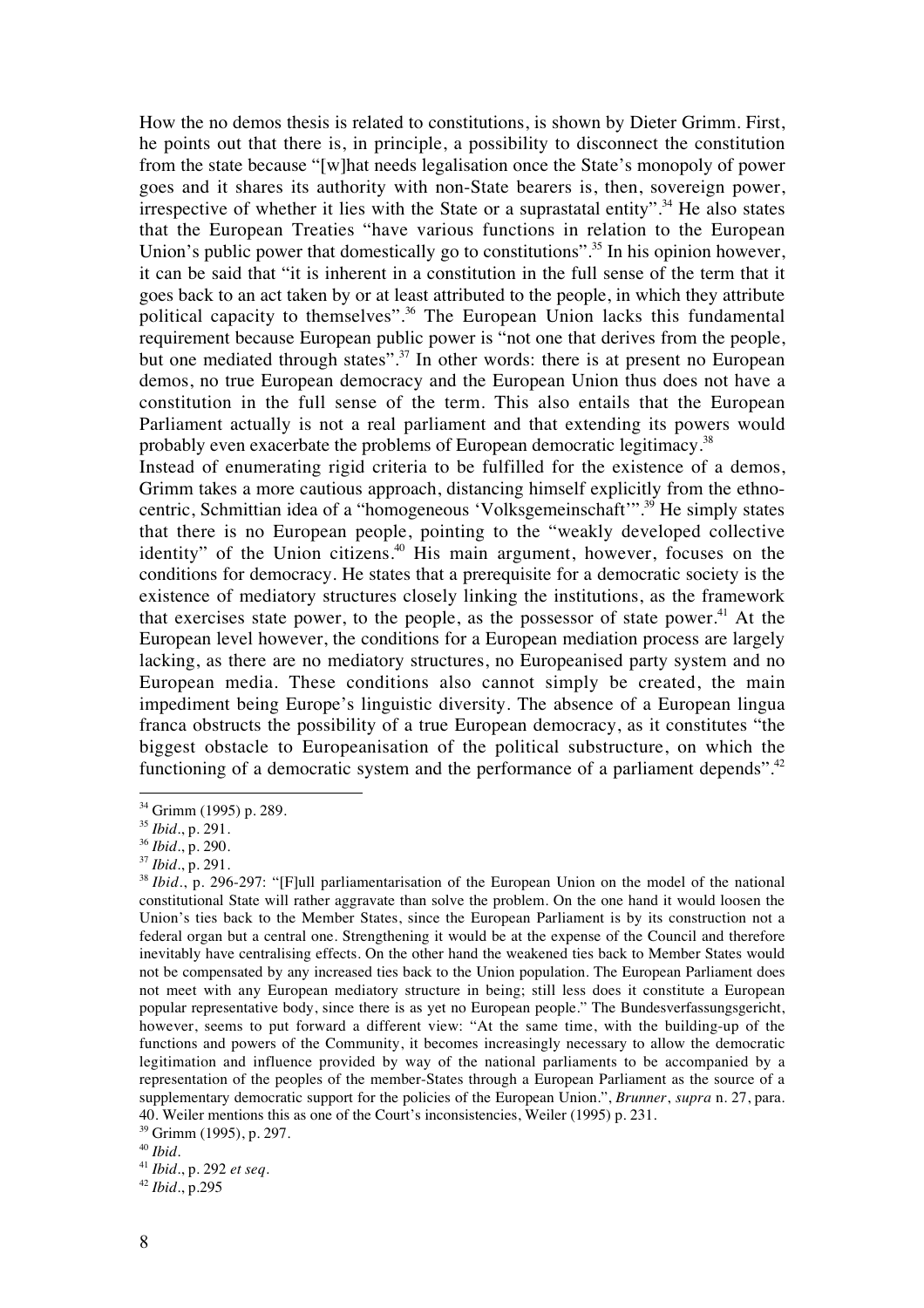How the no demos thesis is related to constitutions, is shown by Dieter Grimm. First, he points out that there is, in principle, a possibility to disconnect the constitution from the state because "[w]hat needs legalisation once the State's monopoly of power goes and it shares its authority with non-State bearers is, then, sovereign power, irrespective of whether it lies with the State or a suprastatal entity".[34] He also states that the European Treaties "have various functions in relation to the European Union's public power that domestically go to constitutions".[35] In his opinion however, it can be said that "it is inherent in a constitution in the full sense of the term that it goes back to an act taken by or at least attributed to the people, in which they attribute political capacity to themselves".[36] The European Union lacks this fundamental requirement because European public power is "not one that derives from the people, but one mediated through states".[37] In other words: there is at present no European demos, no true European democracy and the European Union thus does not have a constitution in the full sense of the term. This also entails that the European Parliament actually is not a real parliament and that extending its powers would probably even exacerbate the problems of European democratic legitimacy.[38]

Instead of enumerating rigid criteria to be fulfilled for the existence of a demos, Grimm takes a more cautious approach, distancing himself explicitly from the ethno-centric, Schmittian idea of a "homogeneous 'Volksgemeinschaft'".[39] He simply states that there is no European people, pointing to the "weakly developed collective identity" of the Union citizens.[40] His main argument, however, focuses on the conditions for democracy. He states that a prerequisite for a democratic society is the existence of mediatory structures closely linking the institutions, as the framework that exercises state power, to the people, as the possessor of state power.[41] At the European level however, the conditions for a European mediation process are largely lacking, as there are no mediatory structures, no Europeanised party system and no European media. These conditions also cannot simply be created, the main impediment being Europe's linguistic diversity. The absence of a European lingua franca obstructs the possibility of a true European democracy, as it constitutes "the biggest obstacle to Europeanisation of the political substructure, on which the functioning of a democratic system and the performance of a parliament depends".[42]

---

[34] Grimm (1995) p. 289.

[35] *Ibid.*, p. 291.

[36] *Ibid.*, p. 290.

[37] *Ibid.*, p. 291.

[38] *Ibid.*, p. 296-297: "[F]ull parliamentarisation of the European Union on the model of the national constitutional State will rather aggravate than solve the problem. On the one hand it would loosen the Union's ties back to the Member States, since the European Parliament is by its construction not a federal organ but a central one. Strengthening it would be at the expense of the Council and therefore inevitably have centralising effects. On the other hand the weakened ties back to Member States would not be compensated by any increased ties back to the Union population. The European Parliament does not meet with any European mediatory structure in being; still less does it constitute a European popular representative body, since there is as yet no European people." The Bundesverfassungsgericht, however, seems to put forward a different view: "At the same time, with the building-up of the functions and powers of the Community, it becomes increasingly necessary to allow the democratic legitimation and influence provided by way of the national parliaments to be accompanied by a representation of the peoples of the member-States through a European Parliament as the source of a supplementary democratic support for the policies of the European Union.", *Brunner*, *supra* n. 27, para. 40. Weiler mentions this as one of the Court's inconsistencies, Weiler (1995) p. 231.

[39] Grimm (1995), p. 297.

[40] *Ibid.*

[41] *Ibid.*, p. 292 *et seq.*

[42] *Ibid.*, p.295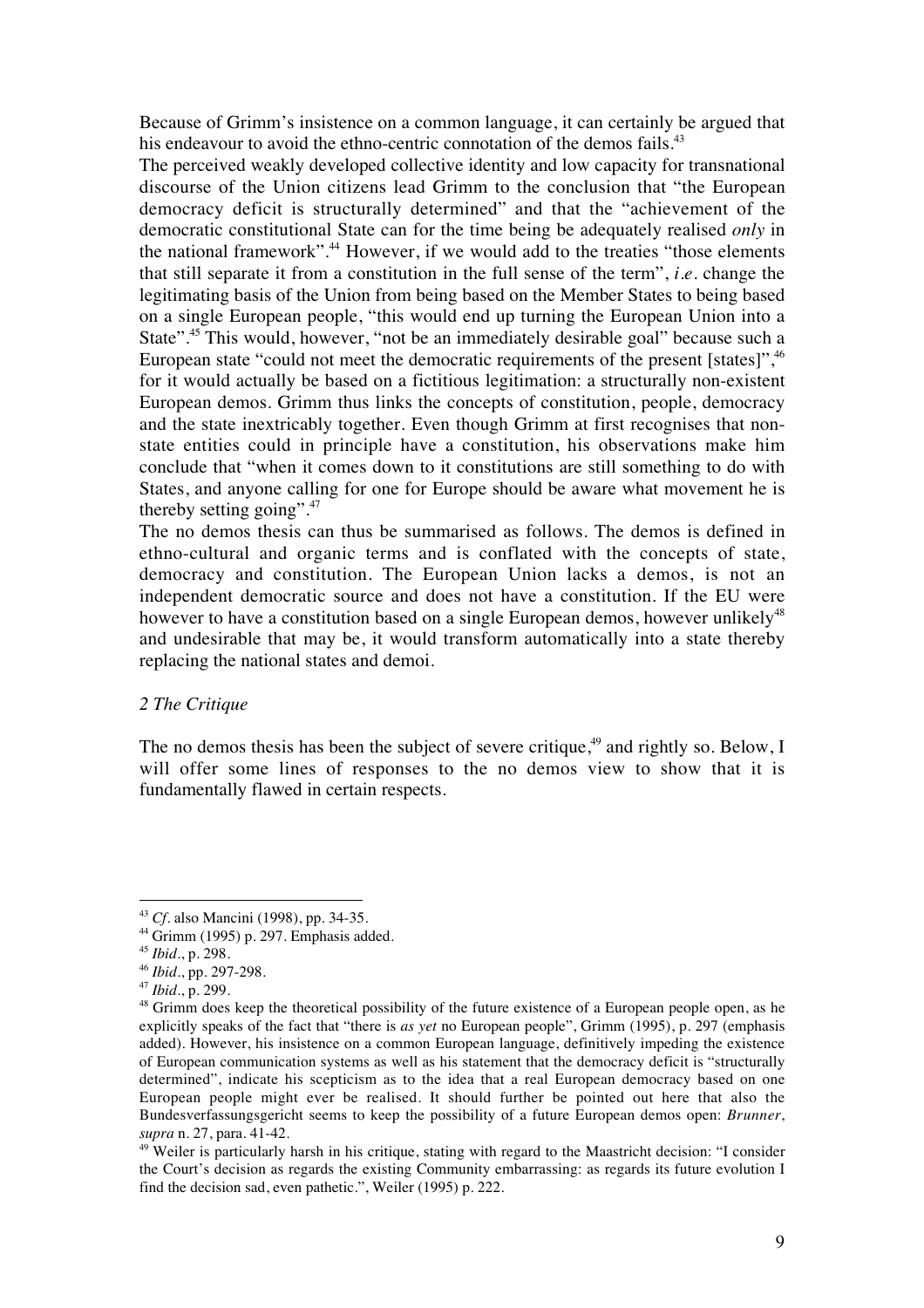Because of Grimm's insistence on a common language, it can certainly be argued that his endeavour to avoid the ethno-centric connotation of the demos fails.[43]

The perceived weakly developed collective identity and low capacity for transnational discourse of the Union citizens lead Grimm to the conclusion that "the European democracy deficit is structurally determined" and that the "achievement of the democratic constitutional State can for the time being be adequately realised *only* in the national framework".[44] However, if we would add to the treaties "those elements that still separate it from a constitution in the full sense of the term", *i.e.* change the legitimating basis of the Union from being based on the Member States to being based on a single European people, "this would end up turning the European Union into a State".[45] This would, however, "not be an immediately desirable goal" because such a European state "could not meet the democratic requirements of the present [states]",[46] for it would actually be based on a fictitious legitimation: a structurally non-existent European demos. Grimm thus links the concepts of constitution, people, democracy and the state inextricably together. Even though Grimm at first recognises that non-state entities could in principle have a constitution, his observations make him conclude that "when it comes down to it constitutions are still something to do with States, and anyone calling for one for Europe should be aware what movement he is thereby setting going".[47]

The no demos thesis can thus be summarised as follows. The demos is defined in ethno-cultural and organic terms and is conflated with the concepts of state, democracy and constitution. The European Union lacks a demos, is not an independent democratic source and does not have a constitution. If the EU were however to have a constitution based on a single European demos, however unlikely[48] and undesirable that may be, it would transform automatically into a state thereby replacing the national states and demoi.

### *2 The Critique*

The no demos thesis has been the subject of severe critique,[49] and rightly so. Below, I will offer some lines of responses to the no demos view to show that it is fundamentally flawed in certain respects.

---

[43] *Cf*. also Mancini (1998), pp. 34-35.

[44] Grimm (1995) p. 297. Emphasis added.

[45] *Ibid*., p. 298.

[46] *Ibid*., pp. 297-298.

[47] *Ibid*., p. 299.

[48] Grimm does keep the theoretical possibility of the future existence of a European people open, as he explicitly speaks of the fact that "there is *as yet* no European people", Grimm (1995), p. 297 (emphasis added). However, his insistence on a common European language, definitively impeding the existence of European communication systems as well as his statement that the democracy deficit is "structurally determined", indicate his scepticism as to the idea that a real European democracy based on one European people might ever be realised. It should further be pointed out here that also the Bundesverfassungsgericht seems to keep the possibility of a future European demos open: *Brunner*, *supra* n. 27, para. 41-42.

[49] Weiler is particularly harsh in his critique, stating with regard to the Maastricht decision: "I consider the Court's decision as regards the existing Community embarrassing: as regards its future evolution I find the decision sad, even pathetic.", Weiler (1995) p. 222.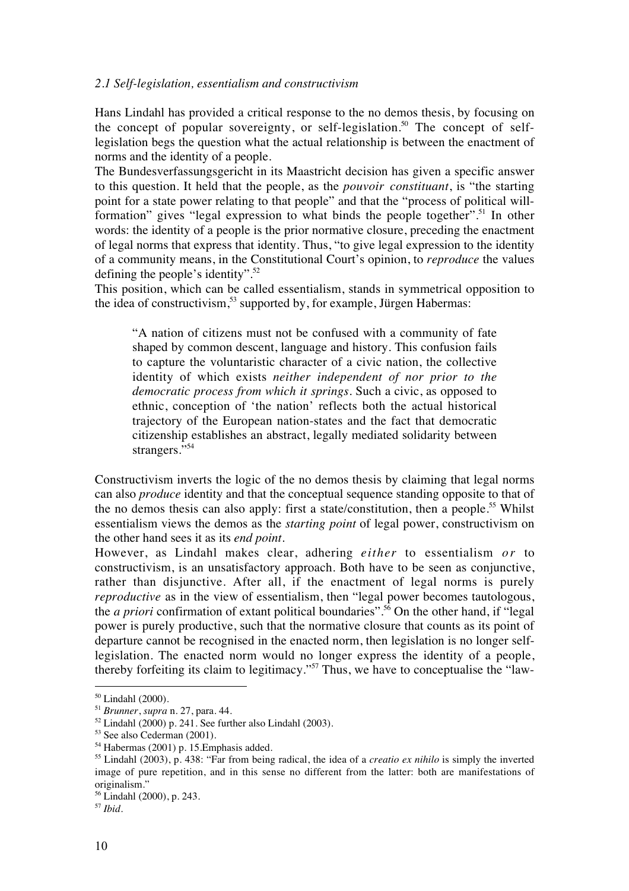*2.1 Self-legislation, essentialism and constructivism*

Hans Lindahl has provided a critical response to the no demos thesis, by focusing on the concept of popular sovereignty, or self-legislation.[50] The concept of self-legislation begs the question what the actual relationship is between the enactment of norms and the identity of a people.

The Bundesverfassungsgericht in its Maastricht decision has given a specific answer to this question. It held that the people, as the *pouvoir constituant*, is "the starting point for a state power relating to that people" and that the "process of political will-formation" gives "legal expression to what binds the people together".[51] In other words: the identity of a people is the prior normative closure, preceding the enactment of legal norms that express that identity. Thus, "to give legal expression to the identity of a community means, in the Constitutional Court's opinion, to *reproduce* the values defining the people's identity".[52]

This position, which can be called essentialism, stands in symmetrical opposition to the idea of constructivism,[53] supported by, for example, Jürgen Habermas:

> "A nation of citizens must not be confused with a community of fate shaped by common descent, language and history. This confusion fails to capture the voluntaristic character of a civic nation, the collective identity of which exists *neither independent of nor prior to the democratic process from which it springs*. Such a civic, as opposed to ethnic, conception of 'the nation' reflects both the actual historical trajectory of the European nation-states and the fact that democratic citizenship establishes an abstract, legally mediated solidarity between strangers."[54]

Constructivism inverts the logic of the no demos thesis by claiming that legal norms can also *produce* identity and that the conceptual sequence standing opposite to that of the no demos thesis can also apply: first a state/constitution, then a people.[55] Whilst essentialism views the demos as the *starting point* of legal power, constructivism on the other hand sees it as its *end point*.

However, as Lindahl makes clear, adhering *either* to essentialism *or* to constructivism, is an unsatisfactory approach. Both have to be seen as conjunctive, rather than disjunctive. After all, if the enactment of legal norms is purely *reproductive* as in the view of essentialism, then "legal power becomes tautologous, the *a priori* confirmation of extant political boundaries".[56] On the other hand, if "legal power is purely productive, such that the normative closure that counts as its point of departure cannot be recognised in the enacted norm, then legislation is no longer self-legislation. The enacted norm would no longer express the identity of a people, thereby forfeiting its claim to legitimacy."[57] Thus, we have to conceptualise the "law-

---

[50] Lindahl (2000).

[51] *Brunner*, *supra* n. 27, para. 44.

[52] Lindahl (2000) p. 241. See further also Lindahl (2003).

[53] See also Cederman (2001).

[54] Habermas (2001) p. 15.Emphasis added.

[55] Lindahl (2003), p. 438: "Far from being radical, the idea of a *creatio ex nihilo* is simply the inverted image of pure repetition, and in this sense no different from the latter: both are manifestations of originalism."

[56] Lindahl (2000), p. 243.

[57] *Ibid*.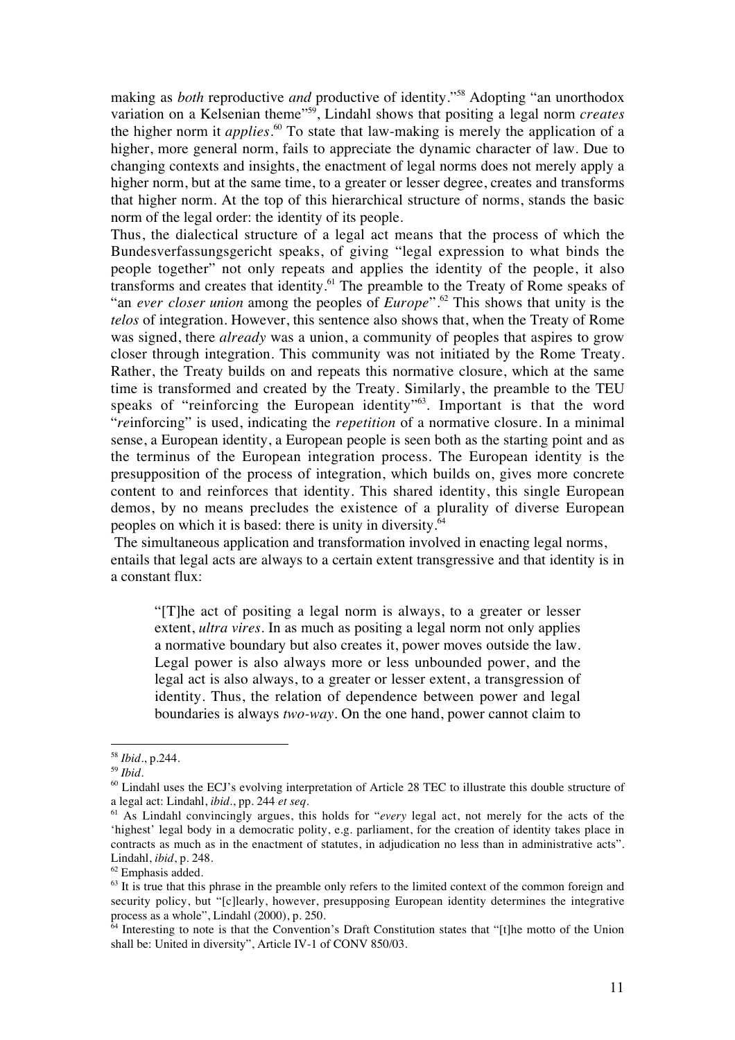making as *both* reproductive *and* productive of identity."[58] Adopting "an unorthodox variation on a Kelsenian theme"[59], Lindahl shows that positing a legal norm *creates* the higher norm it *applies*.[60] To state that law-making is merely the application of a higher, more general norm, fails to appreciate the dynamic character of law. Due to changing contexts and insights, the enactment of legal norms does not merely apply a higher norm, but at the same time, to a greater or lesser degree, creates and transforms that higher norm. At the top of this hierarchical structure of norms, stands the basic norm of the legal order: the identity of its people.

Thus, the dialectical structure of a legal act means that the process of which the Bundesverfassungsgericht speaks, of giving "legal expression to what binds the people together" not only repeats and applies the identity of the people, it also transforms and creates that identity.[61] The preamble to the Treaty of Rome speaks of "an *ever closer union* among the peoples of *Europe*".[62] This shows that unity is the *telos* of integration. However, this sentence also shows that, when the Treaty of Rome was signed, there *already* was a union, a community of peoples that aspires to grow closer through integration. This community was not initiated by the Rome Treaty. Rather, the Treaty builds on and repeats this normative closure, which at the same time is transformed and created by the Treaty. Similarly, the preamble to the TEU speaks of "reinforcing the European identity"[63]. Important is that the word "*re*inforcing" is used, indicating the *repetition* of a normative closure. In a minimal sense, a European identity, a European people is seen both as the starting point and as the terminus of the European integration process. The European identity is the presupposition of the process of integration, which builds on, gives more concrete content to and reinforces that identity. This shared identity, this single European demos, by no means precludes the existence of a plurality of diverse European peoples on which it is based: there is unity in diversity.[64]

The simultaneous application and transformation involved in enacting legal norms, entails that legal acts are always to a certain extent transgressive and that identity is in a constant flux:

> "[T]he act of positing a legal norm is always, to a greater or lesser extent, *ultra vires*. In as much as positing a legal norm not only applies a normative boundary but also creates it, power moves outside the law. Legal power is also always more or less unbounded power, and the legal act is also always, to a greater or lesser extent, a transgression of identity. Thus, the relation of dependence between power and legal boundaries is always *two-way*. On the one hand, power cannot claim to

---

[58] *Ibid*., p.244.

[59] *Ibid*.

[60] Lindahl uses the ECJ's evolving interpretation of Article 28 TEC to illustrate this double structure of a legal act: Lindahl, *ibid*., pp. 244 *et seq*.

[61] As Lindahl convincingly argues, this holds for "*every* legal act, not merely for the acts of the 'highest' legal body in a democratic polity, e.g. parliament, for the creation of identity takes place in contracts as much as in the enactment of statutes, in adjudication no less than in administrative acts". Lindahl, *ibid*, p. 248.

[62] Emphasis added.

[63] It is true that this phrase in the preamble only refers to the limited context of the common foreign and security policy, but "[c]learly, however, presupposing European identity determines the integrative process as a whole", Lindahl (2000), p. 250.

[64] Interesting to note is that the Convention's Draft Constitution states that "[t]he motto of the Union shall be: United in diversity", Article IV-1 of CONV 850/03.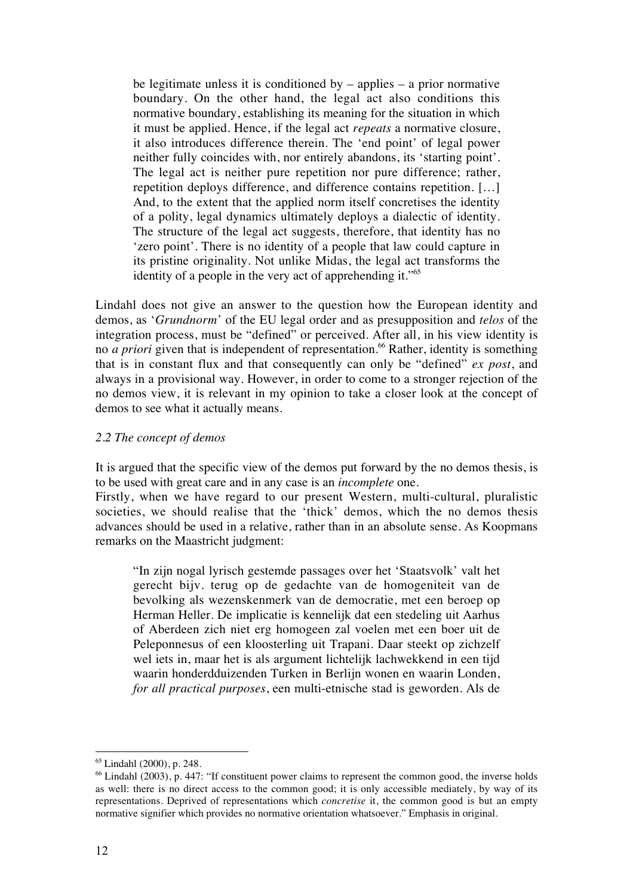> be legitimate unless it is conditioned by – applies – a prior normative boundary. On the other hand, the legal act also conditions this normative boundary, establishing its meaning for the situation in which it must be applied. Hence, if the legal act *repeats* a normative closure, it also introduces difference therein. The 'end point' of legal power neither fully coincides with, nor entirely abandons, its 'starting point'. The legal act is neither pure repetition nor pure difference; rather, repetition deploys difference, and difference contains repetition. […] And, to the extent that the applied norm itself concretises the identity of a polity, legal dynamics ultimately deploys a dialectic of identity. The structure of the legal act suggests, therefore, that identity has no 'zero point'. There is no identity of a people that law could capture in its pristine originality. Not unlike Midas, the legal act transforms the identity of a people in the very act of apprehending it."[65]

Lindahl does not give an answer to the question how the European identity and demos, as '*Grundnorm*' of the EU legal order and as presupposition and *telos* of the integration process, must be "defined" or perceived. After all, in his view identity is no *a priori* given that is independent of representation.[66] Rather, identity is something that is in constant flux and that consequently can only be "defined" *ex post*, and always in a provisional way. However, in order to come to a stronger rejection of the no demos view, it is relevant in my opinion to take a closer look at the concept of demos to see what it actually means.

### *2.2 The concept of demos*

It is argued that the specific view of the demos put forward by the no demos thesis, is to be used with great care and in any case is an *incomplete* one.

Firstly, when we have regard to our present Western, multi-cultural, pluralistic societies, we should realise that the 'thick' demos, which the no demos thesis advances should be used in a relative, rather than in an absolute sense. As Koopmans remarks on the Maastricht judgment:

> "In zijn nogal lyrisch gestemde passages over het 'Staatsvolk' valt het gerecht bijv. terug op de gedachte van de homogeniteit van de bevolking als wezenskenmerk van de democratie, met een beroep op Herman Heller. De implicatie is kennelijk dat een stedeling uit Aarhus of Aberdeen zich niet erg homogeen zal voelen met een boer uit de Peleponnesus of een kloosterling uit Trapani. Daar steekt op zichzelf wel iets in, maar het is als argument lichtelijk lachwekkend in een tijd waarin honderdduizenden Turken in Berlijn wonen en waarin Londen, *for all practical purposes*, een multi-etnische stad is geworden. Als de

---

[65] Lindahl (2000), p. 248.

[66] Lindahl (2003), p. 447: "If constituent power claims to represent the common good, the inverse holds as well: there is no direct access to the common good; it is only accessible mediately, by way of its representations. Deprived of representations which *concretise* it, the common good is but an empty normative signifier which provides no normative orientation whatsoever." Emphasis in original.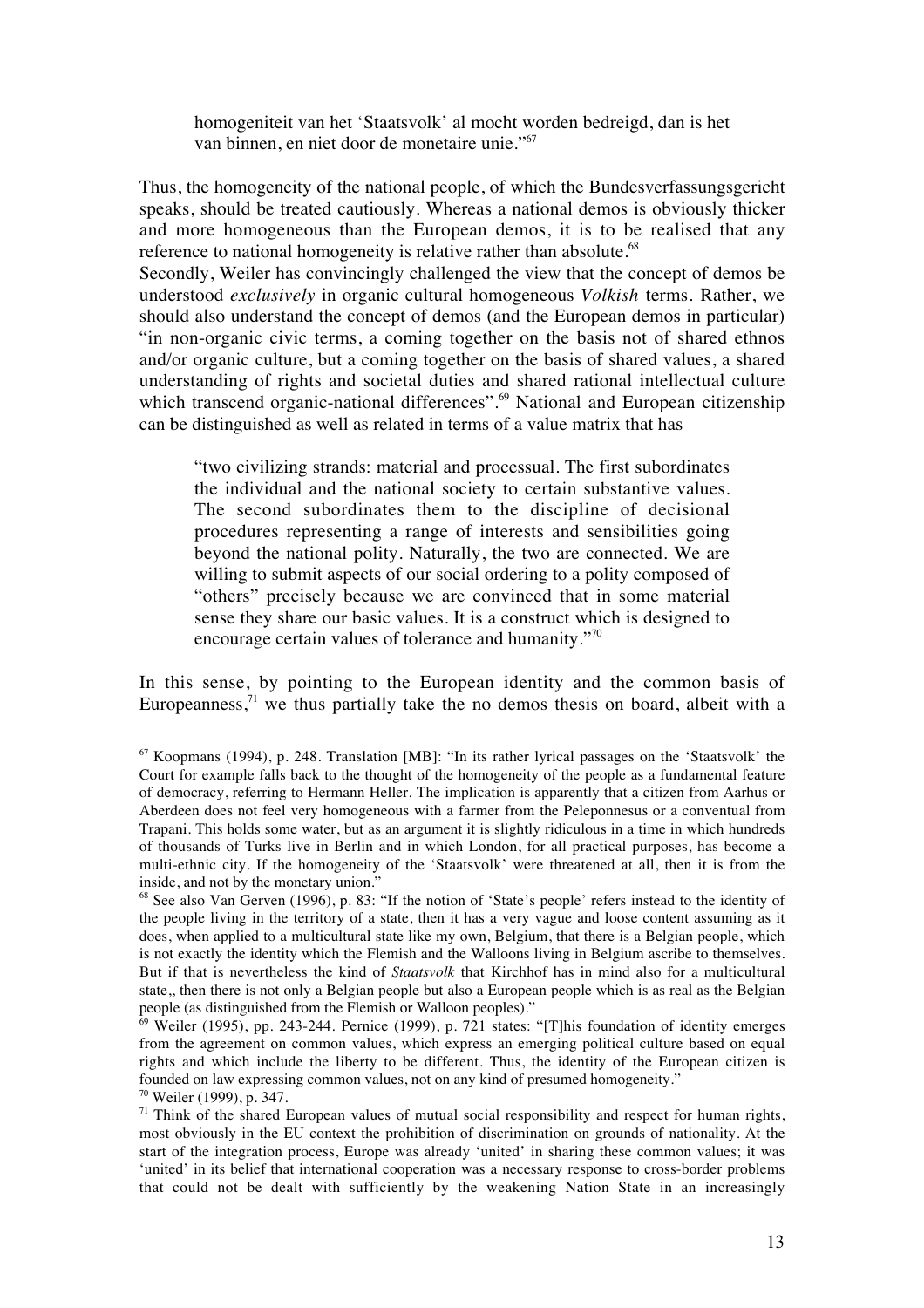> homogeniteit van het 'Staatsvolk' al mocht worden bedreigd, dan is het van binnen, en niet door de monetaire unie."[67]

Thus, the homogeneity of the national people, of which the Bundesverfassungsgericht speaks, should be treated cautiously. Whereas a national demos is obviously thicker and more homogeneous than the European demos, it is to be realised that any reference to national homogeneity is relative rather than absolute.[68]

Secondly, Weiler has convincingly challenged the view that the concept of demos be understood *exclusively* in organic cultural homogeneous *Volkish* terms. Rather, we should also understand the concept of demos (and the European demos in particular) "in non-organic civic terms, a coming together on the basis not of shared ethnos and/or organic culture, but a coming together on the basis of shared values, a shared understanding of rights and societal duties and shared rational intellectual culture which transcend organic-national differences".[69] National and European citizenship can be distinguished as well as related in terms of a value matrix that has

> "two civilizing strands: material and processual. The first subordinates the individual and the national society to certain substantive values. The second subordinates them to the discipline of decisional procedures representing a range of interests and sensibilities going beyond the national polity. Naturally, the two are connected. We are willing to submit aspects of our social ordering to a polity composed of "others" precisely because we are convinced that in some material sense they share our basic values. It is a construct which is designed to encourage certain values of tolerance and humanity."[70]

In this sense, by pointing to the European identity and the common basis of Europeanness,[71] we thus partially take the no demos thesis on board, albeit with a

---

[67] Koopmans (1994), p. 248. Translation [MB]: "In its rather lyrical passages on the 'Staatsvolk' the Court for example falls back to the thought of the homogeneity of the people as a fundamental feature of democracy, referring to Hermann Heller. The implication is apparently that a citizen from Aarhus or Aberdeen does not feel very homogeneous with a farmer from the Peleponnesus or a conventual from Trapani. This holds some water, but as an argument it is slightly ridiculous in a time in which hundreds of thousands of Turks live in Berlin and in which London, for all practical purposes, has become a multi-ethnic city. If the homogeneity of the 'Staatsvolk' were threatened at all, then it is from the inside, and not by the monetary union."

[68] See also Van Gerven (1996), p. 83: "If the notion of 'State's people' refers instead to the identity of the people living in the territory of a state, then it has a very vague and loose content assuming as it does, when applied to a multicultural state like my own, Belgium, that there is a Belgian people, which is not exactly the identity which the Flemish and the Walloons living in Belgium ascribe to themselves. But if that is nevertheless the kind of *Staatsvolk* that Kirchhof has in mind also for a multicultural state,, then there is not only a Belgian people but also a European people which is as real as the Belgian people (as distinguished from the Flemish or Walloon peoples)."

[69] Weiler (1995), pp. 243-244. Pernice (1999), p. 721 states: "[T]his foundation of identity emerges from the agreement on common values, which express an emerging political culture based on equal rights and which include the liberty to be different. Thus, the identity of the European citizen is founded on law expressing common values, not on any kind of presumed homogeneity."

[70] Weiler (1999), p. 347.

[71] Think of the shared European values of mutual social responsibility and respect for human rights, most obviously in the EU context the prohibition of discrimination on grounds of nationality. At the start of the integration process, Europe was already 'united' in sharing these common values; it was 'united' in its belief that international cooperation was a necessary response to cross-border problems that could not be dealt with sufficiently by the weakening Nation State in an increasingly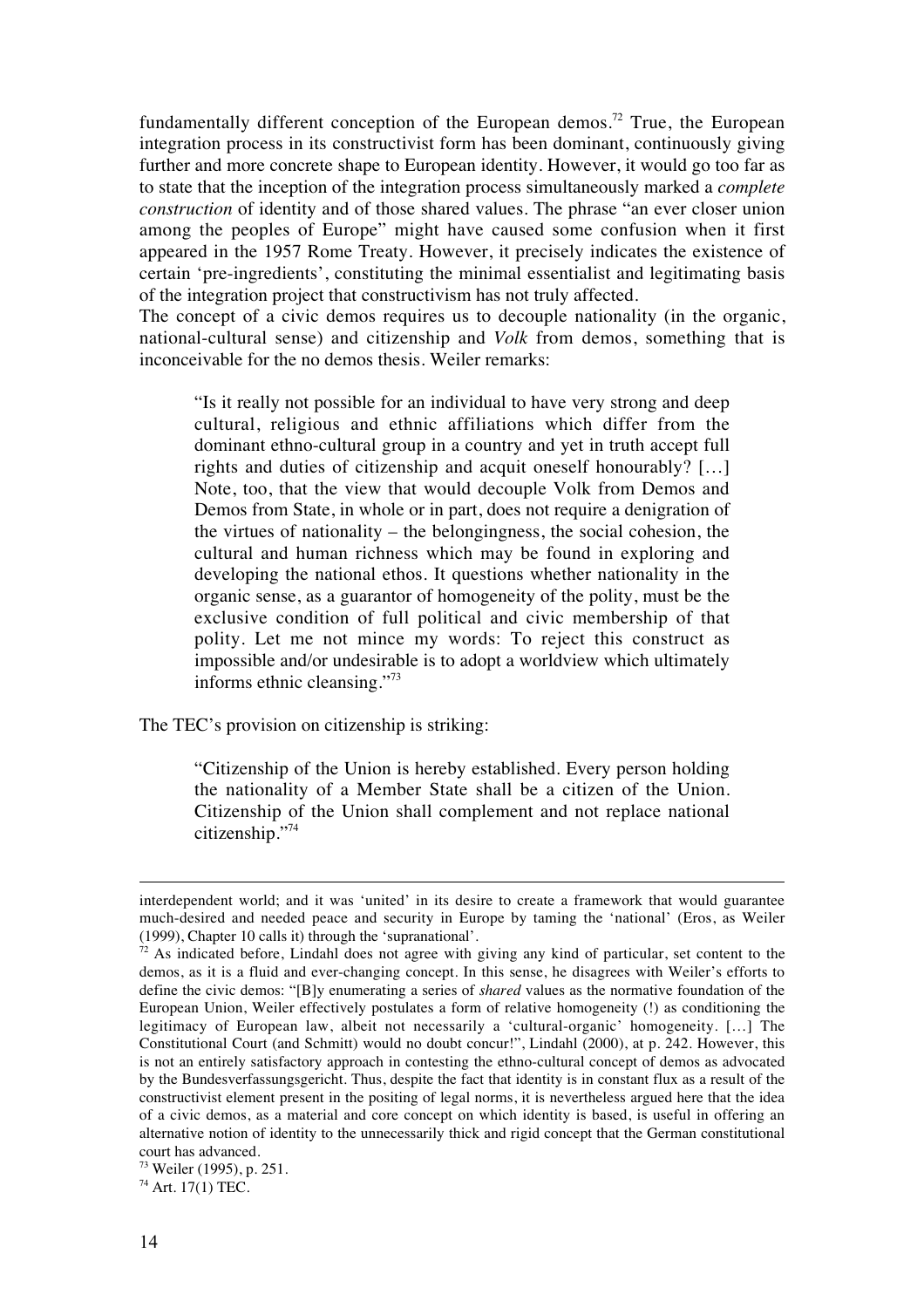fundamentally different conception of the European demos.[72] True, the European integration process in its constructivist form has been dominant, continuously giving further and more concrete shape to European identity. However, it would go too far as to state that the inception of the integration process simultaneously marked a *complete construction* of identity and of those shared values. The phrase "an ever closer union among the peoples of Europe" might have caused some confusion when it first appeared in the 1957 Rome Treaty. However, it precisely indicates the existence of certain 'pre-ingredients', constituting the minimal essentialist and legitimating basis of the integration project that constructivism has not truly affected.

The concept of a civic demos requires us to decouple nationality (in the organic, national-cultural sense) and citizenship and *Volk* from demos, something that is inconceivable for the no demos thesis. Weiler remarks:

> "Is it really not possible for an individual to have very strong and deep cultural, religious and ethnic affiliations which differ from the dominant ethno-cultural group in a country and yet in truth accept full rights and duties of citizenship and acquit oneself honourably? […] Note, too, that the view that would decouple Volk from Demos and Demos from State, in whole or in part, does not require a denigration of the virtues of nationality – the belongingness, the social cohesion, the cultural and human richness which may be found in exploring and developing the national ethos. It questions whether nationality in the organic sense, as a guarantor of homogeneity of the polity, must be the exclusive condition of full political and civic membership of that polity. Let me not mince my words: To reject this construct as impossible and/or undesirable is to adopt a worldview which ultimately informs ethnic cleansing."[73]

The TEC's provision on citizenship is striking:

> "Citizenship of the Union is hereby established. Every person holding the nationality of a Member State shall be a citizen of the Union. Citizenship of the Union shall complement and not replace national citizenship."[74]

---

interdependent world; and it was 'united' in its desire to create a framework that would guarantee much-desired and needed peace and security in Europe by taming the 'national' (Eros, as Weiler (1999), Chapter 10 calls it) through the 'supranational'.

[72] As indicated before, Lindahl does not agree with giving any kind of particular, set content to the demos, as it is a fluid and ever-changing concept. In this sense, he disagrees with Weiler's efforts to define the civic demos: "[B]y enumerating a series of *shared* values as the normative foundation of the European Union, Weiler effectively postulates a form of relative homogeneity (!) as conditioning the legitimacy of European law, albeit not necessarily a 'cultural-organic' homogeneity. […] The Constitutional Court (and Schmitt) would no doubt concur!", Lindahl (2000), at p. 242. However, this is not an entirely satisfactory approach in contesting the ethno-cultural concept of demos as advocated by the Bundesverfassungsgericht. Thus, despite the fact that identity is in constant flux as a result of the constructivist element present in the positing of legal norms, it is nevertheless argued here that the idea of a civic demos, as a material and core concept on which identity is based, is useful in offering an alternative notion of identity to the unnecessarily thick and rigid concept that the German constitutional court has advanced.

[73] Weiler (1995), p. 251.

[74] Art. 17(1) TEC.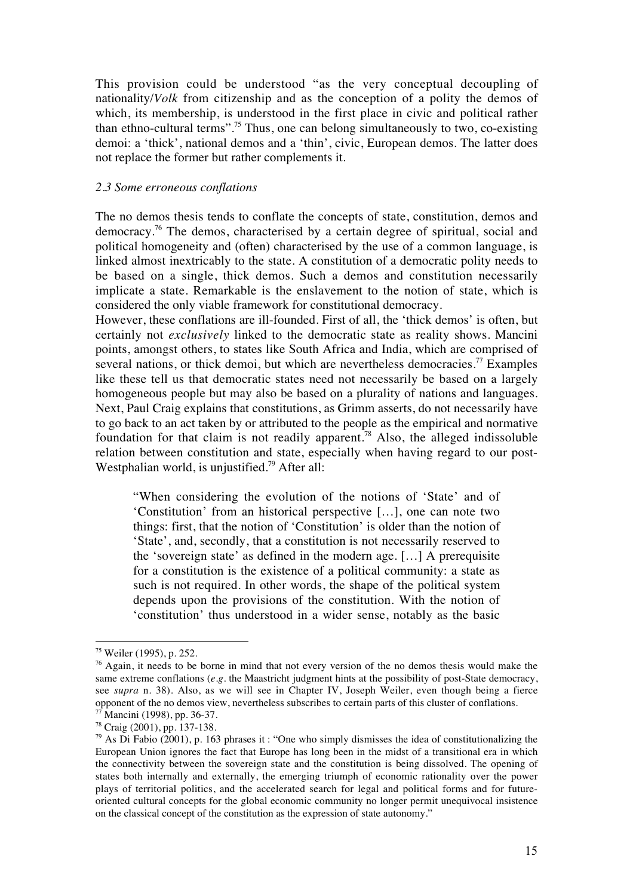This provision could be understood "as the very conceptual decoupling of nationality/*Volk* from citizenship and as the conception of a polity the demos of which, its membership, is understood in the first place in civic and political rather than ethno-cultural terms".[75] Thus, one can belong simultaneously to two, co-existing demoi: a 'thick', national demos and a 'thin', civic, European demos. The latter does not replace the former but rather complements it.

### *2.3 Some erroneous conflations*

The no demos thesis tends to conflate the concepts of state, constitution, demos and democracy.[76] The demos, characterised by a certain degree of spiritual, social and political homogeneity and (often) characterised by the use of a common language, is linked almost inextricably to the state. A constitution of a democratic polity needs to be based on a single, thick demos. Such a demos and constitution necessarily implicate a state. Remarkable is the enslavement to the notion of state, which is considered the only viable framework for constitutional democracy.

However, these conflations are ill-founded. First of all, the 'thick demos' is often, but certainly not *exclusively* linked to the democratic state as reality shows. Mancini points, amongst others, to states like South Africa and India, which are comprised of several nations, or thick demoi, but which are nevertheless democracies.[77] Examples like these tell us that democratic states need not necessarily be based on a largely homogeneous people but may also be based on a plurality of nations and languages. Next, Paul Craig explains that constitutions, as Grimm asserts, do not necessarily have to go back to an act taken by or attributed to the people as the empirical and normative foundation for that claim is not readily apparent.[78] Also, the alleged indissoluble relation between constitution and state, especially when having regard to our post-Westphalian world, is unjustified.[79] After all:

> "When considering the evolution of the notions of 'State' and of 'Constitution' from an historical perspective […], one can note two things: first, that the notion of 'Constitution' is older than the notion of 'State', and, secondly, that a constitution is not necessarily reserved to the 'sovereign state' as defined in the modern age. […] A prerequisite for a constitution is the existence of a political community: a state as such is not required. In other words, the shape of the political system depends upon the provisions of the constitution. With the notion of 'constitution' thus understood in a wider sense, notably as the basic

---

[75] Weiler (1995), p. 252.

[76] Again, it needs to be borne in mind that not every version of the no demos thesis would make the same extreme conflations (*e.g.* the Maastricht judgment hints at the possibility of post-State democracy, see *supra* n. 38). Also, as we will see in Chapter IV, Joseph Weiler, even though being a fierce opponent of the no demos view, nevertheless subscribes to certain parts of this cluster of conflations.

[77] Mancini (1998), pp. 36-37.

[78] Craig (2001), pp. 137-138.

[79] As Di Fabio (2001), p. 163 phrases it : "One who simply dismisses the idea of constitutionalizing the European Union ignores the fact that Europe has long been in the midst of a transitional era in which the connectivity between the sovereign state and the constitution is being dissolved. The opening of states both internally and externally, the emerging triumph of economic rationality over the power plays of territorial politics, and the accelerated search for legal and political forms and for future-oriented cultural concepts for the global economic community no longer permit unequivocal insistence on the classical concept of the constitution as the expression of state autonomy."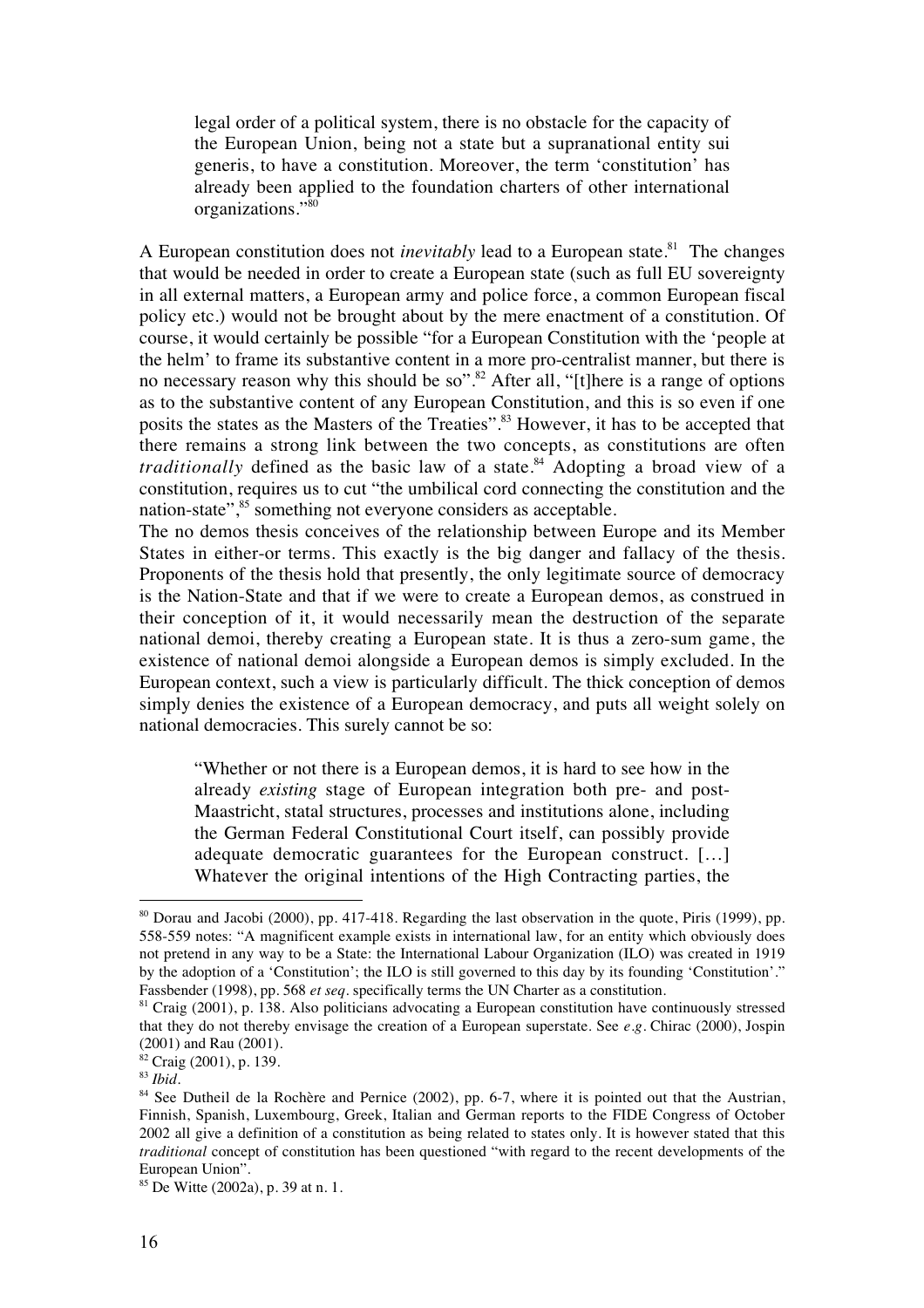> legal order of a political system, there is no obstacle for the capacity of the European Union, being not a state but a supranational entity sui generis, to have a constitution. Moreover, the term 'constitution' has already been applied to the foundation charters of other international organizations."[80]

A European constitution does not *inevitably* lead to a European state.[81] The changes that would be needed in order to create a European state (such as full EU sovereignty in all external matters, a European army and police force, a common European fiscal policy etc.) would not be brought about by the mere enactment of a constitution. Of course, it would certainly be possible "for a European Constitution with the 'people at the helm' to frame its substantive content in a more pro-centralist manner, but there is no necessary reason why this should be so".[82] After all, "[t]here is a range of options as to the substantive content of any European Constitution, and this is so even if one posits the states as the Masters of the Treaties".[83] However, it has to be accepted that there remains a strong link between the two concepts, as constitutions are often *traditionally* defined as the basic law of a state.[84] Adopting a broad view of a constitution, requires us to cut "the umbilical cord connecting the constitution and the nation-state",[85] something not everyone considers as acceptable.

The no demos thesis conceives of the relationship between Europe and its Member States in either-or terms. This exactly is the big danger and fallacy of the thesis. Proponents of the thesis hold that presently, the only legitimate source of democracy is the Nation-State and that if we were to create a European demos, as construed in their conception of it, it would necessarily mean the destruction of the separate national demoi, thereby creating a European state. It is thus a zero-sum game, the existence of national demoi alongside a European demos is simply excluded. In the European context, such a view is particularly difficult. The thick conception of demos simply denies the existence of a European democracy, and puts all weight solely on national democracies. This surely cannot be so:

> "Whether or not there is a European demos, it is hard to see how in the already *existing* stage of European integration both pre- and post-Maastricht, statal structures, processes and institutions alone, including the German Federal Constitutional Court itself, can possibly provide adequate democratic guarantees for the European construct. [...] Whatever the original intentions of the High Contracting parties, the

---

[80] Dorau and Jacobi (2000), pp. 417-418. Regarding the last observation in the quote, Piris (1999), pp. 558-559 notes: "A magnificent example exists in international law, for an entity which obviously does not pretend in any way to be a State: the International Labour Organization (ILO) was created in 1919 by the adoption of a 'Constitution'; the ILO is still governed to this day by its founding 'Constitution'." Fassbender (1998), pp. 568 *et seq*. specifically terms the UN Charter as a constitution.

[81] Craig (2001), p. 138. Also politicians advocating a European constitution have continuously stressed that they do not thereby envisage the creation of a European superstate. See *e.g.* Chirac (2000), Jospin (2001) and Rau (2001).

[82] Craig (2001), p. 139.

[83] *Ibid*.

[84] See Dutheil de la Rochère and Pernice (2002), pp. 6-7, where it is pointed out that the Austrian, Finnish, Spanish, Luxembourg, Greek, Italian and German reports to the FIDE Congress of October 2002 all give a definition of a constitution as being related to states only. It is however stated that this *traditional* concept of constitution has been questioned "with regard to the recent developments of the European Union".

[85] De Witte (2002a), p. 39 at n. 1.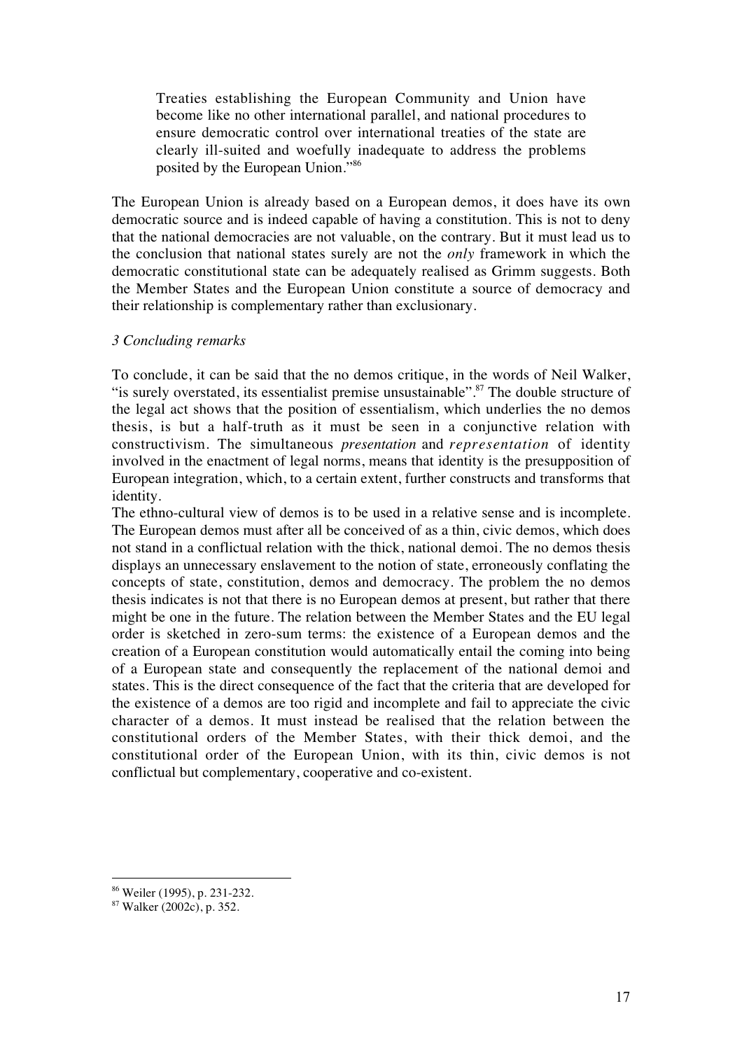> Treaties establishing the European Community and Union have become like no other international parallel, and national procedures to ensure democratic control over international treaties of the state are clearly ill-suited and woefully inadequate to address the problems posited by the European Union."[86]

The European Union is already based on a European demos, it does have its own democratic source and is indeed capable of having a constitution. This is not to deny that the national democracies are not valuable, on the contrary. But it must lead us to the conclusion that national states surely are not the *only* framework in which the democratic constitutional state can be adequately realised as Grimm suggests. Both the Member States and the European Union constitute a source of democracy and their relationship is complementary rather than exclusionary.

### *3 Concluding remarks*

To conclude, it can be said that the no demos critique, in the words of Neil Walker, "is surely overstated, its essentialist premise unsustainable".[87] The double structure of the legal act shows that the position of essentialism, which underlies the no demos thesis, is but a half-truth as it must be seen in a conjunctive relation with constructivism. The simultaneous *presentation* and *representation* of identity involved in the enactment of legal norms, means that identity is the presupposition of European integration, which, to a certain extent, further constructs and transforms that identity.

The ethno-cultural view of demos is to be used in a relative sense and is incomplete. The European demos must after all be conceived of as a thin, civic demos, which does not stand in a conflictual relation with the thick, national demoi. The no demos thesis displays an unnecessary enslavement to the notion of state, erroneously conflating the concepts of state, constitution, demos and democracy. The problem the no demos thesis indicates is not that there is no European demos at present, but rather that there might be one in the future. The relation between the Member States and the EU legal order is sketched in zero-sum terms: the existence of a European demos and the creation of a European constitution would automatically entail the coming into being of a European state and consequently the replacement of the national demoi and states. This is the direct consequence of the fact that the criteria that are developed for the existence of a demos are too rigid and incomplete and fail to appreciate the civic character of a demos. It must instead be realised that the relation between the constitutional orders of the Member States, with their thick demoi, and the constitutional order of the European Union, with its thin, civic demos is not conflictual but complementary, cooperative and co-existent.

---

[86] Weiler (1995), p. 231-232.

[87] Walker (2002c), p. 352.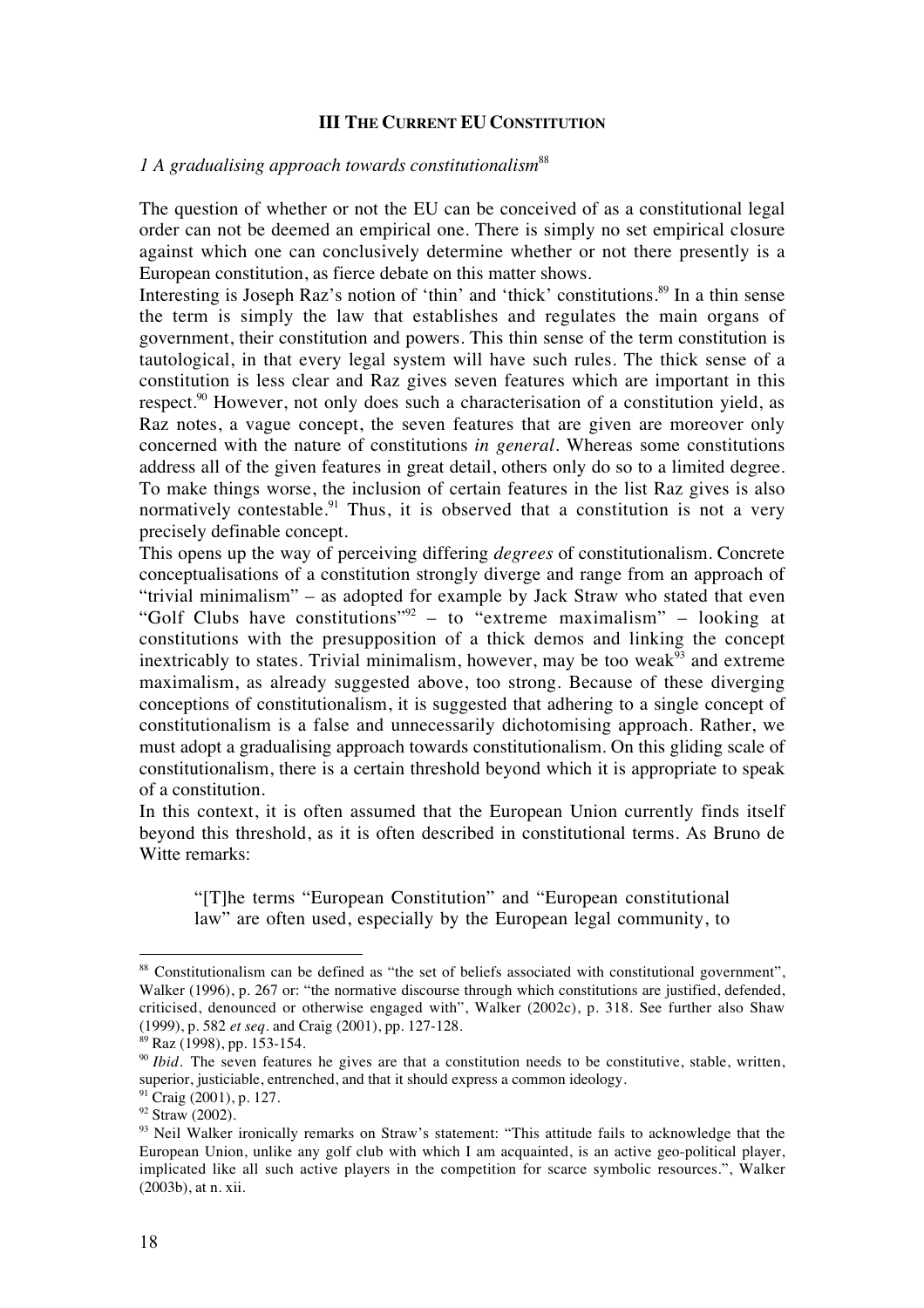## III THE CURRENT EU CONSTITUTION

### *1 A gradualising approach towards constitutionalism*[88]

The question of whether or not the EU can be conceived of as a constitutional legal order can not be deemed an empirical one. There is simply no set empirical closure against which one can conclusively determine whether or not there presently is a European constitution, as fierce debate on this matter shows.

Interesting is Joseph Raz's notion of 'thin' and 'thick' constitutions.[89] In a thin sense the term is simply the law that establishes and regulates the main organs of government, their constitution and powers. This thin sense of the term constitution is tautological, in that every legal system will have such rules. The thick sense of a constitution is less clear and Raz gives seven features which are important in this respect.[90] However, not only does such a characterisation of a constitution yield, as Raz notes, a vague concept, the seven features that are given are moreover only concerned with the nature of constitutions *in general*. Whereas some constitutions address all of the given features in great detail, others only do so to a limited degree. To make things worse, the inclusion of certain features in the list Raz gives is also normatively contestable.[91] Thus, it is observed that a constitution is not a very precisely definable concept.

This opens up the way of perceiving differing *degrees* of constitutionalism. Concrete conceptualisations of a constitution strongly diverge and range from an approach of "trivial minimalism" – as adopted for example by Jack Straw who stated that even "Golf Clubs have constitutions"[92] – to "extreme maximalism" – looking at constitutions with the presupposition of a thick demos and linking the concept inextricably to states. Trivial minimalism, however, may be too weak[93] and extreme maximalism, as already suggested above, too strong. Because of these diverging conceptions of constitutionalism, it is suggested that adhering to a single concept of constitutionalism is a false and unnecessarily dichotomising approach. Rather, we must adopt a gradualising approach towards constitutionalism. On this gliding scale of constitutionalism, there is a certain threshold beyond which it is appropriate to speak of a constitution.

In this context, it is often assumed that the European Union currently finds itself beyond this threshold, as it is often described in constitutional terms. As Bruno de Witte remarks:

> "[T]he terms "European Constitution" and "European constitutional law" are often used, especially by the European legal community, to

---

[88] Constitutionalism can be defined as "the set of beliefs associated with constitutional government", Walker (1996), p. 267 or: "the normative discourse through which constitutions are justified, defended, criticised, denounced or otherwise engaged with", Walker (2002c), p. 318. See further also Shaw (1999), p. 582 *et seq*. and Craig (2001), pp. 127-128.

[89] Raz (1998), pp. 153-154.

[90] *Ibid*. The seven features he gives are that a constitution needs to be constitutive, stable, written, superior, justiciable, entrenched, and that it should express a common ideology.

[91] Craig (2001), p. 127.

[92] Straw (2002).

[93] Neil Walker ironically remarks on Straw's statement: "This attitude fails to acknowledge that the European Union, unlike any golf club with which I am acquainted, is an active geo-political player, implicated like all such active players in the competition for scarce symbolic resources.", Walker (2003b), at n. xii.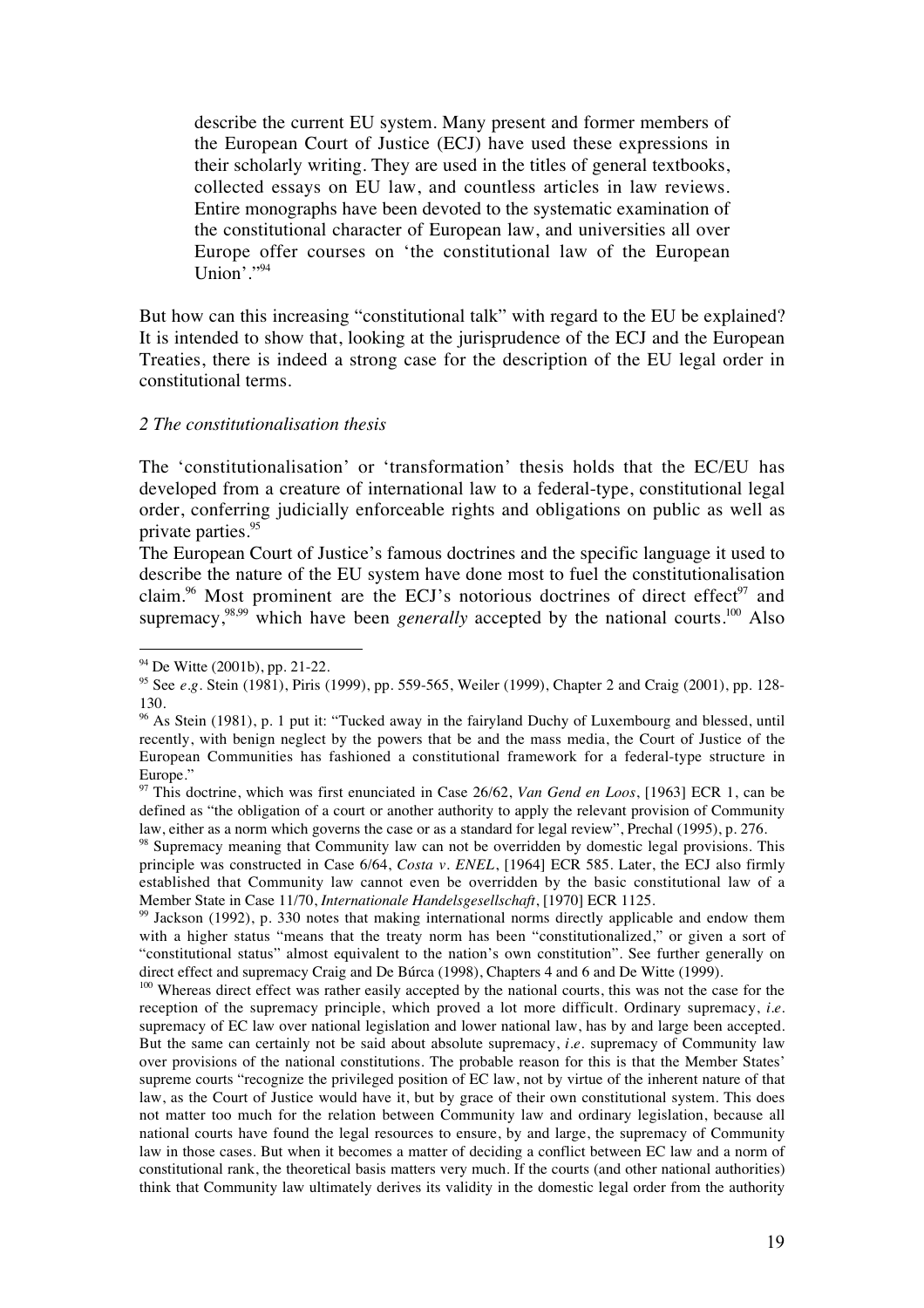> describe the current EU system. Many present and former members of the European Court of Justice (ECJ) have used these expressions in their scholarly writing. They are used in the titles of general textbooks, collected essays on EU law, and countless articles in law reviews. Entire monographs have been devoted to the systematic examination of the constitutional character of European law, and universities all over Europe offer courses on 'the constitutional law of the European Union'."[94]

But how can this increasing "constitutional talk" with regard to the EU be explained? It is intended to show that, looking at the jurisprudence of the ECJ and the European Treaties, there is indeed a strong case for the description of the EU legal order in constitutional terms.

### *2 The constitutionalisation thesis*

The 'constitutionalisation' or 'transformation' thesis holds that the EC/EU has developed from a creature of international law to a federal-type, constitutional legal order, conferring judicially enforceable rights and obligations on public as well as private parties.[95]

The European Court of Justice's famous doctrines and the specific language it used to describe the nature of the EU system have done most to fuel the constitutionalisation claim.[96] Most prominent are the ECJ's notorious doctrines of direct effect[97] and supremacy,[98,99] which have been *generally* accepted by the national courts.[100] Also

---

[94] De Witte (2001b), pp. 21-22.

[95] See *e.g.* Stein (1981), Piris (1999), pp. 559-565, Weiler (1999), Chapter 2 and Craig (2001), pp. 128-130.

[96] As Stein (1981), p. 1 put it: "Tucked away in the fairyland Duchy of Luxembourg and blessed, until recently, with benign neglect by the powers that be and the mass media, the Court of Justice of the European Communities has fashioned a constitutional framework for a federal-type structure in Europe."

[97] This doctrine, which was first enunciated in Case 26/62, *Van Gend en Loos*, [1963] ECR 1, can be defined as "the obligation of a court or another authority to apply the relevant provision of Community law, either as a norm which governs the case or as a standard for legal review", Prechal (1995), p. 276.

[98] Supremacy meaning that Community law can not be overridden by domestic legal provisions. This principle was constructed in Case 6/64, *Costa v. ENEL*, [1964] ECR 585. Later, the ECJ also firmly established that Community law cannot even be overridden by the basic constitutional law of a Member State in Case 11/70, *Internationale Handelsgesellschaft*, [1970] ECR 1125.

[99] Jackson (1992), p. 330 notes that making international norms directly applicable and endow them with a higher status "means that the treaty norm has been "constitutionalized," or given a sort of "constitutional status" almost equivalent to the nation's own constitution". See further generally on direct effect and supremacy Craig and De Búrca (1998), Chapters 4 and 6 and De Witte (1999).

[100] Whereas direct effect was rather easily accepted by the national courts, this was not the case for the reception of the supremacy principle, which proved a lot more difficult. Ordinary supremacy, *i.e.* supremacy of EC law over national legislation and lower national law, has by and large been accepted. But the same can certainly not be said about absolute supremacy, *i.e.* supremacy of Community law over provisions of the national constitutions. The probable reason for this is that the Member States' supreme courts "recognize the privileged position of EC law, not by virtue of the inherent nature of that law, as the Court of Justice would have it, but by grace of their own constitutional system. This does not matter too much for the relation between Community law and ordinary legislation, because all national courts have found the legal resources to ensure, by and large, the supremacy of Community law in those cases. But when it becomes a matter of deciding a conflict between EC law and a norm of constitutional rank, the theoretical basis matters very much. If the courts (and other national authorities) think that Community law ultimately derives its validity in the domestic legal order from the authority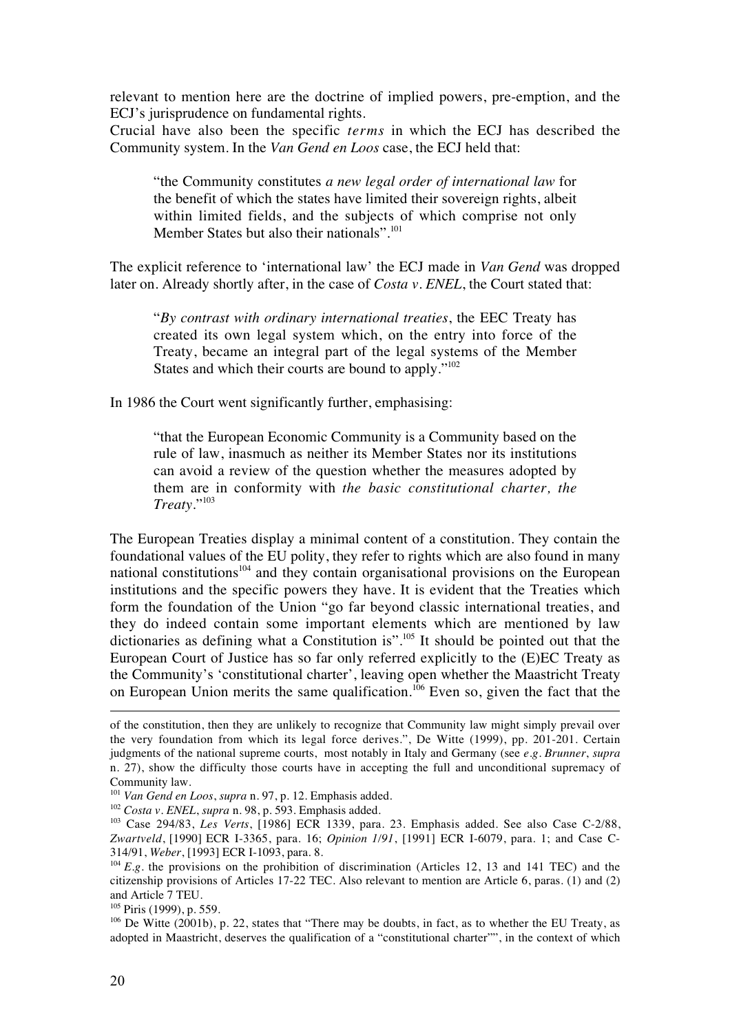relevant to mention here are the doctrine of implied powers, pre-emption, and the ECJ's jurisprudence on fundamental rights.

Crucial have also been the specific *terms* in which the ECJ has described the Community system. In the *Van Gend en Loos* case, the ECJ held that:

> "the Community constitutes *a new legal order of international law* for the benefit of which the states have limited their sovereign rights, albeit within limited fields, and the subjects of which comprise not only Member States but also their nationals".[101]

The explicit reference to 'international law' the ECJ made in *Van Gend* was dropped later on. Already shortly after, in the case of *Costa v. ENEL*, the Court stated that:

> "*By contrast with ordinary international treaties*, the EEC Treaty has created its own legal system which, on the entry into force of the Treaty, became an integral part of the legal systems of the Member States and which their courts are bound to apply."[102]

In 1986 the Court went significantly further, emphasising:

> "that the European Economic Community is a Community based on the rule of law, inasmuch as neither its Member States nor its institutions can avoid a review of the question whether the measures adopted by them are in conformity with *the basic constitutional charter, the Treaty*."[103]

The European Treaties display a minimal content of a constitution. They contain the foundational values of the EU polity, they refer to rights which are also found in many national constitutions[104] and they contain organisational provisions on the European institutions and the specific powers they have. It is evident that the Treaties which form the foundation of the Union "go far beyond classic international treaties, and they do indeed contain some important elements which are mentioned by law dictionaries as defining what a Constitution is".[105] It should be pointed out that the European Court of Justice has so far only referred explicitly to the (E)EC Treaty as the Community's 'constitutional charter', leaving open whether the Maastricht Treaty on European Union merits the same qualification.[106] Even so, given the fact that the

---

of the constitution, then they are unlikely to recognize that Community law might simply prevail over the very foundation from which its legal force derives.", De Witte (1999), pp. 201-201. Certain judgments of the national supreme courts, most notably in Italy and Germany (see *e.g. Brunner*, *supra* n. 27), show the difficulty those courts have in accepting the full and unconditional supremacy of Community law.

[101] *Van Gend en Loos*, *supra* n. 97, p. 12. Emphasis added.

[102] *Costa v. ENEL*, *supra* n. 98, p. 593. Emphasis added.

[103] Case 294/83, *Les Verts*, [1986] ECR 1339, para. 23. Emphasis added. See also Case C-2/88, *Zwartveld*, [1990] ECR I-3365, para. 16; *Opinion 1/91*, [1991] ECR I-6079, para. 1; and Case C-314/91, *Weber*, [1993] ECR I-1093, para. 8.

[104] *E.g.* the provisions on the prohibition of discrimination (Articles 12, 13 and 141 TEC) and the citizenship provisions of Articles 17-22 TEC. Also relevant to mention are Article 6, paras. (1) and (2) and Article 7 TEU.

[105] Piris (1999), p. 559.

[106] De Witte (2001b), p. 22, states that "There may be doubts, in fact, as to whether the EU Treaty, as adopted in Maastricht, deserves the qualification of a "constitutional charter"", in the context of which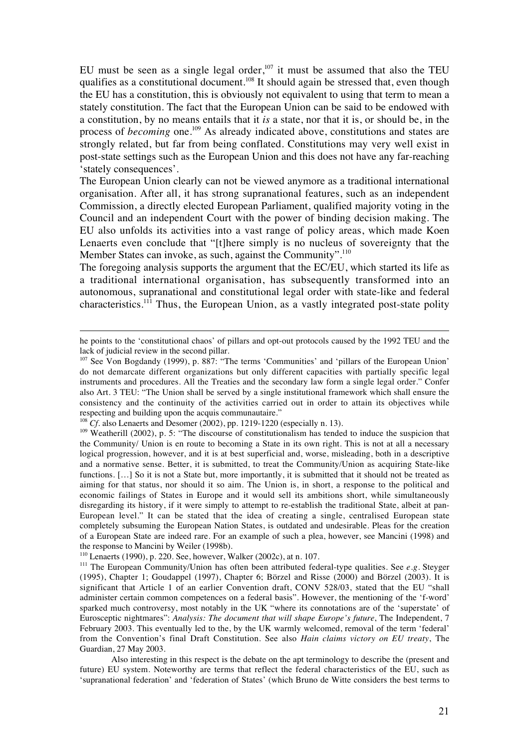EU must be seen as a single legal order,[107] it must be assumed that also the TEU qualifies as a constitutional document.[108] It should again be stressed that, even though the EU has a constitution, this is obviously not equivalent to using that term to mean a stately constitution. The fact that the European Union can be said to be endowed with a constitution, by no means entails that it *is* a state, nor that it is, or should be, in the process of *becoming* one.[109] As already indicated above, constitutions and states are strongly related, but far from being conflated. Constitutions may very well exist in post-state settings such as the European Union and this does not have any far-reaching 'stately consequences'.

The European Union clearly can not be viewed anymore as a traditional international organisation. After all, it has strong supranational features, such as an independent Commission, a directly elected European Parliament, qualified majority voting in the Council and an independent Court with the power of binding decision making. The EU also unfolds its activities into a vast range of policy areas, which made Koen Lenaerts even conclude that "[t]here simply is no nucleus of sovereignty that the Member States can invoke, as such, against the Community".[110]

The foregoing analysis supports the argument that the EC/EU, which started its life as a traditional international organisation, has subsequently transformed into an autonomous, supranational and constitutional legal order with state-like and federal characteristics.[111] Thus, the European Union, as a vastly integrated post-state polity

---

he points to the 'constitutional chaos' of pillars and opt-out protocols caused by the 1992 TEU and the lack of judicial review in the second pillar.

[107] See Von Bogdandy (1999), p. 887: "The terms 'Communities' and 'pillars of the European Union' do not demarcate different organizations but only different capacities with partially specific legal instruments and procedures. All the Treaties and the secondary law form a single legal order." Confer also Art. 3 TEU: "The Union shall be served by a single institutional framework which shall ensure the consistency and the continuity of the activities carried out in order to attain its objectives while respecting and building upon the acquis communautaire."

[108] *Cf.* also Lenaerts and Desomer (2002), pp. 1219-1220 (especially n. 13).

[109] Weatherill (2002), p. 5: "The discourse of constitutionalism has tended to induce the suspicion that the Community/ Union is en route to becoming a State in its own right. This is not at all a necessary logical progression, however, and it is at best superficial and, worse, misleading, both in a descriptive and a normative sense. Better, it is submitted, to treat the Community/Union as acquiring State-like functions. […] So it is not a State but, more importantly, it is submitted that it should not be treated as aiming for that status, nor should it so aim. The Union is, in short, a response to the political and economic failings of States in Europe and it would sell its ambitions short, while simultaneously disregarding its history, if it were simply to attempt to re-establish the traditional State, albeit at pan-European level." It can be stated that the idea of creating a single, centralised European state completely subsuming the European Nation States, is outdated and undesirable. Pleas for the creation of a European State are indeed rare. For an example of such a plea, however, see Mancini (1998) and the response to Mancini by Weiler (1998b).

[110] Lenaerts (1990), p. 220. See, however, Walker (2002c), at n. 107.

[111] The European Community/Union has often been attributed federal-type qualities. See *e.g.* Steyger (1995), Chapter 1; Goudappel (1997), Chapter 6; Börzel and Risse (2000) and Börzel (2003). It is significant that Article 1 of an earlier Convention draft, CONV 528/03, stated that the EU "shall administer certain common competences on a federal basis". However, the mentioning of the 'f-word' sparked much controversy, most notably in the UK "where its connotations are of the 'superstate' of Eurosceptic nightmares": *Analysis: The document that will shape Europe's future*, The Independent, 7 February 2003. This eventually led to the, by the UK warmly welcomed, removal of the term 'federal' from the Convention's final Draft Constitution. See also *Hain claims victory on EU treaty*, The Guardian, 27 May 2003.

Also interesting in this respect is the debate on the apt terminology to describe the (present and future) EU system. Noteworthy are terms that reflect the federal characteristics of the EU, such as 'supranational federation' and 'federation of States' (which Bruno de Witte considers the best terms to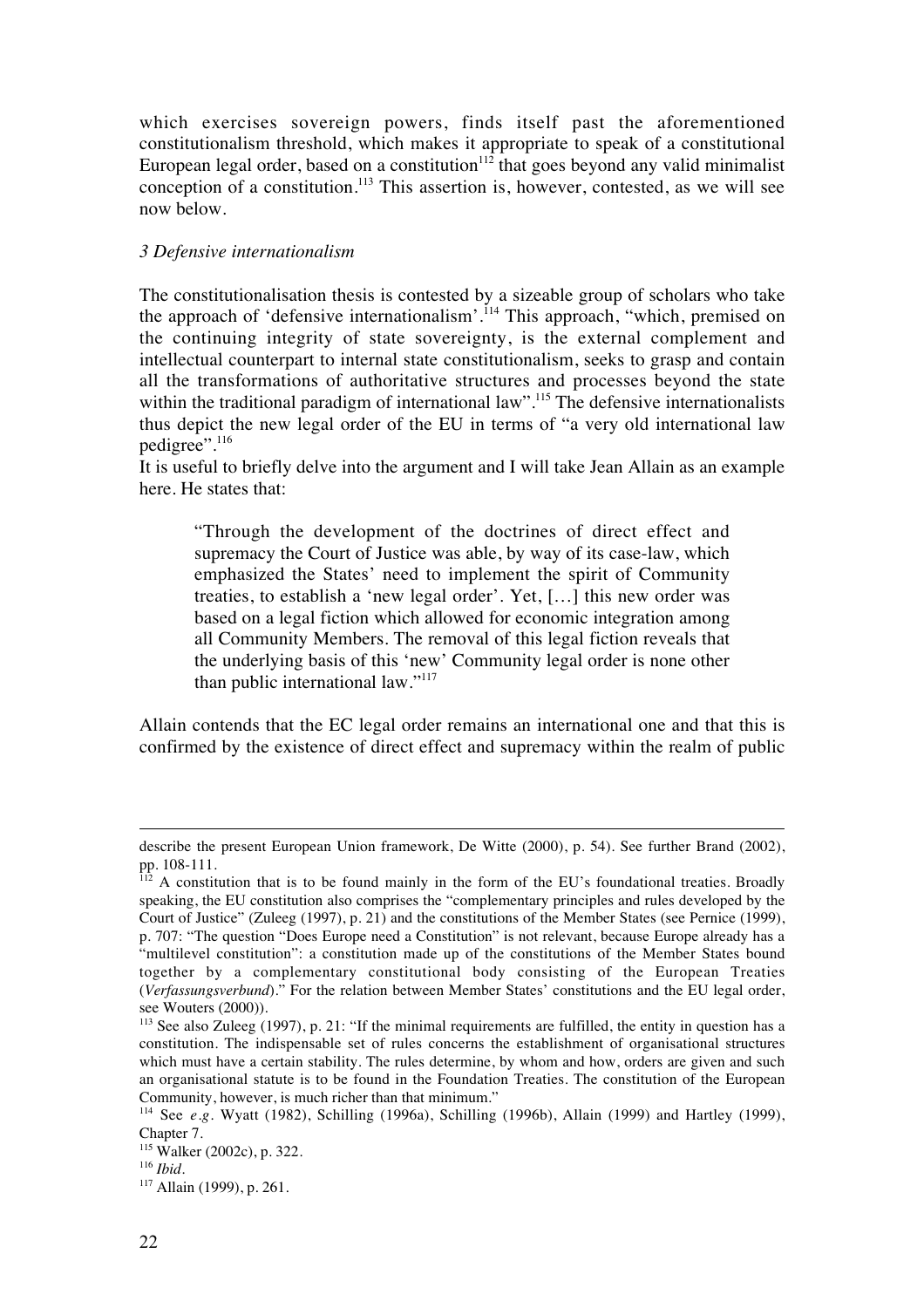which exercises sovereign powers, finds itself past the aforementioned constitutionalism threshold, which makes it appropriate to speak of a constitutional European legal order, based on a constitution[112] that goes beyond any valid minimalist conception of a constitution.[113] This assertion is, however, contested, as we will see now below.

### *3 Defensive internationalism*

The constitutionalisation thesis is contested by a sizeable group of scholars who take the approach of 'defensive internationalism'.[114] This approach, "which, premised on the continuing integrity of state sovereignty, is the external complement and intellectual counterpart to internal state constitutionalism, seeks to grasp and contain all the transformations of authoritative structures and processes beyond the state within the traditional paradigm of international law".[115] The defensive internationalists thus depict the new legal order of the EU in terms of "a very old international law pedigree".[116]

It is useful to briefly delve into the argument and I will take Jean Allain as an example here. He states that:

> "Through the development of the doctrines of direct effect and supremacy the Court of Justice was able, by way of its case-law, which emphasized the States' need to implement the spirit of Community treaties, to establish a 'new legal order'. Yet, […] this new order was based on a legal fiction which allowed for economic integration among all Community Members. The removal of this legal fiction reveals that the underlying basis of this 'new' Community legal order is none other than public international law."[117]

Allain contends that the EC legal order remains an international one and that this is confirmed by the existence of direct effect and supremacy within the realm of public

---

describe the present European Union framework, De Witte (2000), p. 54). See further Brand (2002), pp. 108-111.

[112] A constitution that is to be found mainly in the form of the EU's foundational treaties. Broadly speaking, the EU constitution also comprises the "complementary principles and rules developed by the Court of Justice" (Zuleeg (1997), p. 21) and the constitutions of the Member States (see Pernice (1999), p. 707: "The question "Does Europe need a Constitution" is not relevant, because Europe already has a "multilevel constitution": a constitution made up of the constitutions of the Member States bound together by a complementary constitutional body consisting of the European Treaties (*Verfassungsverbund*)." For the relation between Member States' constitutions and the EU legal order, see Wouters (2000)).

[113] See also Zuleeg (1997), p. 21: "If the minimal requirements are fulfilled, the entity in question has a constitution. The indispensable set of rules concerns the establishment of organisational structures which must have a certain stability. The rules determine, by whom and how, orders are given and such an organisational statute is to be found in the Foundation Treaties. The constitution of the European Community, however, is much richer than that minimum."

[114] See *e.g.* Wyatt (1982), Schilling (1996a), Schilling (1996b), Allain (1999) and Hartley (1999), Chapter 7.

[115] Walker (2002c), p. 322.

[116] *Ibid.*

[117] Allain (1999), p. 261.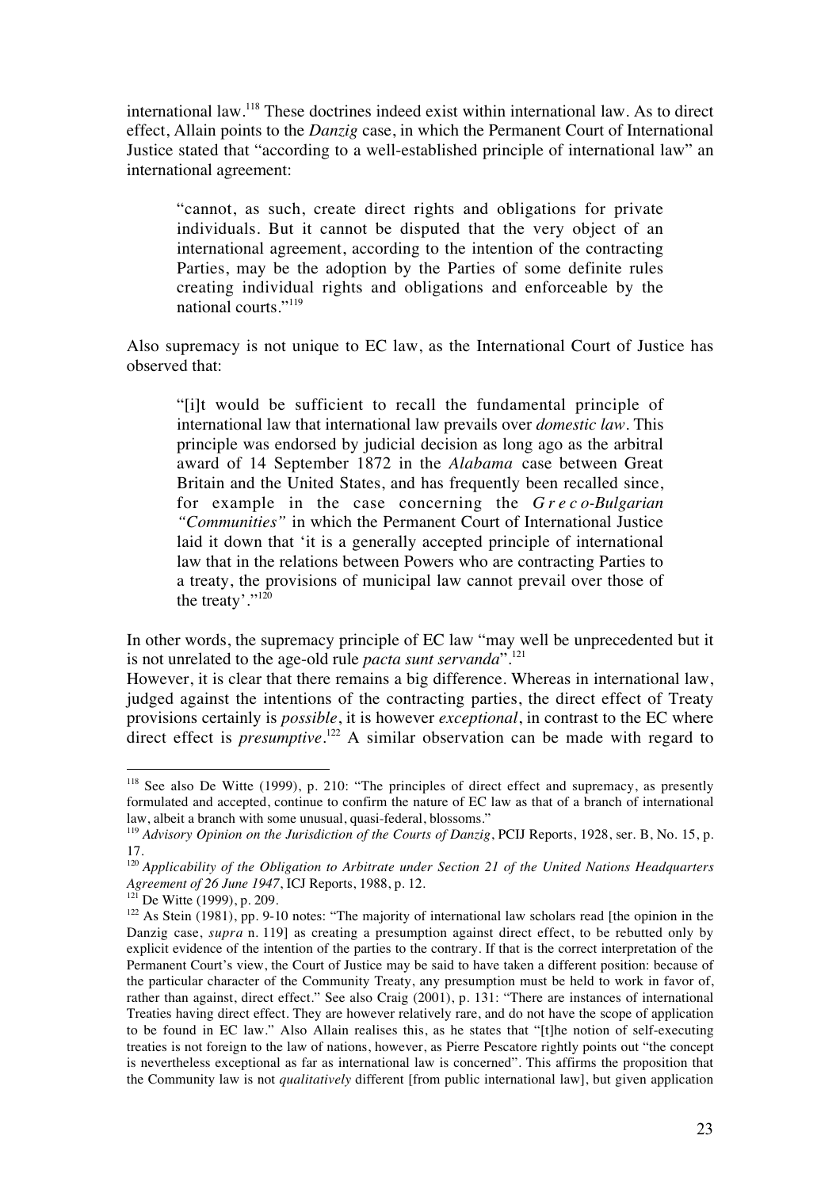international law.[118] These doctrines indeed exist within international law. As to direct effect, Allain points to the *Danzig* case, in which the Permanent Court of International Justice stated that "according to a well-established principle of international law" an international agreement:

> "cannot, as such, create direct rights and obligations for private individuals. But it cannot be disputed that the very object of an international agreement, according to the intention of the contracting Parties, may be the adoption by the Parties of some definite rules creating individual rights and obligations and enforceable by the national courts."[119]

Also supremacy is not unique to EC law, as the International Court of Justice has observed that:

> "[i]t would be sufficient to recall the fundamental principle of international law that international law prevails over *domestic law*. This principle was endorsed by judicial decision as long ago as the arbitral award of 14 September 1872 in the *Alabama* case between Great Britain and the United States, and has frequently been recalled since, for example in the case concerning the *Greco-Bulgarian "Communities"* in which the Permanent Court of International Justice laid it down that 'it is a generally accepted principle of international law that in the relations between Powers who are contracting Parties to a treaty, the provisions of municipal law cannot prevail over those of the treaty'."[120]

In other words, the supremacy principle of EC law "may well be unprecedented but it is not unrelated to the age-old rule *pacta sunt servanda*".[121]

However, it is clear that there remains a big difference. Whereas in international law, judged against the intentions of the contracting parties, the direct effect of Treaty provisions certainly is *possible*, it is however *exceptional*, in contrast to the EC where direct effect is *presumptive*.[122] A similar observation can be made with regard to

---

[118] See also De Witte (1999), p. 210: "The principles of direct effect and supremacy, as presently formulated and accepted, continue to confirm the nature of EC law as that of a branch of international law, albeit a branch with some unusual, quasi-federal, blossoms."

[119] *Advisory Opinion on the Jurisdiction of the Courts of Danzig*, PCIJ Reports, 1928, ser. B, No. 15, p. 17.

[120] *Applicability of the Obligation to Arbitrate under Section 21 of the United Nations Headquarters Agreement of 26 June 1947*, ICJ Reports, 1988, p. 12.

[121] De Witte (1999), p. 209.

[122] As Stein (1981), pp. 9-10 notes: "The majority of international law scholars read [the opinion in the Danzig case, *supra* n. 119] as creating a presumption against direct effect, to be rebutted only by explicit evidence of the intention of the parties to the contrary. If that is the correct interpretation of the Permanent Court's view, the Court of Justice may be said to have taken a different position: because of the particular character of the Community Treaty, any presumption must be held to work in favor of, rather than against, direct effect." See also Craig (2001), p. 131: "There are instances of international Treaties having direct effect. They are however relatively rare, and do not have the scope of application to be found in EC law." Also Allain realises this, as he states that "[t]he notion of self-executing treaties is not foreign to the law of nations, however, as Pierre Pescatore rightly points out "the concept is nevertheless exceptional as far as international law is concerned". This affirms the proposition that the Community law is not *qualitatively* different [from public international law], but given application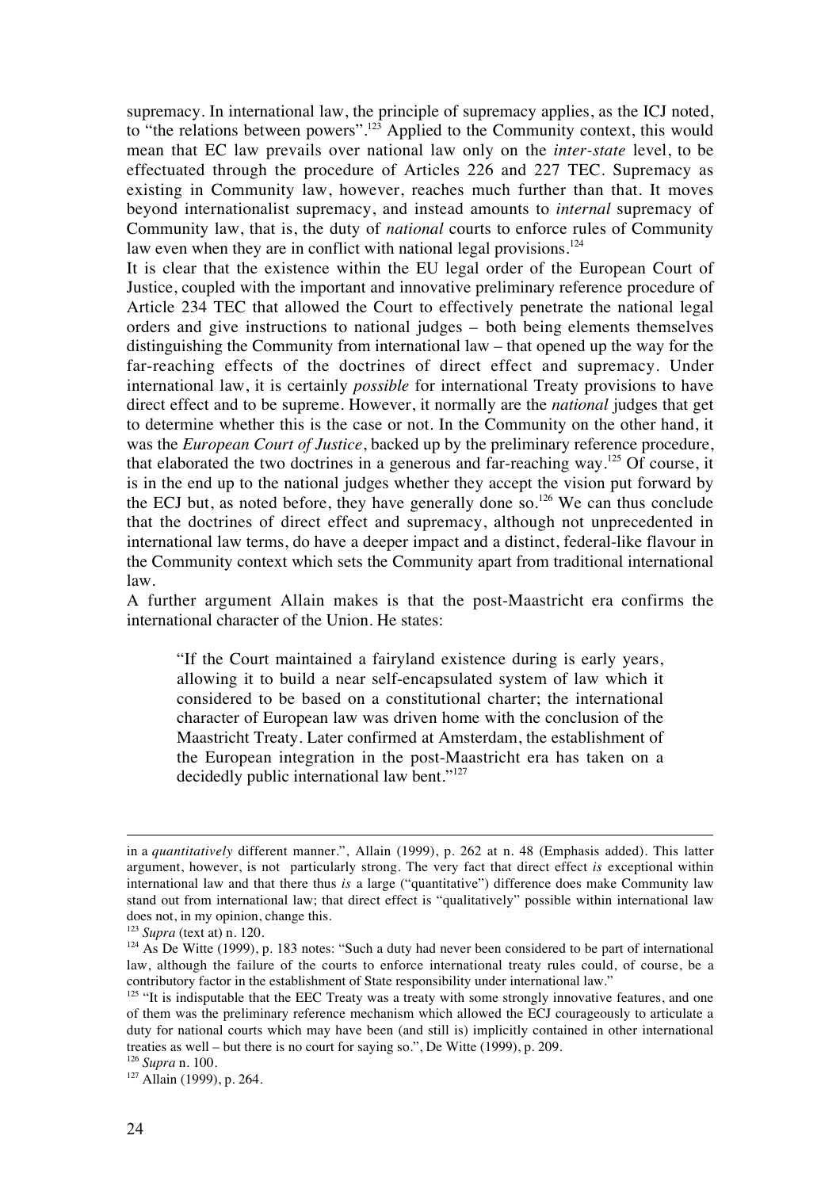supremacy. In international law, the principle of supremacy applies, as the ICJ noted, to "the relations between powers".[123] Applied to the Community context, this would mean that EC law prevails over national law only on the *inter-state* level, to be effectuated through the procedure of Articles 226 and 227 TEC. Supremacy as existing in Community law, however, reaches much further than that. It moves beyond internationalist supremacy, and instead amounts to *internal* supremacy of Community law, that is, the duty of *national* courts to enforce rules of Community law even when they are in conflict with national legal provisions.[124]

It is clear that the existence within the EU legal order of the European Court of Justice, coupled with the important and innovative preliminary reference procedure of Article 234 TEC that allowed the Court to effectively penetrate the national legal orders and give instructions to national judges – both being elements themselves distinguishing the Community from international law – that opened up the way for the far-reaching effects of the doctrines of direct effect and supremacy. Under international law, it is certainly *possible* for international Treaty provisions to have direct effect and to be supreme. However, it normally are the *national* judges that get to determine whether this is the case or not. In the Community on the other hand, it was the *European Court of Justice*, backed up by the preliminary reference procedure, that elaborated the two doctrines in a generous and far-reaching way.[125] Of course, it is in the end up to the national judges whether they accept the vision put forward by the ECJ but, as noted before, they have generally done so.[126] We can thus conclude that the doctrines of direct effect and supremacy, although not unprecedented in international law terms, do have a deeper impact and a distinct, federal-like flavour in the Community context which sets the Community apart from traditional international law.

A further argument Allain makes is that the post-Maastricht era confirms the international character of the Union. He states:

> "If the Court maintained a fairyland existence during is early years, allowing it to build a near self-encapsulated system of law which it considered to be based on a constitutional charter; the international character of European law was driven home with the conclusion of the Maastricht Treaty. Later confirmed at Amsterdam, the establishment of the European integration in the post-Maastricht era has taken on a decidedly public international law bent."[127]

---

in a *quantitatively* different manner.", Allain (1999), p. 262 at n. 48 (Emphasis added). This latter argument, however, is not particularly strong. The very fact that direct effect *is* exceptional within international law and that there thus *is* a large ("quantitative") difference does make Community law stand out from international law; that direct effect is "qualitatively" possible within international law does not, in my opinion, change this.

[123] *Supra* (text at) n. 120.

[124] As De Witte (1999), p. 183 notes: "Such a duty had never been considered to be part of international law, although the failure of the courts to enforce international treaty rules could, of course, be a contributory factor in the establishment of State responsibility under international law."

[125] "It is indisputable that the EEC Treaty was a treaty with some strongly innovative features, and one of them was the preliminary reference mechanism which allowed the ECJ courageously to articulate a duty for national courts which may have been (and still is) implicitly contained in other international treaties as well – but there is no court for saying so.", De Witte (1999), p. 209.

[126] *Supra* n. 100.

[127] Allain (1999), p. 264.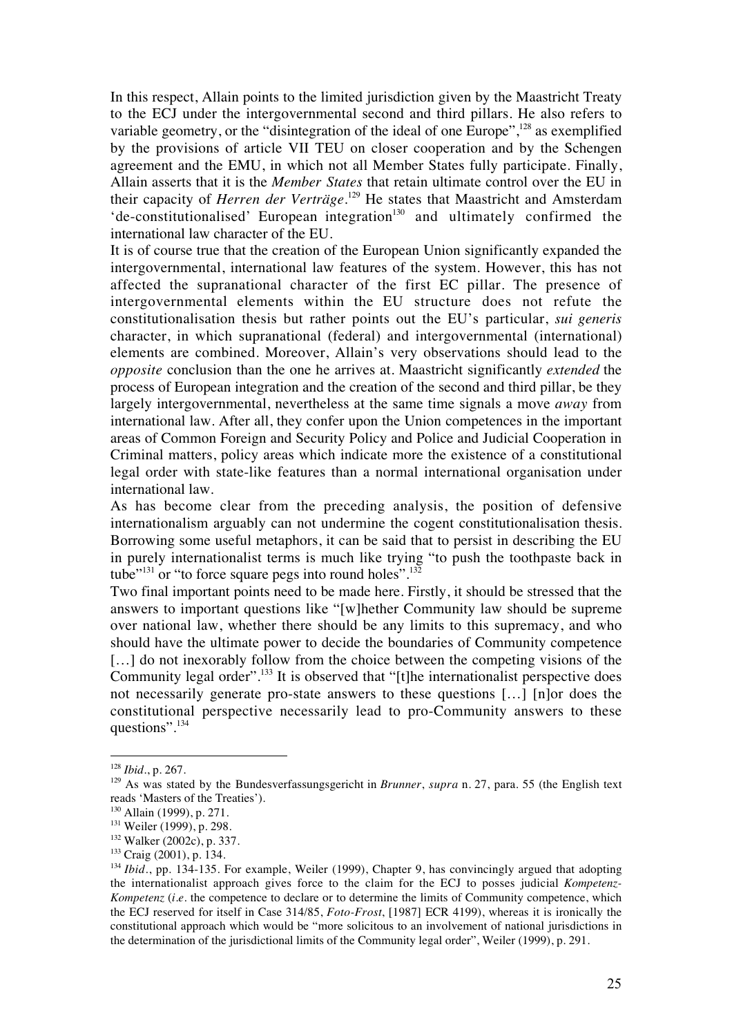In this respect, Allain points to the limited jurisdiction given by the Maastricht Treaty to the ECJ under the intergovernmental second and third pillars. He also refers to variable geometry, or the "disintegration of the ideal of one Europe",[128] as exemplified by the provisions of article VII TEU on closer cooperation and by the Schengen agreement and the EMU, in which not all Member States fully participate. Finally, Allain asserts that it is the *Member States* that retain ultimate control over the EU in their capacity of *Herren der Verträge*.[129] He states that Maastricht and Amsterdam 'de-constitutionalised' European integration[130] and ultimately confirmed the international law character of the EU.

It is of course true that the creation of the European Union significantly expanded the intergovernmental, international law features of the system. However, this has not affected the supranational character of the first EC pillar. The presence of intergovernmental elements within the EU structure does not refute the constitutionalisation thesis but rather points out the EU's particular, *sui generis* character, in which supranational (federal) and intergovernmental (international) elements are combined. Moreover, Allain's very observations should lead to the *opposite* conclusion than the one he arrives at. Maastricht significantly *extended* the process of European integration and the creation of the second and third pillar, be they largely intergovernmental, nevertheless at the same time signals a move *away* from international law. After all, they confer upon the Union competences in the important areas of Common Foreign and Security Policy and Police and Judicial Cooperation in Criminal matters, policy areas which indicate more the existence of a constitutional legal order with state-like features than a normal international organisation under international law.

As has become clear from the preceding analysis, the position of defensive internationalism arguably can not undermine the cogent constitutionalisation thesis. Borrowing some useful metaphors, it can be said that to persist in describing the EU in purely internationalist terms is much like trying "to push the toothpaste back in tube"[131] or "to force square pegs into round holes".[132]

Two final important points need to be made here. Firstly, it should be stressed that the answers to important questions like "[w]hether Community law should be supreme over national law, whether there should be any limits to this supremacy, and who should have the ultimate power to decide the boundaries of Community competence [...] do not inexorably follow from the choice between the competing visions of the Community legal order".[133] It is observed that "[t]he internationalist perspective does not necessarily generate pro-state answers to these questions [...] [n]or does the constitutional perspective necessarily lead to pro-Community answers to these questions".[134]

---

[128] *Ibid.*, p. 267.

[129] As was stated by the Bundesverfassungsgericht in *Brunner*, *supra* n. 27, para. 55 (the English text reads 'Masters of the Treaties').

[130] Allain (1999), p. 271.

[131] Weiler (1999), p. 298.

[132] Walker (2002c), p. 337.

[133] Craig (2001), p. 134.

[134] *Ibid.*, pp. 134-135. For example, Weiler (1999), Chapter 9, has convincingly argued that adopting the internationalist approach gives force to the claim for the ECJ to posses judicial *Kompetenz-Kompetenz* (*i.e.* the competence to declare or to determine the limits of Community competence, which the ECJ reserved for itself in Case 314/85, *Foto-Frost*, [1987] ECR 4199), whereas it is ironically the constitutional approach which would be "more solicitous to an involvement of national jurisdictions in the determination of the jurisdictional limits of the Community legal order", Weiler (1999), p. 291.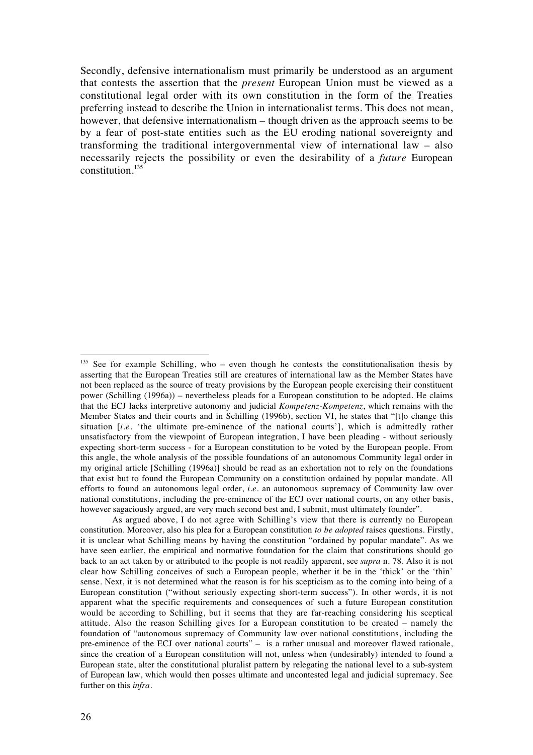Secondly, defensive internationalism must primarily be understood as an argument that contests the assertion that the *present* European Union must be viewed as a constitutional legal order with its own constitution in the form of the Treaties preferring instead to describe the Union in internationalist terms. This does not mean, however, that defensive internationalism – though driven as the approach seems to be by a fear of post-state entities such as the EU eroding national sovereignty and transforming the traditional intergovernmental view of international law – also necessarily rejects the possibility or even the desirability of a *future* European constitution.[135]

---

[135] See for example Schilling, who – even though he contests the constitutionalisation thesis by asserting that the European Treaties still are creatures of international law as the Member States have not been replaced as the source of treaty provisions by the European people exercising their constituent power (Schilling (1996a)) – nevertheless pleads for a European constitution to be adopted. He claims that the ECJ lacks interpretive autonomy and judicial *Kompetenz-Kompetenz*, which remains with the Member States and their courts and in Schilling (1996b), section VI, he states that "[t]o change this situation [*i.e.* 'the ultimate pre-eminence of the national courts'], which is admittedly rather unsatisfactory from the viewpoint of European integration, I have been pleading - without seriously expecting short-term success - for a European constitution to be voted by the European people. From this angle, the whole analysis of the possible foundations of an autonomous Community legal order in my original article [Schilling (1996a)] should be read as an exhortation not to rely on the foundations that exist but to found the European Community on a constitution ordained by popular mandate. All efforts to found an autonomous legal order, *i.e.* an autonomous supremacy of Community law over national constitutions, including the pre-eminence of the ECJ over national courts, on any other basis, however sagaciously argued, are very much second best and, I submit, must ultimately founder".

As argued above, I do not agree with Schilling's view that there is currently no European constitution. Moreover, also his plea for a European constitution *to be adopted* raises questions. Firstly, it is unclear what Schilling means by having the constitution "ordained by popular mandate". As we have seen earlier, the empirical and normative foundation for the claim that constitutions should go back to an act taken by or attributed to the people is not readily apparent, see *supra* n. 78. Also it is not clear how Schilling conceives of such a European people, whether it be in the 'thick' or the 'thin' sense. Next, it is not determined what the reason is for his scepticism as to the coming into being of a European constitution ("without seriously expecting short-term success"). In other words, it is not apparent what the specific requirements and consequences of such a future European constitution would be according to Schilling, but it seems that they are far-reaching considering his sceptical attitude. Also the reason Schilling gives for a European constitution to be created – namely the foundation of "autonomous supremacy of Community law over national constitutions, including the pre-eminence of the ECJ over national courts" – is a rather unusual and moreover flawed rationale, since the creation of a European constitution will not, unless when (undesirably) intended to found a European state, alter the constitutional pluralist pattern by relegating the national level to a sub-system of European law, which would then posses ultimate and uncontested legal and judicial supremacy. See further on this *infra*.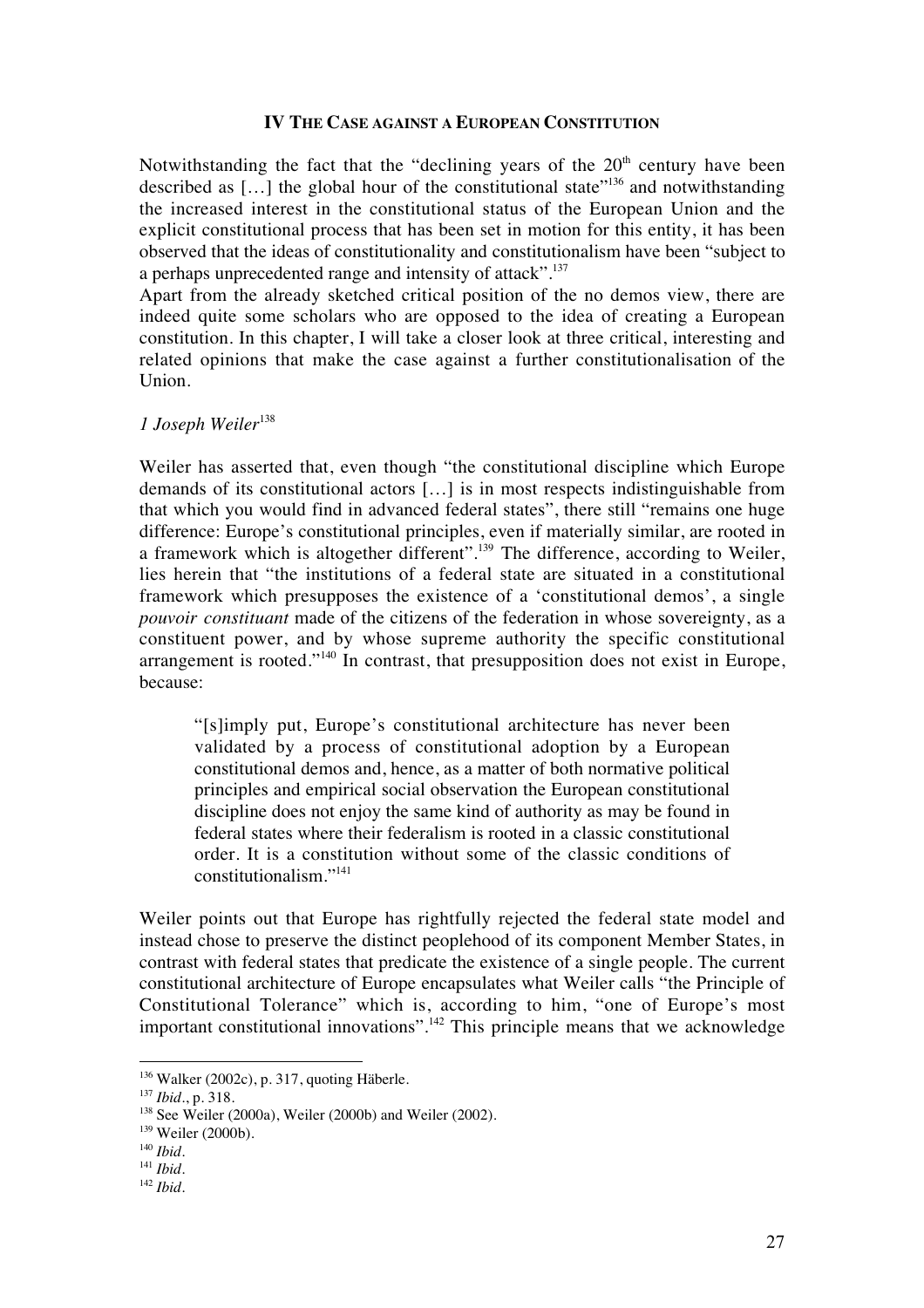## IV The Case against a European Constitution

Notwithstanding the fact that the "declining years of the 20th century have been described as [...] the global hour of the constitutional state"[136] and notwithstanding the increased interest in the constitutional status of the European Union and the explicit constitutional process that has been set in motion for this entity, it has been observed that the ideas of constitutionality and constitutionalism have been "subject to a perhaps unprecedented range and intensity of attack".[137]

Apart from the already sketched critical position of the no demos view, there are indeed quite some scholars who are opposed to the idea of creating a European constitution. In this chapter, I will take a closer look at three critical, interesting and related opinions that make the case against a further constitutionalisation of the Union.

### *1 Joseph Weiler*[138]

Weiler has asserted that, even though "the constitutional discipline which Europe demands of its constitutional actors [...] is in most respects indistinguishable from that which you would find in advanced federal states", there still "remains one huge difference: Europe's constitutional principles, even if materially similar, are rooted in a framework which is altogether different".[139] The difference, according to Weiler, lies herein that "the institutions of a federal state are situated in a constitutional framework which presupposes the existence of a 'constitutional demos', a single *pouvoir constituant* made of the citizens of the federation in whose sovereignty, as a constituent power, and by whose supreme authority the specific constitutional arrangement is rooted."[140] In contrast, that presupposition does not exist in Europe, because:

> "[s]imply put, Europe's constitutional architecture has never been validated by a process of constitutional adoption by a European constitutional demos and, hence, as a matter of both normative political principles and empirical social observation the European constitutional discipline does not enjoy the same kind of authority as may be found in federal states where their federalism is rooted in a classic constitutional order. It is a constitution without some of the classic conditions of constitutionalism."[141]

Weiler points out that Europe has rightfully rejected the federal state model and instead chose to preserve the distinct peoplehood of its component Member States, in contrast with federal states that predicate the existence of a single people. The current constitutional architecture of Europe encapsulates what Weiler calls "the Principle of Constitutional Tolerance" which is, according to him, "one of Europe's most important constitutional innovations".[142] This principle means that we acknowledge

---

[136] Walker (2002c), p. 317, quoting Häberle.

[137] *Ibid*., p. 318.

[138] See Weiler (2000a), Weiler (2000b) and Weiler (2002).

[139] Weiler (2000b).

[140] *Ibid*.

[141] *Ibid*.

[142] *Ibid*.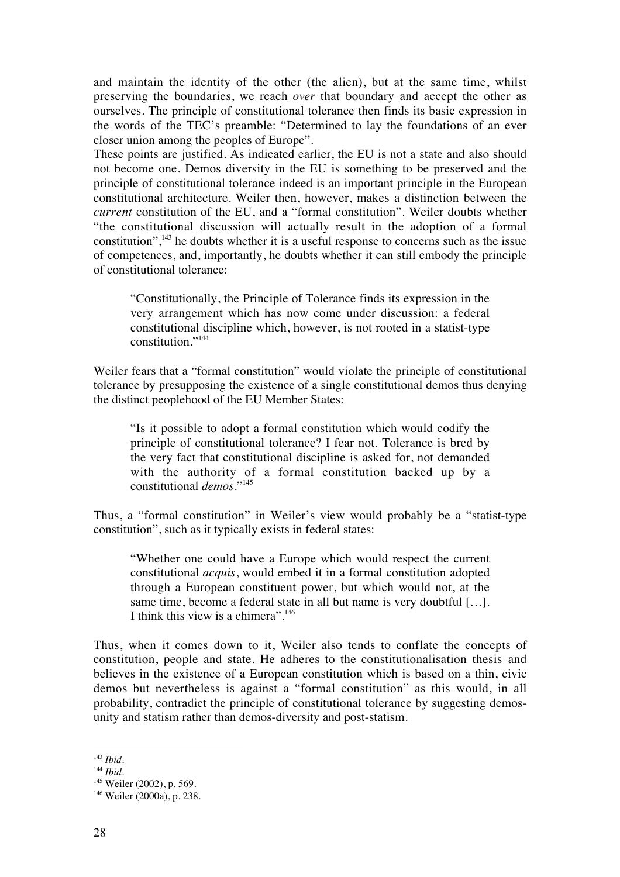and maintain the identity of the other (the alien), but at the same time, whilst preserving the boundaries, we reach *over* that boundary and accept the other as ourselves. The principle of constitutional tolerance then finds its basic expression in the words of the TEC's preamble: "Determined to lay the foundations of an ever closer union among the peoples of Europe".

These points are justified. As indicated earlier, the EU is not a state and also should not become one. Demos diversity in the EU is something to be preserved and the principle of constitutional tolerance indeed is an important principle in the European constitutional architecture. Weiler then, however, makes a distinction between the *current* constitution of the EU, and a "formal constitution". Weiler doubts whether "the constitutional discussion will actually result in the adoption of a formal constitution",[143] he doubts whether it is a useful response to concerns such as the issue of competences, and, importantly, he doubts whether it can still embody the principle of constitutional tolerance:

> "Constitutionally, the Principle of Tolerance finds its expression in the very arrangement which has now come under discussion: a federal constitutional discipline which, however, is not rooted in a statist-type constitution."[144]

Weiler fears that a "formal constitution" would violate the principle of constitutional tolerance by presupposing the existence of a single constitutional demos thus denying the distinct peoplehood of the EU Member States:

> "Is it possible to adopt a formal constitution which would codify the principle of constitutional tolerance? I fear not. Tolerance is bred by the very fact that constitutional discipline is asked for, not demanded with the authority of a formal constitution backed up by a constitutional *demos*."[145]

Thus, a "formal constitution" in Weiler's view would probably be a "statist-type constitution", such as it typically exists in federal states:

> "Whether one could have a Europe which would respect the current constitutional *acquis*, would embed it in a formal constitution adopted through a European constituent power, but which would not, at the same time, become a federal state in all but name is very doubtful […]. I think this view is a chimera".[146]

Thus, when it comes down to it, Weiler also tends to conflate the concepts of constitution, people and state. He adheres to the constitutionalisation thesis and believes in the existence of a European constitution which is based on a thin, civic demos but nevertheless is against a "formal constitution" as this would, in all probability, contradict the principle of constitutional tolerance by suggesting demos-unity and statism rather than demos-diversity and post-statism.

---

[143] *Ibid*.
[144] *Ibid*.
[145] Weiler (2002), p. 569.
[146] Weiler (2000a), p. 238.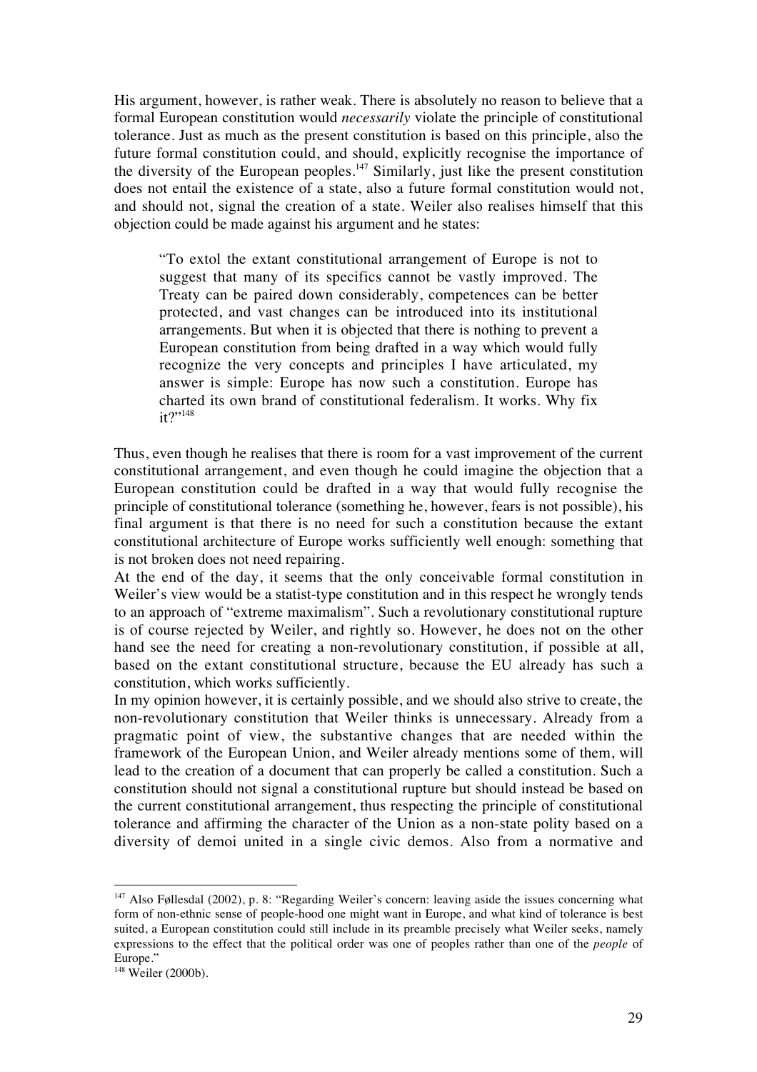His argument, however, is rather weak. There is absolutely no reason to believe that a formal European constitution would *necessarily* violate the principle of constitutional tolerance. Just as much as the present constitution is based on this principle, also the future formal constitution could, and should, explicitly recognise the importance of the diversity of the European peoples.[147] Similarly, just like the present constitution does not entail the existence of a state, also a future formal constitution would not, and should not, signal the creation of a state. Weiler also realises himself that this objection could be made against his argument and he states:

> "To extol the extant constitutional arrangement of Europe is not to suggest that many of its specifics cannot be vastly improved. The Treaty can be paired down considerably, competences can be better protected, and vast changes can be introduced into its institutional arrangements. But when it is objected that there is nothing to prevent a European constitution from being drafted in a way which would fully recognize the very concepts and principles I have articulated, my answer is simple: Europe has now such a constitution. Europe has charted its own brand of constitutional federalism. It works. Why fix it?"[148]

Thus, even though he realises that there is room for a vast improvement of the current constitutional arrangement, and even though he could imagine the objection that a European constitution could be drafted in a way that would fully recognise the principle of constitutional tolerance (something he, however, fears is not possible), his final argument is that there is no need for such a constitution because the extant constitutional architecture of Europe works sufficiently well enough: something that is not broken does not need repairing.

At the end of the day, it seems that the only conceivable formal constitution in Weiler's view would be a statist-type constitution and in this respect he wrongly tends to an approach of "extreme maximalism". Such a revolutionary constitutional rupture is of course rejected by Weiler, and rightly so. However, he does not on the other hand see the need for creating a non-revolutionary constitution, if possible at all, based on the extant constitutional structure, because the EU already has such a constitution, which works sufficiently.

In my opinion however, it is certainly possible, and we should also strive to create, the non-revolutionary constitution that Weiler thinks is unnecessary. Already from a pragmatic point of view, the substantive changes that are needed within the framework of the European Union, and Weiler already mentions some of them, will lead to the creation of a document that can properly be called a constitution. Such a constitution should not signal a constitutional rupture but should instead be based on the current constitutional arrangement, thus respecting the principle of constitutional tolerance and affirming the character of the Union as a non-state polity based on a diversity of demoi united in a single civic demos. Also from a normative and

---

[147] Also Føllesdal (2002), p. 8: "Regarding Weiler's concern: leaving aside the issues concerning what form of non-ethnic sense of people-hood one might want in Europe, and what kind of tolerance is best suited, a European constitution could still include in its preamble precisely what Weiler seeks, namely expressions to the effect that the political order was one of peoples rather than one of the *people* of Europe."

[148] Weiler (2000b).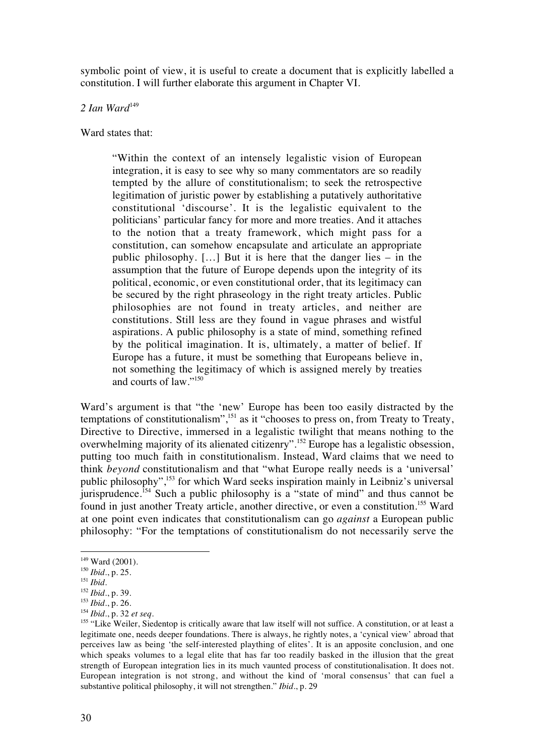symbolic point of view, it is useful to create a document that is explicitly labelled a constitution. I will further elaborate this argument in Chapter VI.

*2 Ian Ward*[149]

Ward states that:

> "Within the context of an intensely legalistic vision of European integration, it is easy to see why so many commentators are so readily tempted by the allure of constitutionalism; to seek the retrospective legitimation of juristic power by establishing a putatively authoritative constitutional 'discourse'. It is the legalistic equivalent to the politicians' particular fancy for more and more treaties. And it attaches to the notion that a treaty framework, which might pass for a constitution, can somehow encapsulate and articulate an appropriate public philosophy. […] But it is here that the danger lies – in the assumption that the future of Europe depends upon the integrity of its political, economic, or even constitutional order, that its legitimacy can be secured by the right phraseology in the right treaty articles. Public philosophies are not found in treaty articles, and neither are constitutions. Still less are they found in vague phrases and wistful aspirations. A public philosophy is a state of mind, something refined by the political imagination. It is, ultimately, a matter of belief. If Europe has a future, it must be something that Europeans believe in, not something the legitimacy of which is assigned merely by treaties and courts of law."[150]

Ward's argument is that "the 'new' Europe has been too easily distracted by the temptations of constitutionalism",[151] as it "chooses to press on, from Treaty to Treaty, Directive to Directive, immersed in a legalistic twilight that means nothing to the overwhelming majority of its alienated citizenry".[152] Europe has a legalistic obsession, putting too much faith in constitutionalism. Instead, Ward claims that we need to think *beyond* constitutionalism and that "what Europe really needs is a 'universal' public philosophy",[153] for which Ward seeks inspiration mainly in Leibniz's universal jurisprudence.[154] Such a public philosophy is a "state of mind" and thus cannot be found in just another Treaty article, another directive, or even a constitution.[155] Ward at one point even indicates that constitutionalism can go *against* a European public philosophy: "For the temptations of constitutionalism do not necessarily serve the

---

[149] Ward (2001).

[150] *Ibid.*, p. 25.

[151] *Ibid.*

[152] *Ibid.*, p. 39.

[153] *Ibid.*, p. 26.

[154] *Ibid.*, p. 32 *et seq.*

[155] "Like Weiler, Siedentop is critically aware that law itself will not suffice. A constitution, or at least a legitimate one, needs deeper foundations. There is always, he rightly notes, a 'cynical view' abroad that perceives law as being 'the self-interested plaything of elites'. It is an apposite conclusion, and one which speaks volumes to a legal elite that has far too readily basked in the illusion that the great strength of European integration lies in its much vaunted process of constitutionalisation. It does not. European integration is not strong, and without the kind of 'moral consensus' that can fuel a substantive political philosophy, it will not strengthen." *Ibid.*, p. 29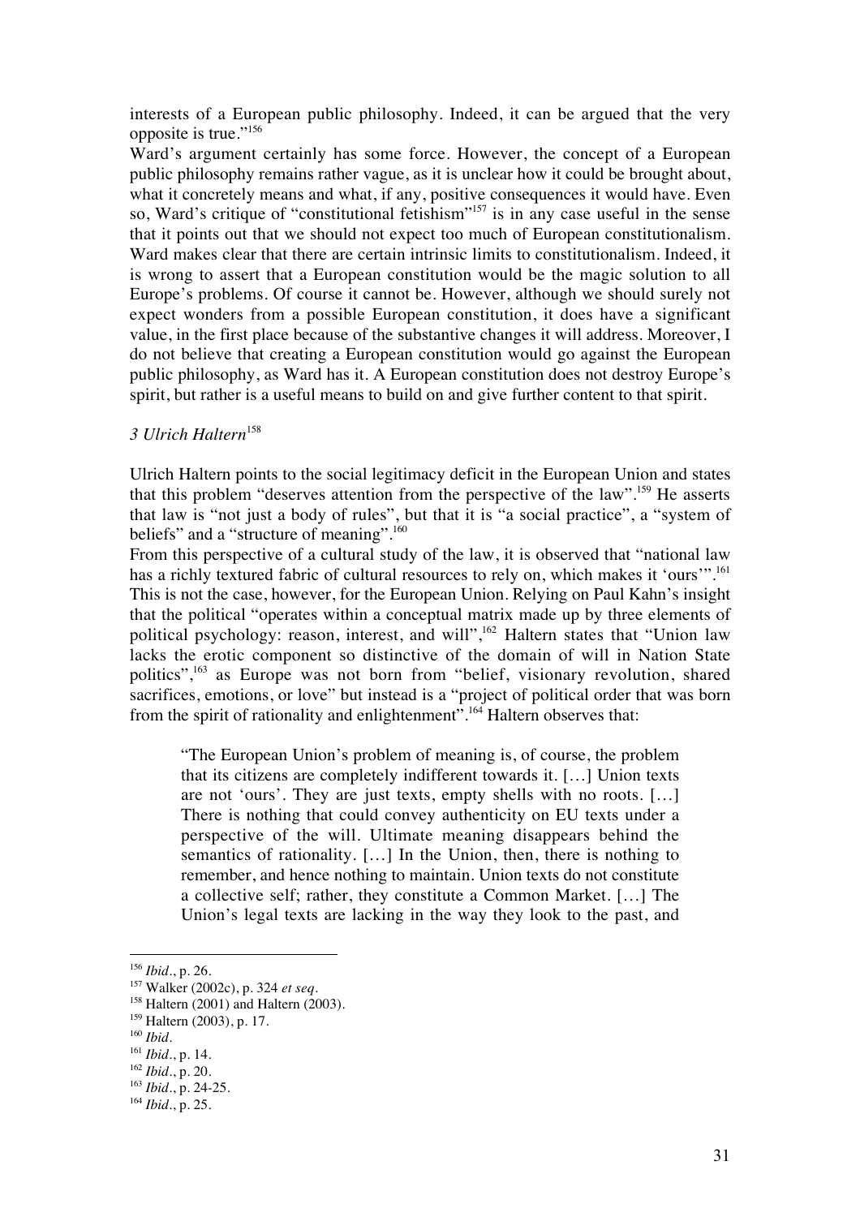interests of a European public philosophy. Indeed, it can be argued that the very opposite is true."[156]

Ward's argument certainly has some force. However, the concept of a European public philosophy remains rather vague, as it is unclear how it could be brought about, what it concretely means and what, if any, positive consequences it would have. Even so, Ward's critique of "constitutional fetishism"[157] is in any case useful in the sense that it points out that we should not expect too much of European constitutionalism. Ward makes clear that there are certain intrinsic limits to constitutionalism. Indeed, it is wrong to assert that a European constitution would be the magic solution to all Europe's problems. Of course it cannot be. However, although we should surely not expect wonders from a possible European constitution, it does have a significant value, in the first place because of the substantive changes it will address. Moreover, I do not believe that creating a European constitution would go against the European public philosophy, as Ward has it. A European constitution does not destroy Europe's spirit, but rather is a useful means to build on and give further content to that spirit.

### *3 Ulrich Haltern*[158]

Ulrich Haltern points to the social legitimacy deficit in the European Union and states that this problem "deserves attention from the perspective of the law".[159] He asserts that law is "not just a body of rules", but that it is "a social practice", a "system of beliefs" and a "structure of meaning".[160]

From this perspective of a cultural study of the law, it is observed that "national law has a richly textured fabric of cultural resources to rely on, which makes it 'ours'".[161] This is not the case, however, for the European Union. Relying on Paul Kahn's insight that the political "operates within a conceptual matrix made up by three elements of political psychology: reason, interest, and will",[162] Haltern states that "Union law lacks the erotic component so distinctive of the domain of will in Nation State politics",[163] as Europe was not born from "belief, visionary revolution, shared sacrifices, emotions, or love" but instead is a "project of political order that was born from the spirit of rationality and enlightenment".[164] Haltern observes that:

> "The European Union's problem of meaning is, of course, the problem that its citizens are completely indifferent towards it. […] Union texts are not 'ours'. They are just texts, empty shells with no roots. […] There is nothing that could convey authenticity on EU texts under a perspective of the will. Ultimate meaning disappears behind the semantics of rationality. […] In the Union, then, there is nothing to remember, and hence nothing to maintain. Union texts do not constitute a collective self; rather, they constitute a Common Market. […] The Union's legal texts are lacking in the way they look to the past, and

---

[156] *Ibid*., p. 26.

[157] Walker (2002c), p. 324 *et seq*.

[158] Haltern (2001) and Haltern (2003).

[159] Haltern (2003), p. 17.

[160] *Ibid*.

[161] *Ibid*., p. 14.

[162] *Ibid*., p. 20.

[163] *Ibid*., p. 24-25.

[164] *Ibid*., p. 25.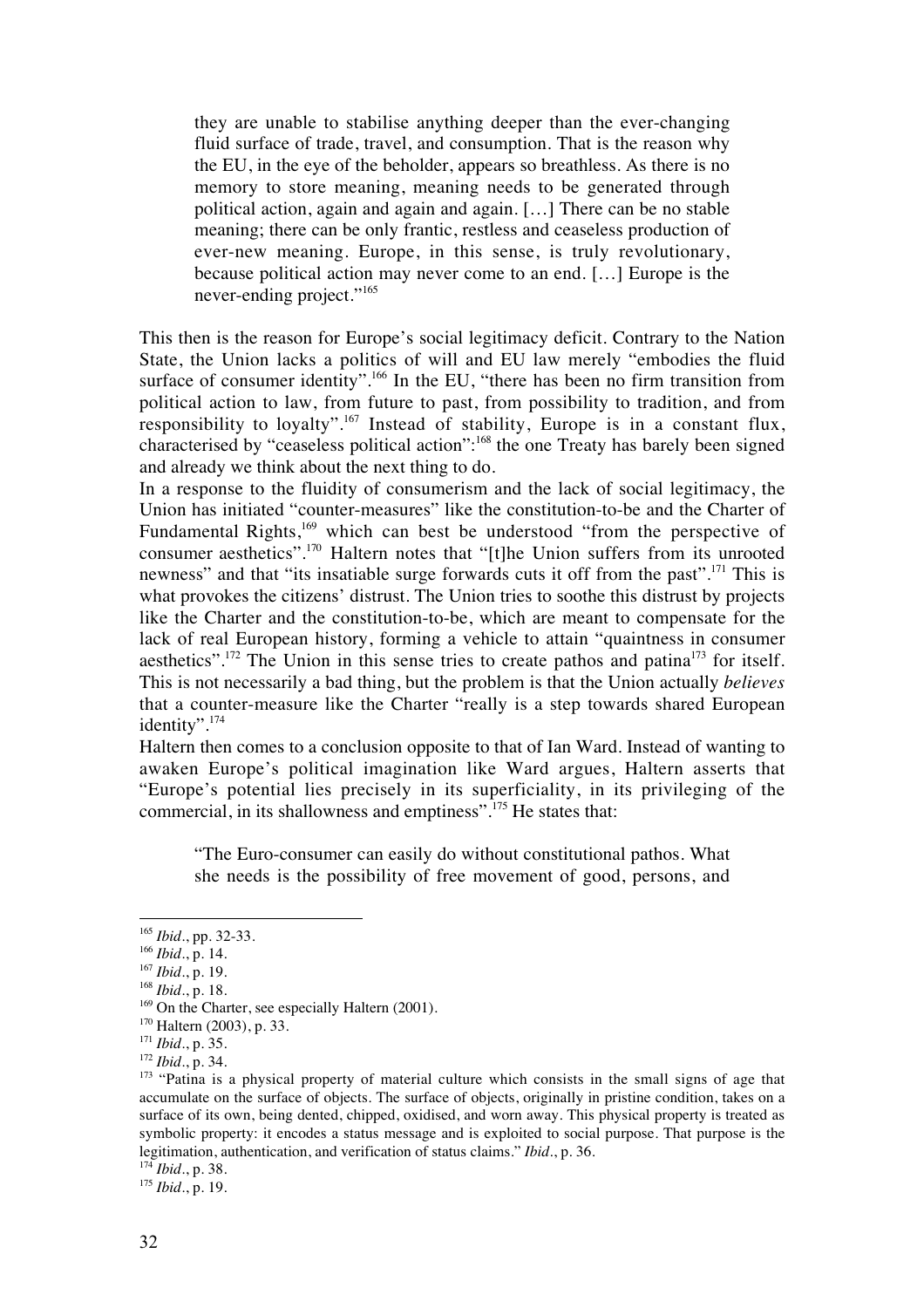> they are unable to stabilise anything deeper than the ever-changing fluid surface of trade, travel, and consumption. That is the reason why the EU, in the eye of the beholder, appears so breathless. As there is no memory to store meaning, meaning needs to be generated through political action, again and again and again. […] There can be no stable meaning; there can be only frantic, restless and ceaseless production of ever-new meaning. Europe, in this sense, is truly revolutionary, because political action may never come to an end. […] Europe is the never-ending project."[165]

This then is the reason for Europe's social legitimacy deficit. Contrary to the Nation State, the Union lacks a politics of will and EU law merely "embodies the fluid surface of consumer identity".[166] In the EU, "there has been no firm transition from political action to law, from future to past, from possibility to tradition, and from responsibility to loyalty".[167] Instead of stability, Europe is in a constant flux, characterised by "ceaseless political action":[168] the one Treaty has barely been signed and already we think about the next thing to do.

In a response to the fluidity of consumerism and the lack of social legitimacy, the Union has initiated "counter-measures" like the constitution-to-be and the Charter of Fundamental Rights,[169] which can best be understood "from the perspective of consumer aesthetics".[170] Haltern notes that "[t]he Union suffers from its unrooted newness" and that "its insatiable surge forwards cuts it off from the past".[171] This is what provokes the citizens' distrust. The Union tries to soothe this distrust by projects like the Charter and the constitution-to-be, which are meant to compensate for the lack of real European history, forming a vehicle to attain "quaintness in consumer aesthetics".[172] The Union in this sense tries to create pathos and patina[173] for itself. This is not necessarily a bad thing, but the problem is that the Union actually *believes* that a counter-measure like the Charter "really is a step towards shared European identity".[174]

Haltern then comes to a conclusion opposite to that of Ian Ward. Instead of wanting to awaken Europe's political imagination like Ward argues, Haltern asserts that "Europe's potential lies precisely in its superficiality, in its privileging of the commercial, in its shallowness and emptiness".[175] He states that:

> "The Euro-consumer can easily do without constitutional pathos. What she needs is the possibility of free movement of good, persons, and

---

[165] *Ibid.*, pp. 32-33.
[166] *Ibid.*, p. 14.
[167] *Ibid.*, p. 19.
[168] *Ibid.*, p. 18.
[169] On the Charter, see especially Haltern (2001).
[170] Haltern (2003), p. 33.
[171] *Ibid.*, p. 35.
[172] *Ibid.*, p. 34.
[173] "Patina is a physical property of material culture which consists in the small signs of age that accumulate on the surface of objects. The surface of objects, originally in pristine condition, takes on a surface of its own, being dented, chipped, oxidised, and worn away. This physical property is treated as symbolic property: it encodes a status message and is exploited to social purpose. That purpose is the legitimation, authentication, and verification of status claims." *Ibid.*, p. 36.
[174] *Ibid.*, p. 38.
[175] *Ibid.*, p. 19.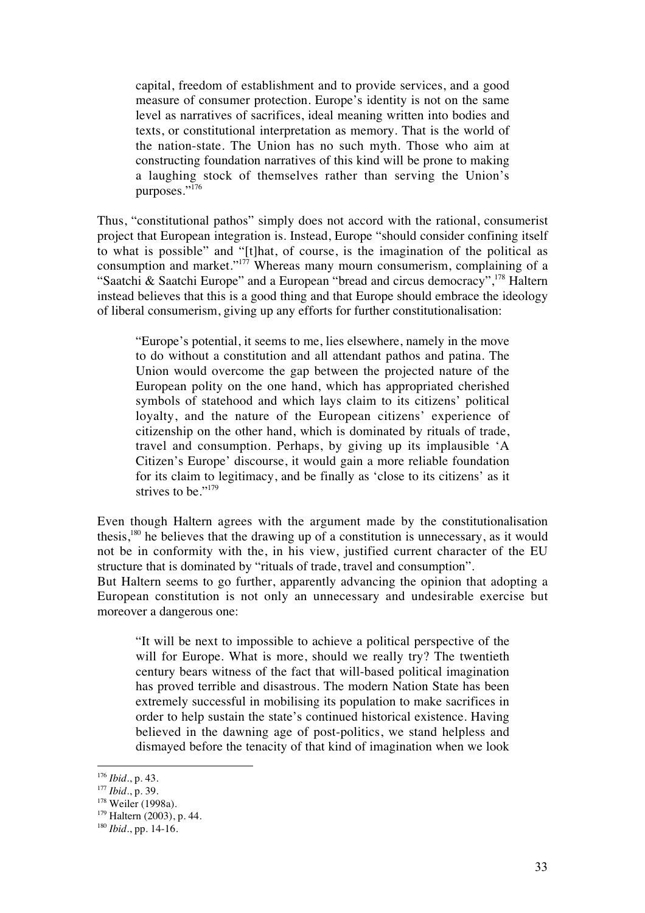> capital, freedom of establishment and to provide services, and a good measure of consumer protection. Europe's identity is not on the same level as narratives of sacrifices, ideal meaning written into bodies and texts, or constitutional interpretation as memory. That is the world of the nation-state. The Union has no such myth. Those who aim at constructing foundation narratives of this kind will be prone to making a laughing stock of themselves rather than serving the Union's purposes."[176]

Thus, "constitutional pathos" simply does not accord with the rational, consumerist project that European integration is. Instead, Europe "should consider confining itself to what is possible" and "[t]hat, of course, is the imagination of the political as consumption and market."[177] Whereas many mourn consumerism, complaining of a "Saatchi & Saatchi Europe" and a European "bread and circus democracy",[178] Haltern instead believes that this is a good thing and that Europe should embrace the ideology of liberal consumerism, giving up any efforts for further constitutionalisation:

> "Europe's potential, it seems to me, lies elsewhere, namely in the move to do without a constitution and all attendant pathos and patina. The Union would overcome the gap between the projected nature of the European polity on the one hand, which has appropriated cherished symbols of statehood and which lays claim to its citizens' political loyalty, and the nature of the European citizens' experience of citizenship on the other hand, which is dominated by rituals of trade, travel and consumption. Perhaps, by giving up its implausible 'A Citizen's Europe' discourse, it would gain a more reliable foundation for its claim to legitimacy, and be finally as 'close to its citizens' as it strives to be."[179]

Even though Haltern agrees with the argument made by the constitutionalisation thesis,[180] he believes that the drawing up of a constitution is unnecessary, as it would not be in conformity with the, in his view, justified current character of the EU structure that is dominated by "rituals of trade, travel and consumption".

But Haltern seems to go further, apparently advancing the opinion that adopting a European constitution is not only an unnecessary and undesirable exercise but moreover a dangerous one:

> "It will be next to impossible to achieve a political perspective of the will for Europe. What is more, should we really try? The twentieth century bears witness of the fact that will-based political imagination has proved terrible and disastrous. The modern Nation State has been extremely successful in mobilising its population to make sacrifices in order to help sustain the state's continued historical existence. Having believed in the dawning age of post-politics, we stand helpless and dismayed before the tenacity of that kind of imagination when we look

---

[176] *Ibid*., p. 43.
[177] *Ibid*., p. 39.
[178] Weiler (1998a).
[179] Haltern (2003), p. 44.
[180] *Ibid*., pp. 14-16.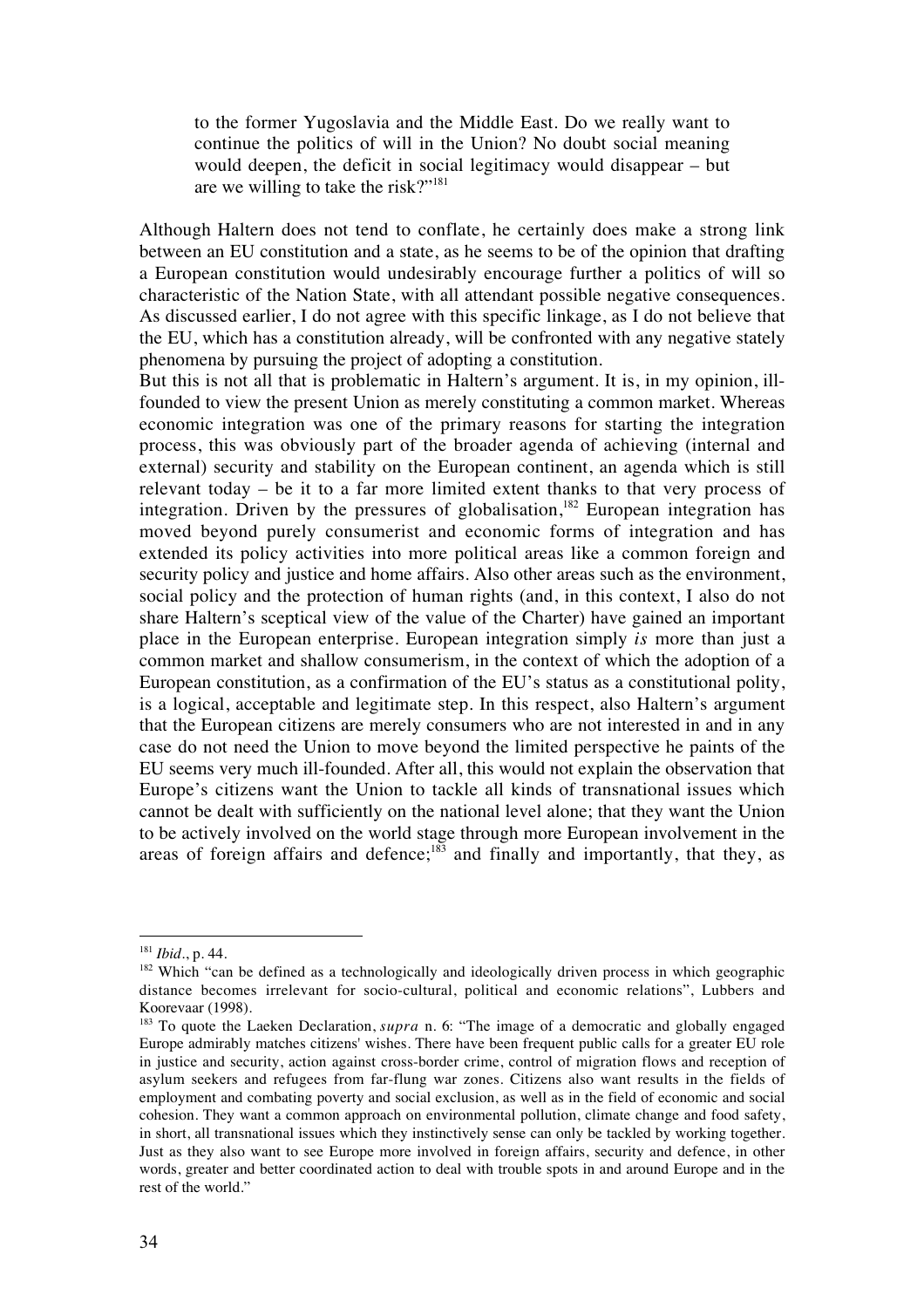> to the former Yugoslavia and the Middle East. Do we really want to continue the politics of will in the Union? No doubt social meaning would deepen, the deficit in social legitimacy would disappear – but are we willing to take the risk?"[181]

Although Haltern does not tend to conflate, he certainly does make a strong link between an EU constitution and a state, as he seems to be of the opinion that drafting a European constitution would undesirably encourage further a politics of will so characteristic of the Nation State, with all attendant possible negative consequences. As discussed earlier, I do not agree with this specific linkage, as I do not believe that the EU, which has a constitution already, will be confronted with any negative stately phenomena by pursuing the project of adopting a constitution.

But this is not all that is problematic in Haltern's argument. It is, in my opinion, ill-founded to view the present Union as merely constituting a common market. Whereas economic integration was one of the primary reasons for starting the integration process, this was obviously part of the broader agenda of achieving (internal and external) security and stability on the European continent, an agenda which is still relevant today – be it to a far more limited extent thanks to that very process of integration. Driven by the pressures of globalisation,[182] European integration has moved beyond purely consumerist and economic forms of integration and has extended its policy activities into more political areas like a common foreign and security policy and justice and home affairs. Also other areas such as the environment, social policy and the protection of human rights (and, in this context, I also do not share Haltern's sceptical view of the value of the Charter) have gained an important place in the European enterprise. European integration simply *is* more than just a common market and shallow consumerism, in the context of which the adoption of a European constitution, as a confirmation of the EU's status as a constitutional polity, is a logical, acceptable and legitimate step. In this respect, also Haltern's argument that the European citizens are merely consumers who are not interested in and in any case do not need the Union to move beyond the limited perspective he paints of the EU seems very much ill-founded. After all, this would not explain the observation that Europe's citizens want the Union to tackle all kinds of transnational issues which cannot be dealt with sufficiently on the national level alone; that they want the Union to be actively involved on the world stage through more European involvement in the areas of foreign affairs and defence;[183] and finally and importantly, that they, as

---

[181] *Ibid*., p. 44.

[182] Which "can be defined as a technologically and ideologically driven process in which geographic distance becomes irrelevant for socio-cultural, political and economic relations", Lubbers and Koorevaar (1998).

[183] To quote the Laeken Declaration, *supra* n. 6: "The image of a democratic and globally engaged Europe admirably matches citizens' wishes. There have been frequent public calls for a greater EU role in justice and security, action against cross-border crime, control of migration flows and reception of asylum seekers and refugees from far-flung war zones. Citizens also want results in the fields of employment and combating poverty and social exclusion, as well as in the field of economic and social cohesion. They want a common approach on environmental pollution, climate change and food safety, in short, all transnational issues which they instinctively sense can only be tackled by working together. Just as they also want to see Europe more involved in foreign affairs, security and defence, in other words, greater and better coordinated action to deal with trouble spots in and around Europe and in the rest of the world."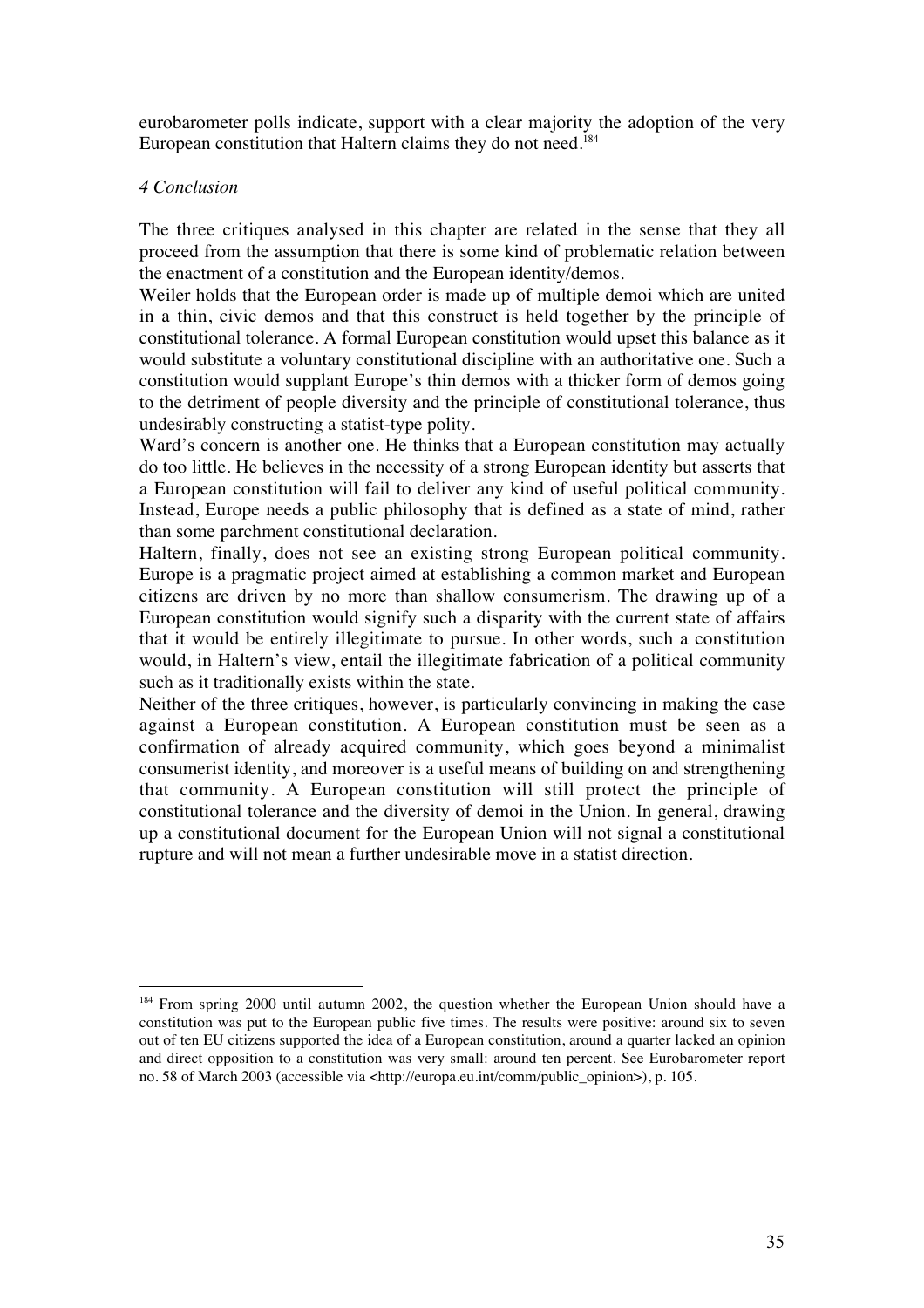eurobarometer polls indicate, support with a clear majority the adoption of the very European constitution that Haltern claims they do not need.[184]

*4 Conclusion*

The three critiques analysed in this chapter are related in the sense that they all proceed from the assumption that there is some kind of problematic relation between the enactment of a constitution and the European identity/demos.

Weiler holds that the European order is made up of multiple demoi which are united in a thin, civic demos and that this construct is held together by the principle of constitutional tolerance. A formal European constitution would upset this balance as it would substitute a voluntary constitutional discipline with an authoritative one. Such a constitution would supplant Europe's thin demos with a thicker form of demos going to the detriment of people diversity and the principle of constitutional tolerance, thus undesirably constructing a statist-type polity.

Ward's concern is another one. He thinks that a European constitution may actually do too little. He believes in the necessity of a strong European identity but asserts that a European constitution will fail to deliver any kind of useful political community. Instead, Europe needs a public philosophy that is defined as a state of mind, rather than some parchment constitutional declaration.

Haltern, finally, does not see an existing strong European political community. Europe is a pragmatic project aimed at establishing a common market and European citizens are driven by no more than shallow consumerism. The drawing up of a European constitution would signify such a disparity with the current state of affairs that it would be entirely illegitimate to pursue. In other words, such a constitution would, in Haltern's view, entail the illegitimate fabrication of a political community such as it traditionally exists within the state.

Neither of the three critiques, however, is particularly convincing in making the case against a European constitution. A European constitution must be seen as a confirmation of already acquired community, which goes beyond a minimalist consumerist identity, and moreover is a useful means of building on and strengthening that community. A European constitution will still protect the principle of constitutional tolerance and the diversity of demoi in the Union. In general, drawing up a constitutional document for the European Union will not signal a constitutional rupture and will not mean a further undesirable move in a statist direction.

---

[184] From spring 2000 until autumn 2002, the question whether the European Union should have a constitution was put to the European public five times. The results were positive: around six to seven out of ten EU citizens supported the idea of a European constitution, around a quarter lacked an opinion and direct opposition to a constitution was very small: around ten percent. See Eurobarometer report no. 58 of March 2003 (accessible via <http://europa.eu.int/comm/public_opinion>), p. 105.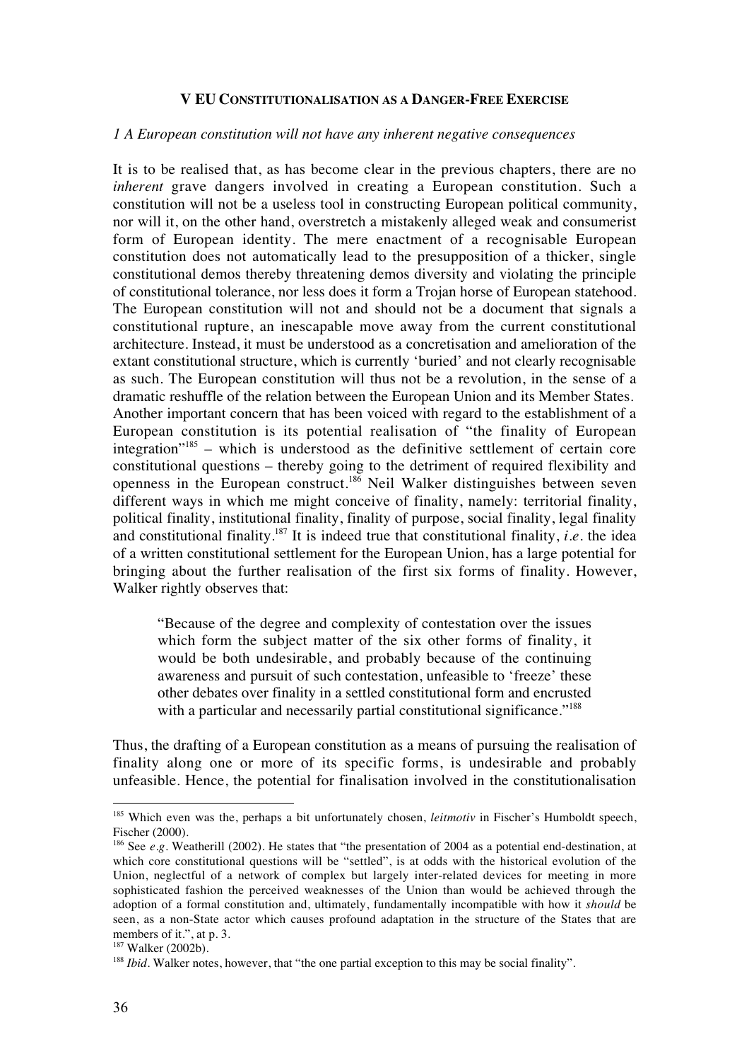## V EU CONSTITUTIONALISATION AS A DANGER-FREE EXERCISE

### *1 A European constitution will not have any inherent negative consequences*

It is to be realised that, as has become clear in the previous chapters, there are no *inherent* grave dangers involved in creating a European constitution. Such a constitution will not be a useless tool in constructing European political community, nor will it, on the other hand, overstretch a mistakenly alleged weak and consumerist form of European identity. The mere enactment of a recognisable European constitution does not automatically lead to the presupposition of a thicker, single constitutional demos thereby threatening demos diversity and violating the principle of constitutional tolerance, nor less does it form a Trojan horse of European statehood. The European constitution will not and should not be a document that signals a constitutional rupture, an inescapable move away from the current constitutional architecture. Instead, it must be understood as a concretisation and amelioration of the extant constitutional structure, which is currently 'buried' and not clearly recognisable as such. The European constitution will thus not be a revolution, in the sense of a dramatic reshuffle of the relation between the European Union and its Member States. Another important concern that has been voiced with regard to the establishment of a European constitution is its potential realisation of "the finality of European integration"[185] – which is understood as the definitive settlement of certain core constitutional questions – thereby going to the detriment of required flexibility and openness in the European construct.[186] Neil Walker distinguishes between seven different ways in which me might conceive of finality, namely: territorial finality, political finality, institutional finality, finality of purpose, social finality, legal finality and constitutional finality.[187] It is indeed true that constitutional finality, *i.e.* the idea of a written constitutional settlement for the European Union, has a large potential for bringing about the further realisation of the first six forms of finality. However, Walker rightly observes that:

> "Because of the degree and complexity of contestation over the issues which form the subject matter of the six other forms of finality, it would be both undesirable, and probably because of the continuing awareness and pursuit of such contestation, unfeasible to 'freeze' these other debates over finality in a settled constitutional form and encrusted with a particular and necessarily partial constitutional significance."[188]

Thus, the drafting of a European constitution as a means of pursuing the realisation of finality along one or more of its specific forms, is undesirable and probably unfeasible. Hence, the potential for finalisation involved in the constitutionalisation

---

[185] Which even was the, perhaps a bit unfortunately chosen, *leitmotiv* in Fischer's Humboldt speech, Fischer (2000).

[186] See *e.g.* Weatherill (2002). He states that "the presentation of 2004 as a potential end-destination, at which core constitutional questions will be "settled", is at odds with the historical evolution of the Union, neglectful of a network of complex but largely inter-related devices for meeting in more sophisticated fashion the perceived weaknesses of the Union than would be achieved through the adoption of a formal constitution and, ultimately, fundamentally incompatible with how it *should* be seen, as a non-State actor which causes profound adaptation in the structure of the States that are members of it.", at p. 3.

[187] Walker (2002b).

[188] *Ibid*. Walker notes, however, that "the one partial exception to this may be social finality".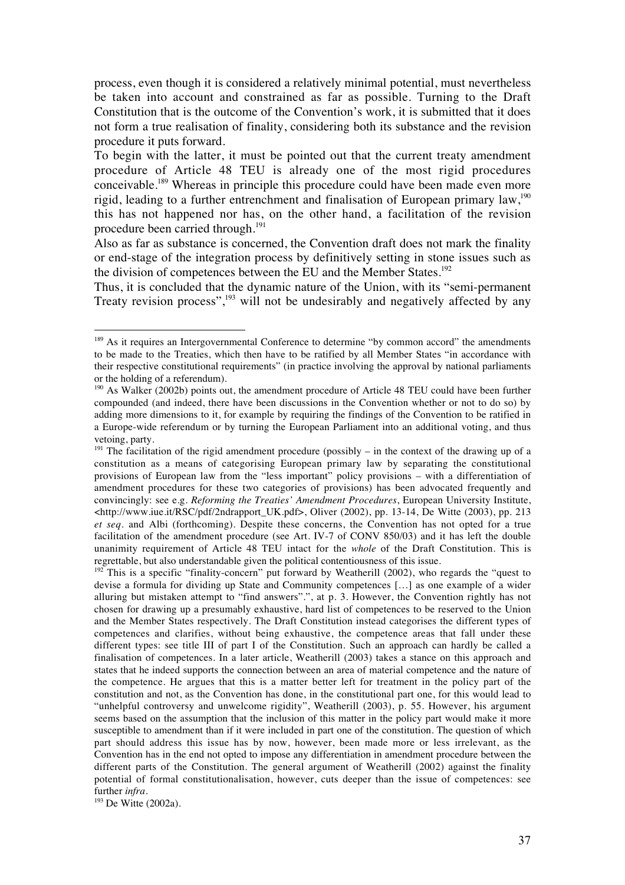process, even though it is considered a relatively minimal potential, must nevertheless be taken into account and constrained as far as possible. Turning to the Draft Constitution that is the outcome of the Convention's work, it is submitted that it does not form a true realisation of finality, considering both its substance and the revision procedure it puts forward.

To begin with the latter, it must be pointed out that the current treaty amendment procedure of Article 48 TEU is already one of the most rigid procedures conceivable.[189] Whereas in principle this procedure could have been made even more rigid, leading to a further entrenchment and finalisation of European primary law,[190] this has not happened nor has, on the other hand, a facilitation of the revision procedure been carried through.[191]

Also as far as substance is concerned, the Convention draft does not mark the finality or end-stage of the integration process by definitively setting in stone issues such as the division of competences between the EU and the Member States.[192]

Thus, it is concluded that the dynamic nature of the Union, with its "semi-permanent Treaty revision process",[193] will not be undesirably and negatively affected by any

---

[189] As it requires an Intergovernmental Conference to determine "by common accord" the amendments to be made to the Treaties, which then have to be ratified by all Member States "in accordance with their respective constitutional requirements" (in practice involving the approval by national parliaments or the holding of a referendum).

[190] As Walker (2002b) points out, the amendment procedure of Article 48 TEU could have been further compounded (and indeed, there have been discussions in the Convention whether or not to do so) by adding more dimensions to it, for example by requiring the findings of the Convention to be ratified in a Europe-wide referendum or by turning the European Parliament into an additional voting, and thus vetoing, party.

[191] The facilitation of the rigid amendment procedure (possibly – in the context of the drawing up of a constitution as a means of categorising European primary law by separating the constitutional provisions of European law from the "less important" policy provisions – with a differentiation of amendment procedures for these two categories of provisions) has been advocated frequently and convincingly: see e.g. *Reforming the Treaties' Amendment Procedures*, European University Institute, <http://www.iue.it/RSC/pdf/2ndrapport_UK.pdf>, Oliver (2002), pp. 13-14, De Witte (2003), pp. 213 *et seq.* and Albi (forthcoming). Despite these concerns, the Convention has not opted for a true facilitation of the amendment procedure (see Art. IV-7 of CONV 850/03) and it has left the double unanimity requirement of Article 48 TEU intact for the *whole* of the Draft Constitution. This is regrettable, but also understandable given the political contentiousness of this issue.

[192] This is a specific "finality-concern" put forward by Weatherill (2002), who regards the "quest to devise a formula for dividing up State and Community competences […] as one example of a wider alluring but mistaken attempt to "find answers".", at p. 3. However, the Convention rightly has not chosen for drawing up a presumably exhaustive, hard list of competences to be reserved to the Union and the Member States respectively. The Draft Constitution instead categorises the different types of competences and clarifies, without being exhaustive, the competence areas that fall under these different types: see title III of part I of the Constitution. Such an approach can hardly be called a finalisation of competences. In a later article, Weatherill (2003) takes a stance on this approach and states that he indeed supports the connection between an area of material competence and the nature of the competence. He argues that this is a matter better left for treatment in the policy part of the constitution and not, as the Convention has done, in the constitutional part one, for this would lead to "unhelpful controversy and unwelcome rigidity", Weatherill (2003), p. 55. However, his argument seems based on the assumption that the inclusion of this matter in the policy part would make it more susceptible to amendment than if it were included in part one of the constitution. The question of which part should address this issue has by now, however, been made more or less irrelevant, as the Convention has in the end not opted to impose any differentiation in amendment procedure between the different parts of the Constitution. The general argument of Weatherill (2002) against the finality potential of formal constitutionalisation, however, cuts deeper than the issue of competences: see further *infra*.

[193] De Witte (2002a).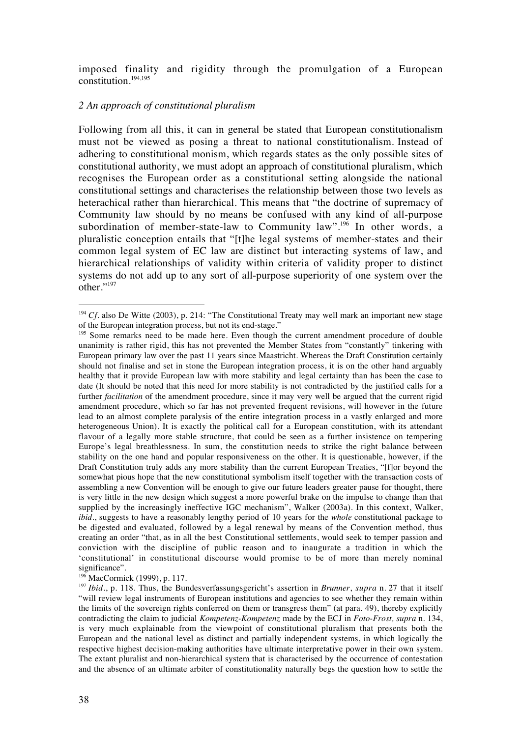imposed finality and rigidity through the promulgation of a European constitution.[194,195]

*2 An approach of constitutional pluralism*

Following from all this, it can in general be stated that European constitutionalism must not be viewed as posing a threat to national constitutionalism. Instead of adhering to constitutional monism, which regards states as the only possible sites of constitutional authority, we must adopt an approach of constitutional pluralism, which recognises the European order as a constitutional setting alongside the national constitutional settings and characterises the relationship between those two levels as heterachical rather than hierarchical. This means that "the doctrine of supremacy of Community law should by no means be confused with any kind of all-purpose subordination of member-state-law to Community law".[196] In other words, a pluralistic conception entails that "[t]he legal systems of member-states and their common legal system of EC law are distinct but interacting systems of law, and hierarchical relationships of validity within criteria of validity proper to distinct systems do not add up to any sort of all-purpose superiority of one system over the other."[197]

---

[194] *Cf.* also De Witte (2003), p. 214: "The Constitutional Treaty may well mark an important new stage of the European integration process, but not its end-stage."

[195] Some remarks need to be made here. Even though the current amendment procedure of double unanimity is rather rigid, this has not prevented the Member States from "constantly" tinkering with European primary law over the past 11 years since Maastricht. Whereas the Draft Constitution certainly should not finalise and set in stone the European integration process, it is on the other hand arguably healthy that it provide European law with more stability and legal certainty than has been the case to date (It should be noted that this need for more stability is not contradicted by the justified calls for a further *facilitation* of the amendment procedure, since it may very well be argued that the current rigid amendment procedure, which so far has not prevented frequent revisions, will however in the future lead to an almost complete paralysis of the entire integration process in a vastly enlarged and more heterogeneous Union). It is exactly the political call for a European constitution, with its attendant flavour of a legally more stable structure, that could be seen as a further insistence on tempering Europe's legal breathlessness. In sum, the constitution needs to strike the right balance between stability on the one hand and popular responsiveness on the other. It is questionable, however, if the Draft Constitution truly adds any more stability than the current European Treaties, "[f]or beyond the somewhat pious hope that the new constitutional symbolism itself together with the transaction costs of assembling a new Convention will be enough to give our future leaders greater pause for thought, there is very little in the new design which suggest a more powerful brake on the impulse to change than that supplied by the increasingly ineffective IGC mechanism", Walker (2003a). In this context, Walker, *ibid*., suggests to have a reasonably lengthy period of 10 years for the *whole* constitutional package to be digested and evaluated, followed by a legal renewal by means of the Convention method, thus creating an order "that, as in all the best Constitutional settlements, would seek to temper passion and conviction with the discipline of public reason and to inaugurate a tradition in which the 'constitutional' in constitutional discourse would promise to be of more than merely nominal significance".

[196] MacCormick (1999), p. 117.

[197] *Ibid*., p. 118. Thus, the Bundesverfassungsgericht's assertion in *Brunner*, *supra* n. 27 that it itself "will review legal instruments of European institutions and agencies to see whether they remain within the limits of the sovereign rights conferred on them or transgress them" (at para. 49), thereby explicitly contradicting the claim to judicial *Kompetenz-Kompetenz* made by the ECJ in *Foto-Frost, supra* n. 134, is very much explainable from the viewpoint of constitutional pluralism that presents both the European and the national level as distinct and partially independent systems, in which logically the respective highest decision-making authorities have ultimate interpretative power in their own system. The extant pluralist and non-hierarchical system that is characterised by the occurrence of contestation and the absence of an ultimate arbiter of constitutionality naturally begs the question how to settle the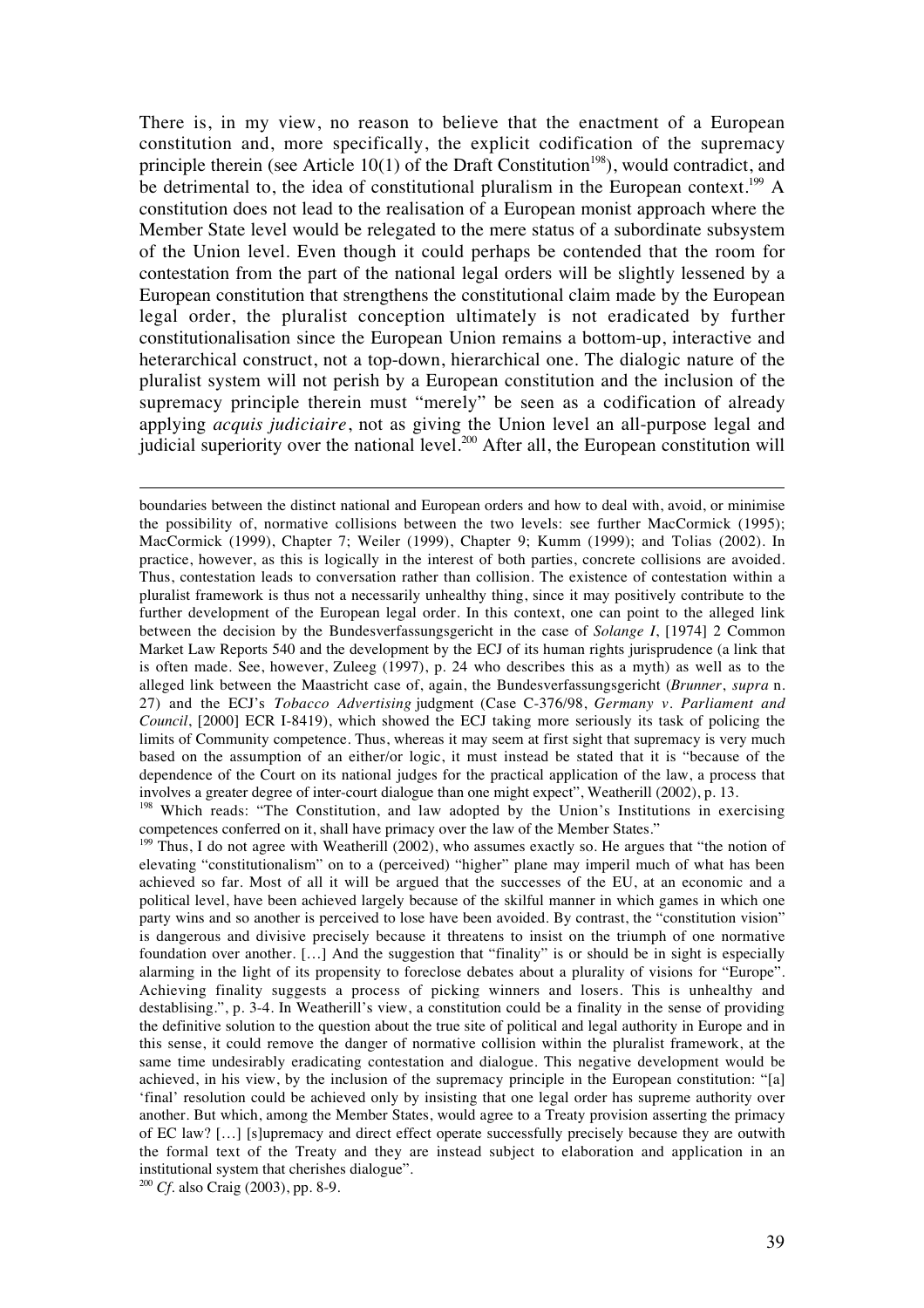There is, in my view, no reason to believe that the enactment of a European constitution and, more specifically, the explicit codification of the supremacy principle therein (see Article 10(1) of the Draft Constitution[198]), would contradict, and be detrimental to, the idea of constitutional pluralism in the European context.[199] A constitution does not lead to the realisation of a European monist approach where the Member State level would be relegated to the mere status of a subordinate subsystem of the Union level. Even though it could perhaps be contended that the room for contestation from the part of the national legal orders will be slightly lessened by a European constitution that strengthens the constitutional claim made by the European legal order, the pluralist conception ultimately is not eradicated by further constitutionalisation since the European Union remains a bottom-up, interactive and heterarchical construct, not a top-down, hierarchical one. The dialogic nature of the pluralist system will not perish by a European constitution and the inclusion of the supremacy principle therein must "merely" be seen as a codification of already applying *acquis judiciaire*, not as giving the Union level an all-purpose legal and judicial superiority over the national level.[200] After all, the European constitution will

---

boundaries between the distinct national and European orders and how to deal with, avoid, or minimise the possibility of, normative collisions between the two levels: see further MacCormick (1995); MacCormick (1999), Chapter 7; Weiler (1999), Chapter 9; Kumm (1999); and Tolias (2002). In practice, however, as this is logically in the interest of both parties, concrete collisions are avoided. Thus, contestation leads to conversation rather than collision. The existence of contestation within a pluralist framework is thus not a necessarily unhealthy thing, since it may positively contribute to the further development of the European legal order. In this context, one can point to the alleged link between the decision by the Bundesverfassungsgericht in the case of *Solange I*, [1974] 2 Common Market Law Reports 540 and the development by the ECJ of its human rights jurisprudence (a link that is often made. See, however, Zuleeg (1997), p. 24 who describes this as a myth) as well as to the alleged link between the Maastricht case of, again, the Bundesverfassungsgericht (*Brunner*, *supra* n. 27) and the ECJ's *Tobacco Advertising* judgment (Case C-376/98, *Germany v. Parliament and Council*, [2000] ECR I-8419), which showed the ECJ taking more seriously its task of policing the limits of Community competence. Thus, whereas it may seem at first sight that supremacy is very much based on the assumption of an either/or logic, it must instead be stated that it is "because of the dependence of the Court on its national judges for the practical application of the law, a process that involves a greater degree of inter-court dialogue than one might expect", Weatherill (2002), p. 13.

[198] Which reads: "The Constitution, and law adopted by the Union's Institutions in exercising competences conferred on it, shall have primacy over the law of the Member States."

[199] Thus, I do not agree with Weatherill (2002), who assumes exactly so. He argues that "the notion of elevating "constitutionalism" on to a (perceived) "higher" plane may imperil much of what has been achieved so far. Most of all it will be argued that the successes of the EU, at an economic and a political level, have been achieved largely because of the skilful manner in which games in which one party wins and so another is perceived to lose have been avoided. By contrast, the "constitution vision" is dangerous and divisive precisely because it threatens to insist on the triumph of one normative foundation over another. […] And the suggestion that "finality" is or should be in sight is especially alarming in the light of its propensity to foreclose debates about a plurality of visions for "Europe". Achieving finality suggests a process of picking winners and losers. This is unhealthy and destablising.", p. 3-4. In Weatherill's view, a constitution could be a finality in the sense of providing the definitive solution to the question about the true site of political and legal authority in Europe and in this sense, it could remove the danger of normative collision within the pluralist framework, at the same time undesirably eradicating contestation and dialogue. This negative development would be achieved, in his view, by the inclusion of the supremacy principle in the European constitution: "[a] 'final' resolution could be achieved only by insisting that one legal order has supreme authority over another. But which, among the Member States, would agree to a Treaty provision asserting the primacy of EC law? […] [s]upremacy and direct effect operate successfully precisely because they are outwith the formal text of the Treaty and they are instead subject to elaboration and application in an institutional system that cherishes dialogue".

[200] *Cf.* also Craig (2003), pp. 8-9.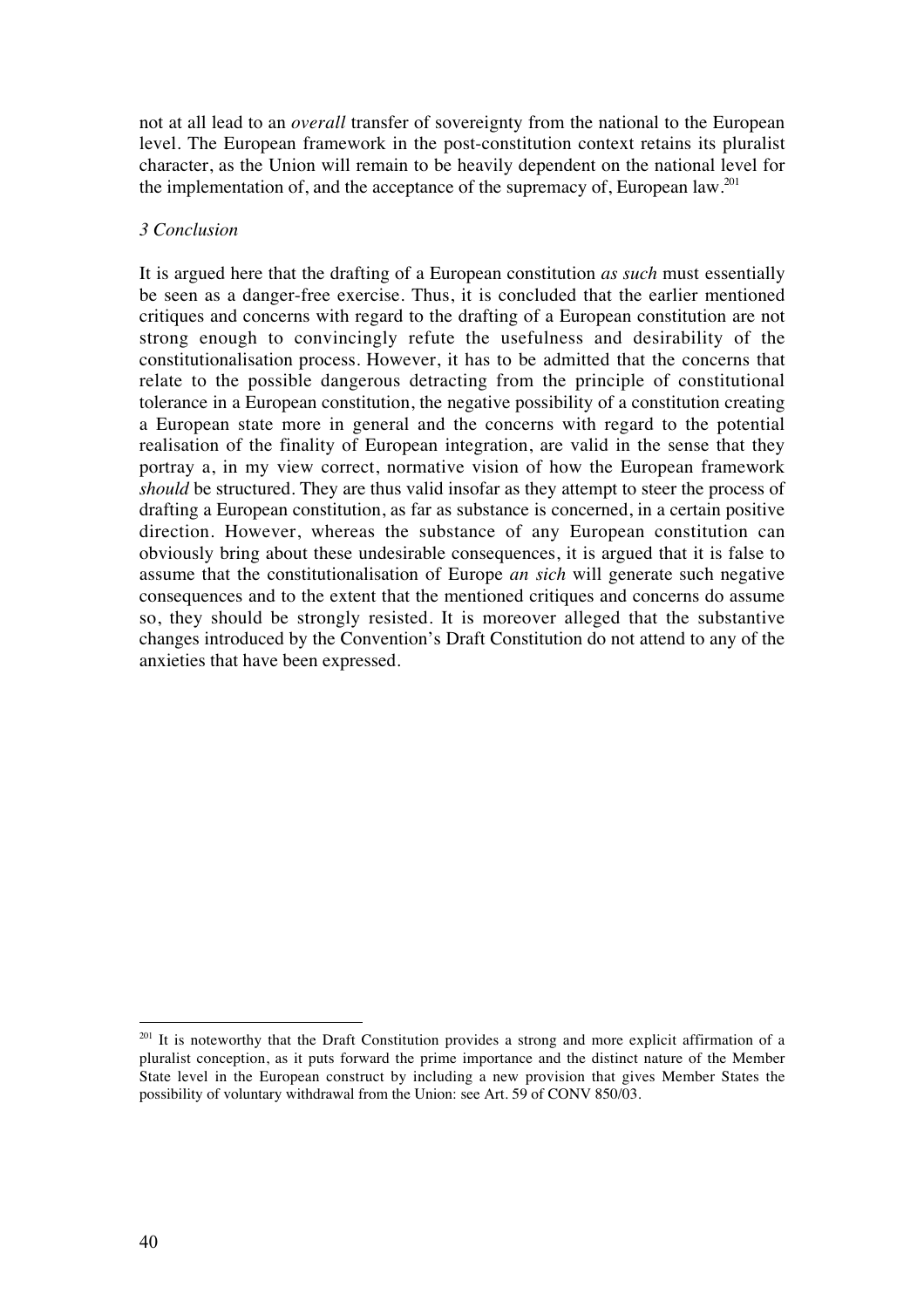not at all lead to an *overall* transfer of sovereignty from the national to the European level. The European framework in the post-constitution context retains its pluralist character, as the Union will remain to be heavily dependent on the national level for the implementation of, and the acceptance of the supremacy of, European law.[201]

### *3 Conclusion*

It is argued here that the drafting of a European constitution *as such* must essentially be seen as a danger-free exercise. Thus, it is concluded that the earlier mentioned critiques and concerns with regard to the drafting of a European constitution are not strong enough to convincingly refute the usefulness and desirability of the constitutionalisation process. However, it has to be admitted that the concerns that relate to the possible dangerous detracting from the principle of constitutional tolerance in a European constitution, the negative possibility of a constitution creating a European state more in general and the concerns with regard to the potential realisation of the finality of European integration, are valid in the sense that they portray a, in my view correct, normative vision of how the European framework *should* be structured. They are thus valid insofar as they attempt to steer the process of drafting a European constitution, as far as substance is concerned, in a certain positive direction. However, whereas the substance of any European constitution can obviously bring about these undesirable consequences, it is argued that it is false to assume that the constitutionalisation of Europe *an sich* will generate such negative consequences and to the extent that the mentioned critiques and concerns do assume so, they should be strongly resisted. It is moreover alleged that the substantive changes introduced by the Convention's Draft Constitution do not attend to any of the anxieties that have been expressed.

---

[201] It is noteworthy that the Draft Constitution provides a strong and more explicit affirmation of a pluralist conception, as it puts forward the prime importance and the distinct nature of the Member State level in the European construct by including a new provision that gives Member States the possibility of voluntary withdrawal from the Union: see Art. 59 of CONV 850/03.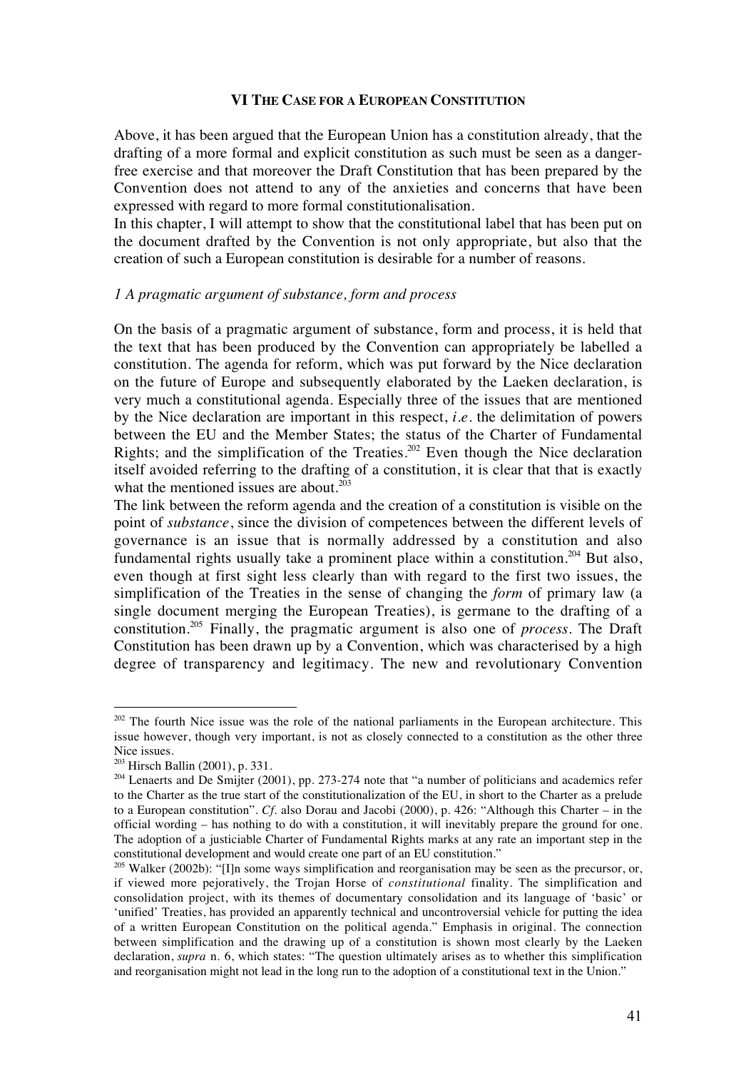## VI THE CASE FOR A EUROPEAN CONSTITUTION

Above, it has been argued that the European Union has a constitution already, that the drafting of a more formal and explicit constitution as such must be seen as a danger-free exercise and that moreover the Draft Constitution that has been prepared by the Convention does not attend to any of the anxieties and concerns that have been expressed with regard to more formal constitutionalisation.

In this chapter, I will attempt to show that the constitutional label that has been put on the document drafted by the Convention is not only appropriate, but also that the creation of such a European constitution is desirable for a number of reasons.

### *1 A pragmatic argument of substance, form and process*

On the basis of a pragmatic argument of substance, form and process, it is held that the text that has been produced by the Convention can appropriately be labelled a constitution. The agenda for reform, which was put forward by the Nice declaration on the future of Europe and subsequently elaborated by the Laeken declaration, is very much a constitutional agenda. Especially three of the issues that are mentioned by the Nice declaration are important in this respect, *i.e.* the delimitation of powers between the EU and the Member States; the status of the Charter of Fundamental Rights; and the simplification of the Treaties.[202] Even though the Nice declaration itself avoided referring to the drafting of a constitution, it is clear that that is exactly what the mentioned issues are about.[203]

The link between the reform agenda and the creation of a constitution is visible on the point of *substance*, since the division of competences between the different levels of governance is an issue that is normally addressed by a constitution and also fundamental rights usually take a prominent place within a constitution.[204] But also, even though at first sight less clearly than with regard to the first two issues, the simplification of the Treaties in the sense of changing the *form* of primary law (a single document merging the European Treaties), is germane to the drafting of a constitution.[205] Finally, the pragmatic argument is also one of *process*. The Draft Constitution has been drawn up by a Convention, which was characterised by a high degree of transparency and legitimacy. The new and revolutionary Convention

---

[202] The fourth Nice issue was the role of the national parliaments in the European architecture. This issue however, though very important, is not as closely connected to a constitution as the other three Nice issues.

[203] Hirsch Ballin (2001), p. 331.

[204] Lenaerts and De Smijter (2001), pp. 273-274 note that "a number of politicians and academics refer to the Charter as the true start of the constitutionalization of the EU, in short to the Charter as a prelude to a European constitution". *Cf.* also Dorau and Jacobi (2000), p. 426: "Although this Charter – in the official wording – has nothing to do with a constitution, it will inevitably prepare the ground for one. The adoption of a justiciable Charter of Fundamental Rights marks at any rate an important step in the constitutional development and would create one part of an EU constitution."

[205] Walker (2002b): "[I]n some ways simplification and reorganisation may be seen as the precursor, or, if viewed more pejoratively, the Trojan Horse of *constitutional* finality. The simplification and consolidation project, with its themes of documentary consolidation and its language of 'basic' or 'unified' Treaties, has provided an apparently technical and uncontroversial vehicle for putting the idea of a written European Constitution on the political agenda." Emphasis in original. The connection between simplification and the drawing up of a constitution is shown most clearly by the Laeken declaration, *supra* n. 6, which states: "The question ultimately arises as to whether this simplification and reorganisation might not lead in the long run to the adoption of a constitutional text in the Union."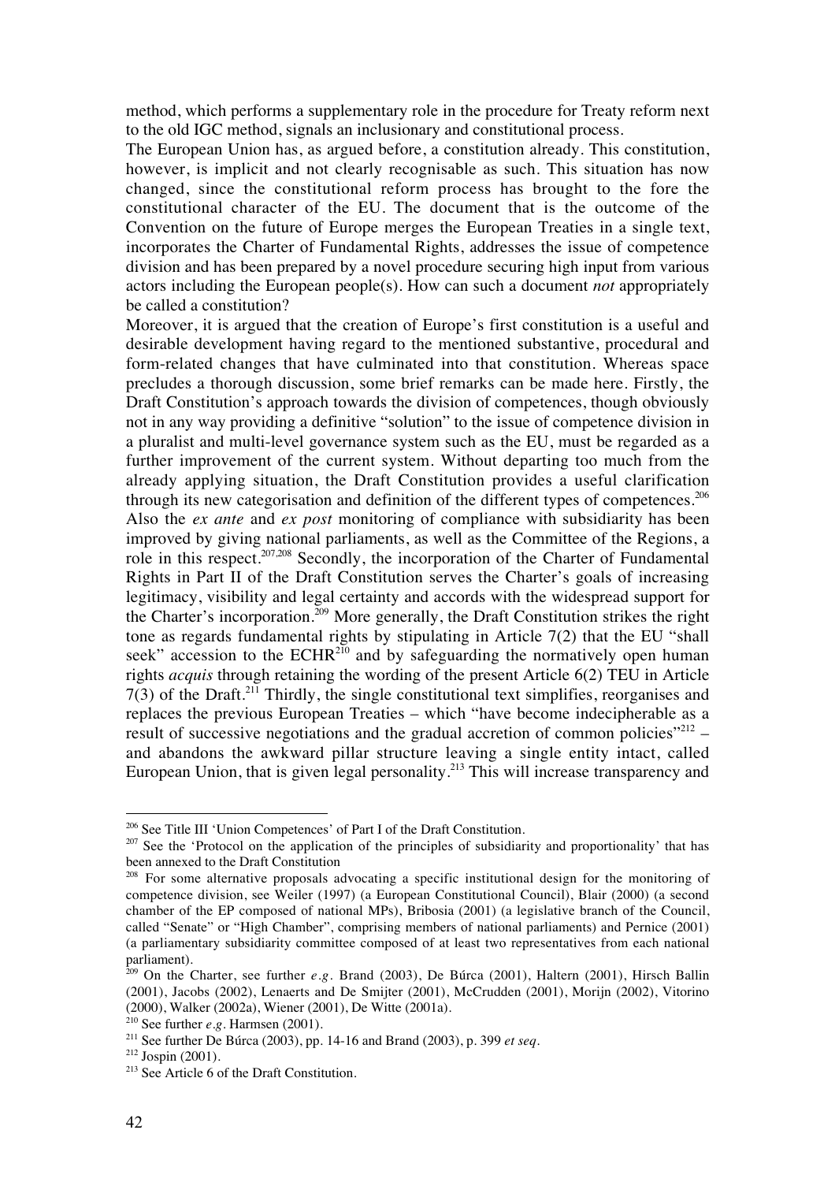method, which performs a supplementary role in the procedure for Treaty reform next to the old IGC method, signals an inclusionary and constitutional process.

The European Union has, as argued before, a constitution already. This constitution, however, is implicit and not clearly recognisable as such. This situation has now changed, since the constitutional reform process has brought to the fore the constitutional character of the EU. The document that is the outcome of the Convention on the future of Europe merges the European Treaties in a single text, incorporates the Charter of Fundamental Rights, addresses the issue of competence division and has been prepared by a novel procedure securing high input from various actors including the European people(s). How can such a document *not* appropriately be called a constitution?

Moreover, it is argued that the creation of Europe's first constitution is a useful and desirable development having regard to the mentioned substantive, procedural and form-related changes that have culminated into that constitution. Whereas space precludes a thorough discussion, some brief remarks can be made here. Firstly, the Draft Constitution's approach towards the division of competences, though obviously not in any way providing a definitive "solution" to the issue of competence division in a pluralist and multi-level governance system such as the EU, must be regarded as a further improvement of the current system. Without departing too much from the already applying situation, the Draft Constitution provides a useful clarification through its new categorisation and definition of the different types of competences.[206] Also the *ex ante* and *ex post* monitoring of compliance with subsidiarity has been improved by giving national parliaments, as well as the Committee of the Regions, a role in this respect.[207,208] Secondly, the incorporation of the Charter of Fundamental Rights in Part II of the Draft Constitution serves the Charter's goals of increasing legitimacy, visibility and legal certainty and accords with the widespread support for the Charter's incorporation.[209] More generally, the Draft Constitution strikes the right tone as regards fundamental rights by stipulating in Article 7(2) that the EU "shall seek" accession to the ECHR[210] and by safeguarding the normatively open human rights *acquis* through retaining the wording of the present Article 6(2) TEU in Article 7(3) of the Draft.[211] Thirdly, the single constitutional text simplifies, reorganises and replaces the previous European Treaties – which "have become indecipherable as a result of successive negotiations and the gradual accretion of common policies"[212] – and abandons the awkward pillar structure leaving a single entity intact, called European Union, that is given legal personality.[213] This will increase transparency and

---

[206] See Title III 'Union Competences' of Part I of the Draft Constitution.

[207] See the 'Protocol on the application of the principles of subsidiarity and proportionality' that has been annexed to the Draft Constitution

[208] For some alternative proposals advocating a specific institutional design for the monitoring of competence division, see Weiler (1997) (a European Constitutional Council), Blair (2000) (a second chamber of the EP composed of national MPs), Bribosia (2001) (a legislative branch of the Council, called "Senate" or "High Chamber", comprising members of national parliaments) and Pernice (2001) (a parliamentary subsidiarity committee composed of at least two representatives from each national parliament).

[209] On the Charter, see further *e.g.* Brand (2003), De Búrca (2001), Haltern (2001), Hirsch Ballin (2001), Jacobs (2002), Lenaerts and De Smijter (2001), McCrudden (2001), Morijn (2002), Vitorino (2000), Walker (2002a), Wiener (2001), De Witte (2001a).

[210] See further *e.g.* Harmsen (2001).

[211] See further De Búrca (2003), pp. 14-16 and Brand (2003), p. 399 *et seq.*

[212] Jospin (2001).

[213] See Article 6 of the Draft Constitution.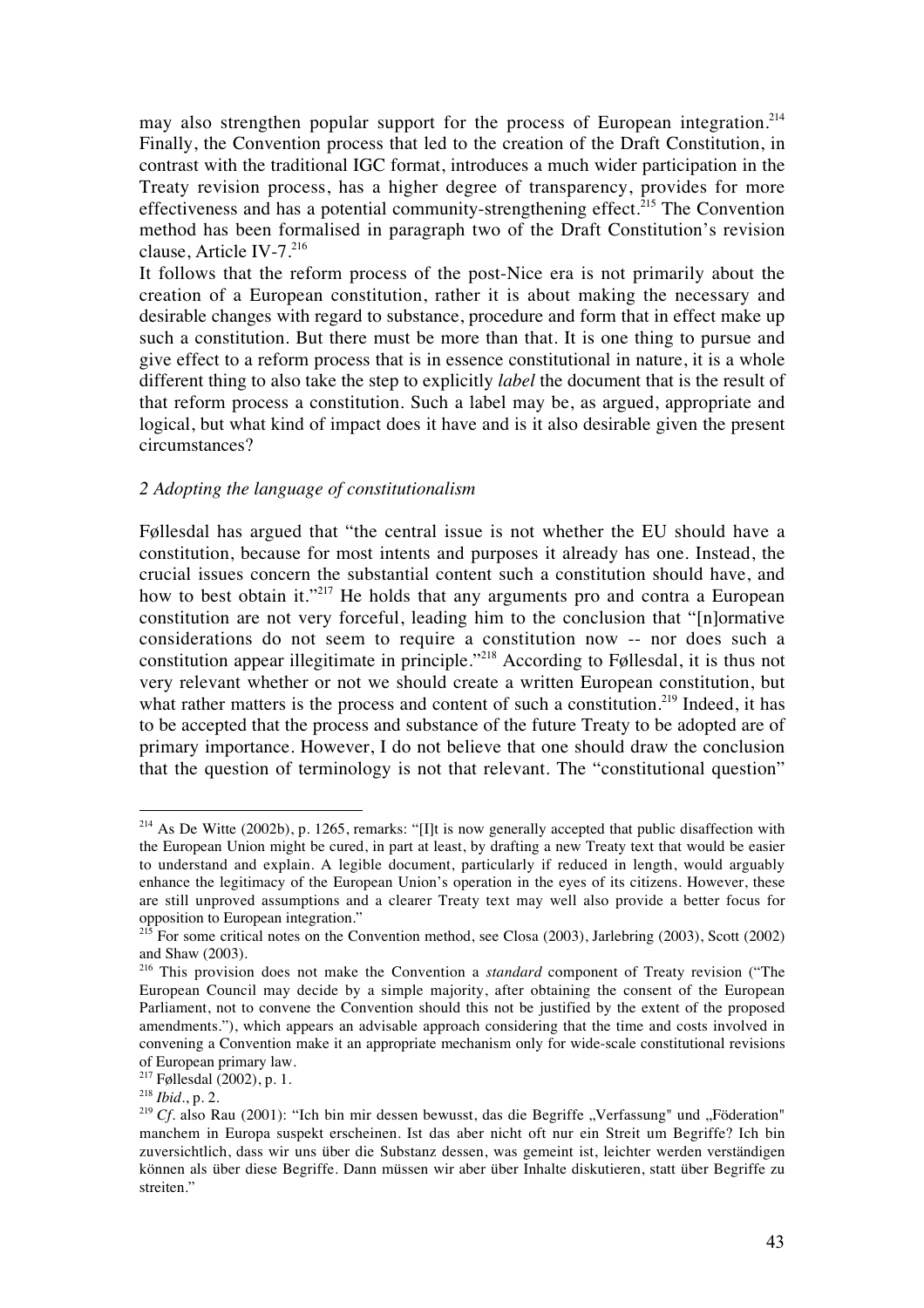may also strengthen popular support for the process of European integration.[214] Finally, the Convention process that led to the creation of the Draft Constitution, in contrast with the traditional IGC format, introduces a much wider participation in the Treaty revision process, has a higher degree of transparency, provides for more effectiveness and has a potential community-strengthening effect.[215] The Convention method has been formalised in paragraph two of the Draft Constitution's revision clause, Article IV-7.[216]

It follows that the reform process of the post-Nice era is not primarily about the creation of a European constitution, rather it is about making the necessary and desirable changes with regard to substance, procedure and form that in effect make up such a constitution. But there must be more than that. It is one thing to pursue and give effect to a reform process that is in essence constitutional in nature, it is a whole different thing to also take the step to explicitly *label* the document that is the result of that reform process a constitution. Such a label may be, as argued, appropriate and logical, but what kind of impact does it have and is it also desirable given the present circumstances?

### *2 Adopting the language of constitutionalism*

Føllesdal has argued that "the central issue is not whether the EU should have a constitution, because for most intents and purposes it already has one. Instead, the crucial issues concern the substantial content such a constitution should have, and how to best obtain it."[217] He holds that any arguments pro and contra a European constitution are not very forceful, leading him to the conclusion that "[n]ormative considerations do not seem to require a constitution now -- nor does such a constitution appear illegitimate in principle."[218] According to Føllesdal, it is thus not very relevant whether or not we should create a written European constitution, but what rather matters is the process and content of such a constitution.[219] Indeed, it has to be accepted that the process and substance of the future Treaty to be adopted are of primary importance. However, I do not believe that one should draw the conclusion that the question of terminology is not that relevant. The "constitutional question"

---

[214] As De Witte (2002b), p. 1265, remarks: "[I]t is now generally accepted that public disaffection with the European Union might be cured, in part at least, by drafting a new Treaty text that would be easier to understand and explain. A legible document, particularly if reduced in length, would arguably enhance the legitimacy of the European Union's operation in the eyes of its citizens. However, these are still unproved assumptions and a clearer Treaty text may well also provide a better focus for opposition to European integration."

[215] For some critical notes on the Convention method, see Closa (2003), Jarlebring (2003), Scott (2002) and Shaw (2003).

[216] This provision does not make the Convention a *standard* component of Treaty revision ("The European Council may decide by a simple majority, after obtaining the consent of the European Parliament, not to convene the Convention should this not be justified by the extent of the proposed amendments."), which appears an advisable approach considering that the time and costs involved in convening a Convention make it an appropriate mechanism only for wide-scale constitutional revisions of European primary law.

[217] Føllesdal (2002), p. 1.

[218] *Ibid*., p. 2.

[219] *Cf*. also Rau (2001): "Ich bin mir dessen bewusst, das die Begriffe „Verfassung" und „Föderation" manchem in Europa suspekt erscheinen. Ist das aber nicht oft nur ein Streit um Begriffe? Ich bin zuversichtlich, dass wir uns über die Substanz dessen, was gemeint ist, leichter werden verständigen können als über diese Begriffe. Dann müssen wir aber über Inhalte diskutieren, statt über Begriffe zu streiten."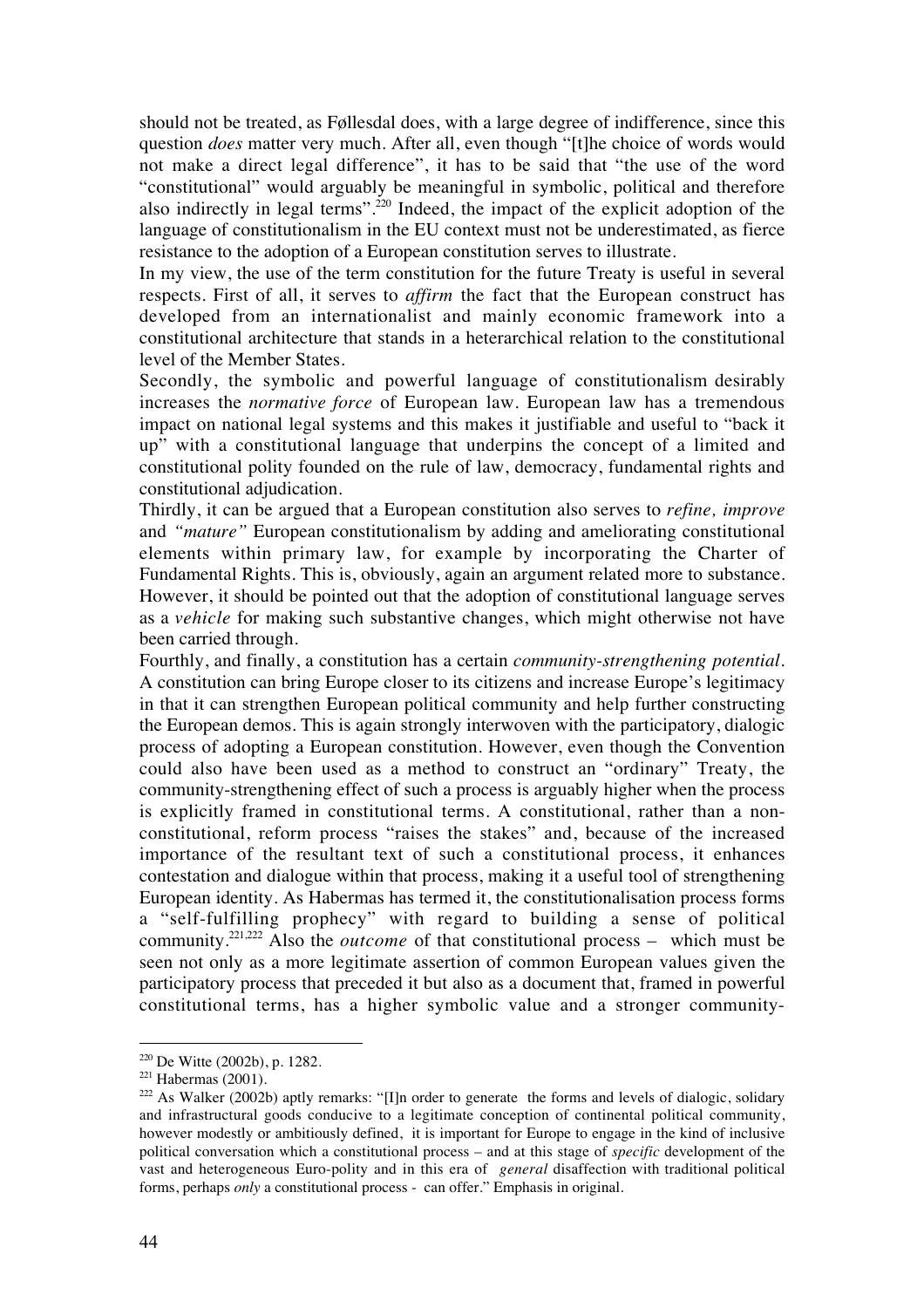should not be treated, as Føllesdal does, with a large degree of indifference, since this question *does* matter very much. After all, even though "[t]he choice of words would not make a direct legal difference", it has to be said that "the use of the word "constitutional" would arguably be meaningful in symbolic, political and therefore also indirectly in legal terms".[220] Indeed, the impact of the explicit adoption of the language of constitutionalism in the EU context must not be underestimated, as fierce resistance to the adoption of a European constitution serves to illustrate.

In my view, the use of the term constitution for the future Treaty is useful in several respects. First of all, it serves to *affirm* the fact that the European construct has developed from an internationalist and mainly economic framework into a constitutional architecture that stands in a heterarchical relation to the constitutional level of the Member States.

Secondly, the symbolic and powerful language of constitutionalism desirably increases the *normative force* of European law. European law has a tremendous impact on national legal systems and this makes it justifiable and useful to "back it up" with a constitutional language that underpins the concept of a limited and constitutional polity founded on the rule of law, democracy, fundamental rights and constitutional adjudication.

Thirdly, it can be argued that a European constitution also serves to *refine, improve* and *"mature"* European constitutionalism by adding and ameliorating constitutional elements within primary law, for example by incorporating the Charter of Fundamental Rights. This is, obviously, again an argument related more to substance. However, it should be pointed out that the adoption of constitutional language serves as a *vehicle* for making such substantive changes, which might otherwise not have been carried through.

Fourthly, and finally, a constitution has a certain *community-strengthening potential*. A constitution can bring Europe closer to its citizens and increase Europe's legitimacy in that it can strengthen European political community and help further constructing the European demos. This is again strongly interwoven with the participatory, dialogic process of adopting a European constitution. However, even though the Convention could also have been used as a method to construct an "ordinary" Treaty, the community-strengthening effect of such a process is arguably higher when the process is explicitly framed in constitutional terms. A constitutional, rather than a non-constitutional, reform process "raises the stakes" and, because of the increased importance of the resultant text of such a constitutional process, it enhances contestation and dialogue within that process, making it a useful tool of strengthening European identity. As Habermas has termed it, the constitutionalisation process forms a "self-fulfilling prophecy" with regard to building a sense of political community.[221,222] Also the *outcome* of that constitutional process – which must be seen not only as a more legitimate assertion of common European values given the participatory process that preceded it but also as a document that, framed in powerful constitutional terms, has a higher symbolic value and a stronger community-

---

[220] De Witte (2002b), p. 1282.

[221] Habermas (2001).

[222] As Walker (2002b) aptly remarks: "[I]n order to generate the forms and levels of dialogic, solidary and infrastructural goods conducive to a legitimate conception of continental political community, however modestly or ambitiously defined, it is important for Europe to engage in the kind of inclusive political conversation which a constitutional process – and at this stage of *specific* development of the vast and heterogeneous Euro-polity and in this era of *general* disaffection with traditional political forms, perhaps *only* a constitutional process - can offer." Emphasis in original.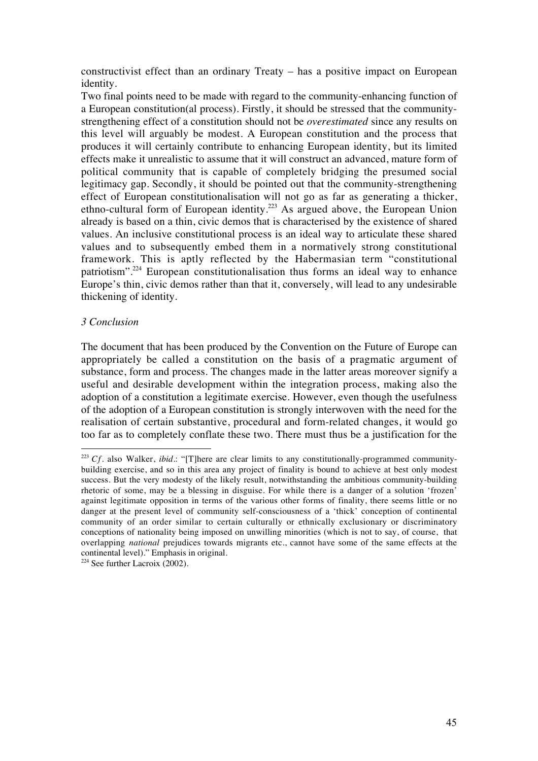constructivist effect than an ordinary Treaty – has a positive impact on European identity.

Two final points need to be made with regard to the community-enhancing function of a European constitution(al process). Firstly, it should be stressed that the community-strengthening effect of a constitution should not be *overestimated* since any results on this level will arguably be modest. A European constitution and the process that produces it will certainly contribute to enhancing European identity, but its limited effects make it unrealistic to assume that it will construct an advanced, mature form of political community that is capable of completely bridging the presumed social legitimacy gap. Secondly, it should be pointed out that the community-strengthening effect of European constitutionalisation will not go as far as generating a thicker, ethno-cultural form of European identity.[223] As argued above, the European Union already is based on a thin, civic demos that is characterised by the existence of shared values. An inclusive constitutional process is an ideal way to articulate these shared values and to subsequently embed them in a normatively strong constitutional framework. This is aptly reflected by the Habermasian term "constitutional patriotism".[224] European constitutionalisation thus forms an ideal way to enhance Europe's thin, civic demos rather than that it, conversely, will lead to any undesirable thickening of identity.

### *3 Conclusion*

The document that has been produced by the Convention on the Future of Europe can appropriately be called a constitution on the basis of a pragmatic argument of substance, form and process. The changes made in the latter areas moreover signify a useful and desirable development within the integration process, making also the adoption of a constitution a legitimate exercise. However, even though the usefulness of the adoption of a European constitution is strongly interwoven with the need for the realisation of certain substantive, procedural and form-related changes, it would go too far as to completely conflate these two. There must thus be a justification for the

---

[223] *Cf*. also Walker, *ibid*.: "[T]here are clear limits to any constitutionally-programmed community-building exercise, and so in this area any project of finality is bound to achieve at best only modest success. But the very modesty of the likely result, notwithstanding the ambitious community-building rhetoric of some, may be a blessing in disguise. For while there is a danger of a solution 'frozen' against legitimate opposition in terms of the various other forms of finality, there seems little or no danger at the present level of community self-consciousness of a 'thick' conception of continental community of an order similar to certain culturally or ethnically exclusionary or discriminatory conceptions of nationality being imposed on unwilling minorities (which is not to say, of course, that overlapping *national* prejudices towards migrants etc., cannot have some of the same effects at the continental level)." Emphasis in original.

[224] See further Lacroix (2002).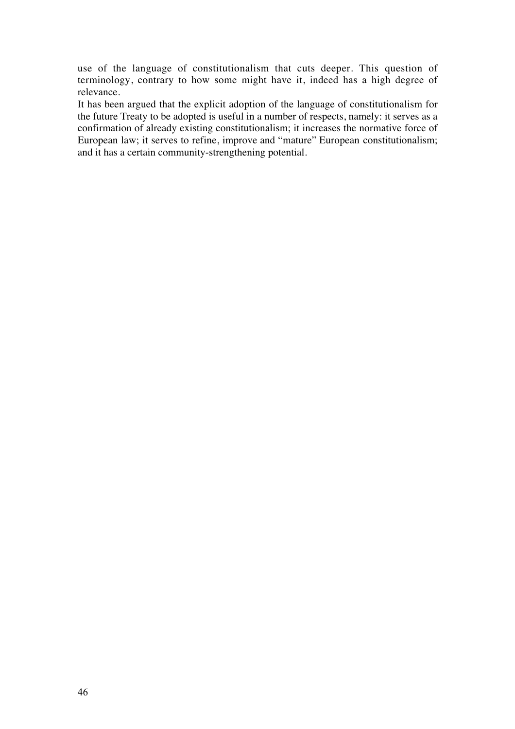use of the language of constitutionalism that cuts deeper. This question of terminology, contrary to how some might have it, indeed has a high degree of relevance.

It has been argued that the explicit adoption of the language of constitutionalism for the future Treaty to be adopted is useful in a number of respects, namely: it serves as a confirmation of already existing constitutionalism; it increases the normative force of European law; it serves to refine, improve and "mature" European constitutionalism; and it has a certain community-strengthening potential.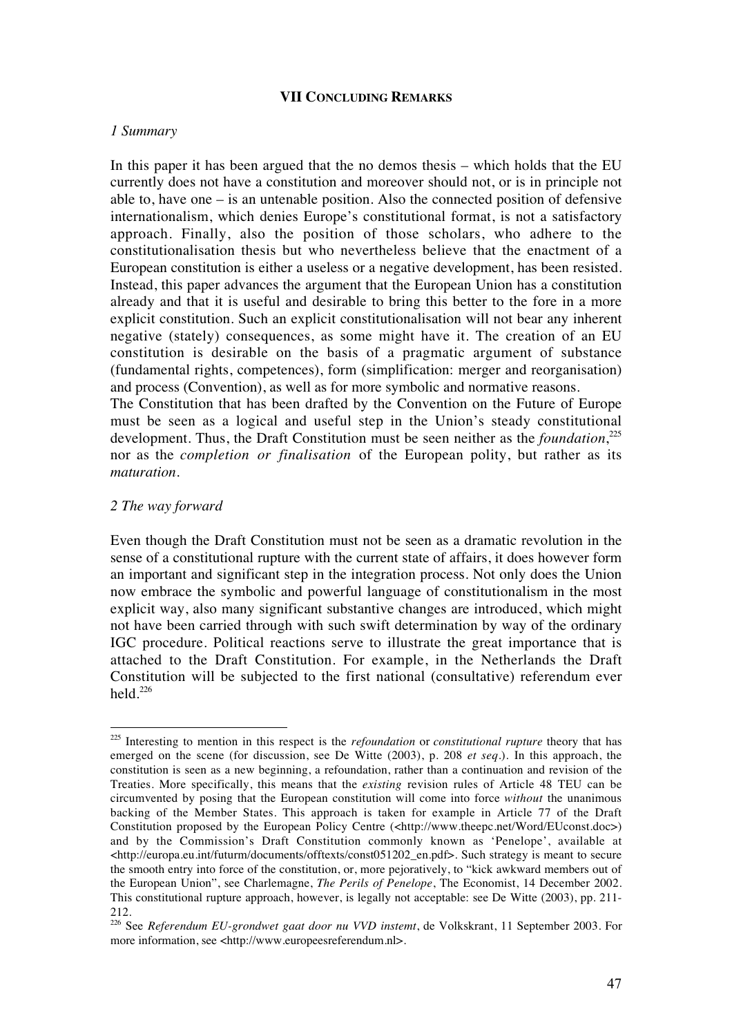## VII Concluding Remarks

### *1 Summary*

In this paper it has been argued that the no demos thesis – which holds that the EU currently does not have a constitution and moreover should not, or is in principle not able to, have one – is an untenable position. Also the connected position of defensive internationalism, which denies Europe's constitutional format, is not a satisfactory approach. Finally, also the position of those scholars, who adhere to the constitutionalisation thesis but who nevertheless believe that the enactment of a European constitution is either a useless or a negative development, has been resisted. Instead, this paper advances the argument that the European Union has a constitution already and that it is useful and desirable to bring this better to the fore in a more explicit constitution. Such an explicit constitutionalisation will not bear any inherent negative (stately) consequences, as some might have it. The creation of an EU constitution is desirable on the basis of a pragmatic argument of substance (fundamental rights, competences), form (simplification: merger and reorganisation) and process (Convention), as well as for more symbolic and normative reasons.

The Constitution that has been drafted by the Convention on the Future of Europe must be seen as a logical and useful step in the Union's steady constitutional development. Thus, the Draft Constitution must be seen neither as the *foundation*,[225] nor as the *completion or finalisation* of the European polity, but rather as its *maturation*.

### *2 The way forward*

Even though the Draft Constitution must not be seen as a dramatic revolution in the sense of a constitutional rupture with the current state of affairs, it does however form an important and significant step in the integration process. Not only does the Union now embrace the symbolic and powerful language of constitutionalism in the most explicit way, also many significant substantive changes are introduced, which might not have been carried through with such swift determination by way of the ordinary IGC procedure. Political reactions serve to illustrate the great importance that is attached to the Draft Constitution. For example, in the Netherlands the Draft Constitution will be subjected to the first national (consultative) referendum ever held.[226]

---

[225] Interesting to mention in this respect is the *refoundation* or *constitutional rupture* theory that has emerged on the scene (for discussion, see De Witte (2003), p. 208 *et seq*.). In this approach, the constitution is seen as a new beginning, a refoundation, rather than a continuation and revision of the Treaties. More specifically, this means that the *existing* revision rules of Article 48 TEU can be circumvented by posing that the European constitution will come into force *without* the unanimous backing of the Member States. This approach is taken for example in Article 77 of the Draft Constitution proposed by the European Policy Centre (<http://www.theepc.net/Word/EUconst.doc>) and by the Commission's Draft Constitution commonly known as 'Penelope', available at <http://europa.eu.int/futurm/documents/offtexts/const051202_en.pdf>. Such strategy is meant to secure the smooth entry into force of the constitution, or, more pejoratively, to "kick awkward members out of the European Union", see Charlemagne, *The Perils of Penelope*, The Economist, 14 December 2002. This constitutional rupture approach, however, is legally not acceptable: see De Witte (2003), pp. 211-212.

[226] See *Referendum EU-grondwet gaat door nu VVD instemt*, de Volkskrant, 11 September 2003. For more information, see <http://www.europeesreferendum.nl>.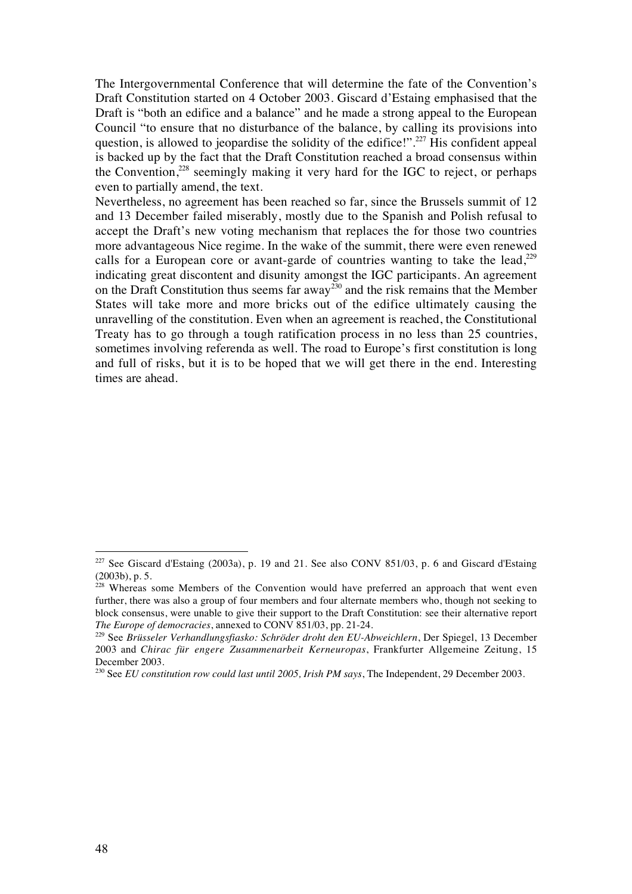The Intergovernmental Conference that will determine the fate of the Convention's Draft Constitution started on 4 October 2003. Giscard d'Estaing emphasised that the Draft is "both an edifice and a balance" and he made a strong appeal to the European Council "to ensure that no disturbance of the balance, by calling its provisions into question, is allowed to jeopardise the solidity of the edifice!".[227] His confident appeal is backed up by the fact that the Draft Constitution reached a broad consensus within the Convention,[228] seemingly making it very hard for the IGC to reject, or perhaps even to partially amend, the text.

Nevertheless, no agreement has been reached so far, since the Brussels summit of 12 and 13 December failed miserably, mostly due to the Spanish and Polish refusal to accept the Draft's new voting mechanism that replaces the for those two countries more advantageous Nice regime. In the wake of the summit, there were even renewed calls for a European core or avant-garde of countries wanting to take the lead,[229] indicating great discontent and disunity amongst the IGC participants. An agreement on the Draft Constitution thus seems far away[230] and the risk remains that the Member States will take more and more bricks out of the edifice ultimately causing the unravelling of the constitution. Even when an agreement is reached, the Constitutional Treaty has to go through a tough ratification process in no less than 25 countries, sometimes involving referenda as well. The road to Europe's first constitution is long and full of risks, but it is to be hoped that we will get there in the end. Interesting times are ahead.

---

[227] See Giscard d'Estaing (2003a), p. 19 and 21. See also CONV 851/03, p. 6 and Giscard d'Estaing (2003b), p. 5.

[228] Whereas some Members of the Convention would have preferred an approach that went even further, there was also a group of four members and four alternate members who, though not seeking to block consensus, were unable to give their support to the Draft Constitution: see their alternative report *The Europe of democracies*, annexed to CONV 851/03, pp. 21-24.

[229] See *Brüsseler Verhandlungsfiasko: Schröder droht den EU-Abweichlern*, Der Spiegel, 13 December 2003 and *Chirac für engere Zusammenarbeit Kerneuropas*, Frankfurter Allgemeine Zeitung, 15 December 2003.

[230] See *EU constitution row could last until 2005, Irish PM says*, The Independent, 29 December 2003.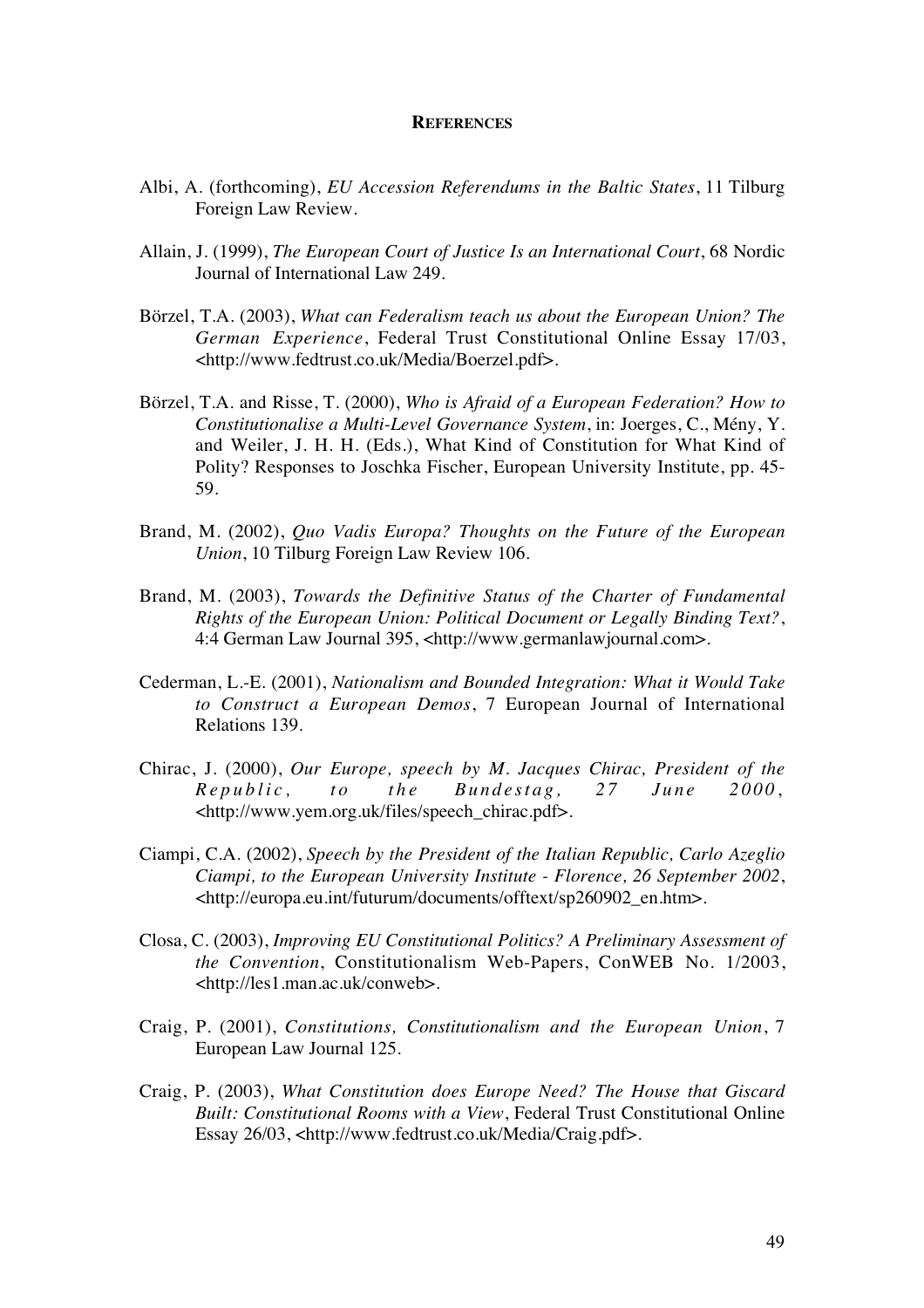## REFERENCES

Albi, A. (forthcoming), *EU Accession Referendums in the Baltic States*, 11 Tilburg Foreign Law Review.

Allain, J. (1999), *The European Court of Justice Is an International Court*, 68 Nordic Journal of International Law 249.

Börzel, T.A. (2003), *What can Federalism teach us about the European Union? The German Experience*, Federal Trust Constitutional Online Essay 17/03, <http://www.fedtrust.co.uk/Media/Boerzel.pdf>.

Börzel, T.A. and Risse, T. (2000), *Who is Afraid of a European Federation? How to Constitutionalise a Multi-Level Governance System*, in: Joerges, C., Mény, Y. and Weiler, J. H. H. (Eds.), What Kind of Constitution for What Kind of Polity? Responses to Joschka Fischer, European University Institute, pp. 45-59.

Brand, M. (2002), *Quo Vadis Europa? Thoughts on the Future of the European Union*, 10 Tilburg Foreign Law Review 106.

Brand, M. (2003), *Towards the Definitive Status of the Charter of Fundamental Rights of the European Union: Political Document or Legally Binding Text?*, 4:4 German Law Journal 395, <http://www.germanlawjournal.com>.

Cederman, L.-E. (2001), *Nationalism and Bounded Integration: What it Would Take to Construct a European Demos*, 7 European Journal of International Relations 139.

Chirac, J. (2000), *Our Europe, speech by M. Jacques Chirac, President of the Republic, to the Bundestag, 27 June 2000*, <http://www.yem.org.uk/files/speech_chirac.pdf>.

Ciampi, C.A. (2002), *Speech by the President of the Italian Republic, Carlo Azeglio Ciampi, to the European University Institute - Florence, 26 September 2002*, <http://europa.eu.int/futurum/documents/offtext/sp260902_en.htm>.

Closa, C. (2003), *Improving EU Constitutional Politics? A Preliminary Assessment of the Convention*, Constitutionalism Web-Papers, ConWEB No. 1/2003, <http://les1.man.ac.uk/conweb>.

Craig, P. (2001), *Constitutions, Constitutionalism and the European Union*, 7 European Law Journal 125.

Craig, P. (2003), *What Constitution does Europe Need? The House that Giscard Built: Constitutional Rooms with a View*, Federal Trust Constitutional Online Essay 26/03, <http://www.fedtrust.co.uk/Media/Craig.pdf>.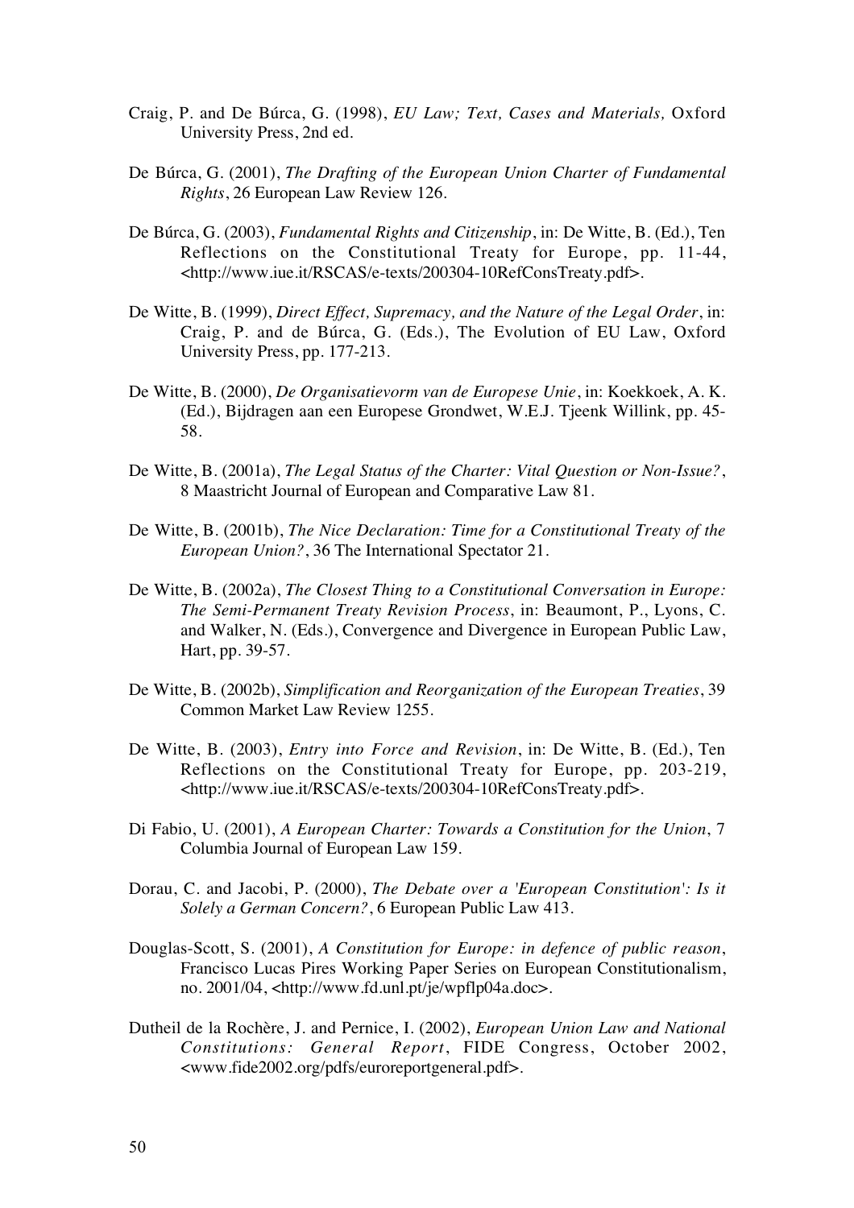Craig, P. and De Búrca, G. (1998), *EU Law; Text, Cases and Materials,* Oxford University Press, 2nd ed.

De Búrca, G. (2001), *The Drafting of the European Union Charter of Fundamental Rights*, 26 European Law Review 126.

De Búrca, G. (2003), *Fundamental Rights and Citizenship*, in: De Witte, B. (Ed.), Ten Reflections on the Constitutional Treaty for Europe, pp. 11-44, <http://www.iue.it/RSCAS/e-texts/200304-10RefConsTreaty.pdf>.

De Witte, B. (1999), *Direct Effect, Supremacy, and the Nature of the Legal Order*, in: Craig, P. and de Búrca, G. (Eds.), The Evolution of EU Law, Oxford University Press, pp. 177-213.

De Witte, B. (2000), *De Organisatievorm van de Europese Unie*, in: Koekkoek, A. K. (Ed.), Bijdragen aan een Europese Grondwet, W.E.J. Tjeenk Willink, pp. 45-58.

De Witte, B. (2001a), *The Legal Status of the Charter: Vital Question or Non-Issue?*, 8 Maastricht Journal of European and Comparative Law 81.

De Witte, B. (2001b), *The Nice Declaration: Time for a Constitutional Treaty of the European Union?*, 36 The International Spectator 21.

De Witte, B. (2002a), *The Closest Thing to a Constitutional Conversation in Europe: The Semi-Permanent Treaty Revision Process*, in: Beaumont, P., Lyons, C. and Walker, N. (Eds.), Convergence and Divergence in European Public Law, Hart, pp. 39-57.

De Witte, B. (2002b), *Simplification and Reorganization of the European Treaties*, 39 Common Market Law Review 1255.

De Witte, B. (2003), *Entry into Force and Revision*, in: De Witte, B. (Ed.), Ten Reflections on the Constitutional Treaty for Europe, pp. 203-219, <http://www.iue.it/RSCAS/e-texts/200304-10RefConsTreaty.pdf>.

Di Fabio, U. (2001), *A European Charter: Towards a Constitution for the Union*, 7 Columbia Journal of European Law 159.

Dorau, C. and Jacobi, P. (2000), *The Debate over a 'European Constitution': Is it Solely a German Concern?*, 6 European Public Law 413.

Douglas-Scott, S. (2001), *A Constitution for Europe: in defence of public reason*, Francisco Lucas Pires Working Paper Series on European Constitutionalism, no. 2001/04, <http://www.fd.unl.pt/je/wpflp04a.doc>.

Dutheil de la Rochère, J. and Pernice, I. (2002), *European Union Law and National Constitutions: General Report*, FIDE Congress, October 2002, <www.fide2002.org/pdfs/euroreportgeneral.pdf>.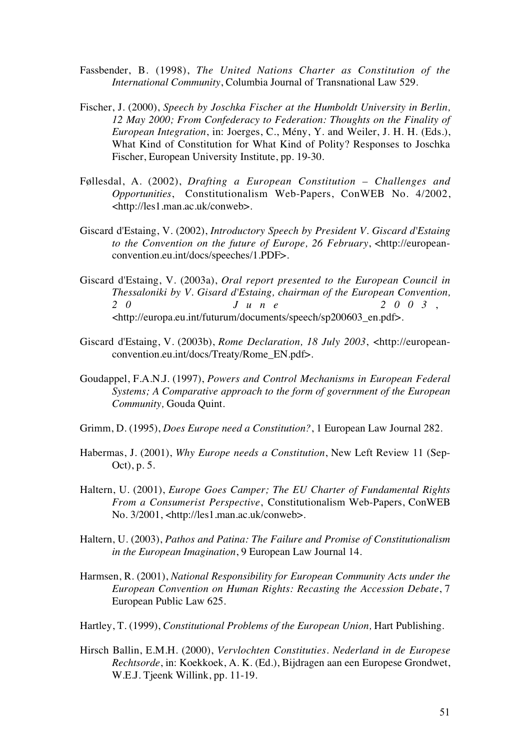Fassbender, B. (1998), *The United Nations Charter as Constitution of the International Community*, Columbia Journal of Transnational Law 529.

Fischer, J. (2000), *Speech by Joschka Fischer at the Humboldt University in Berlin, 12 May 2000; From Confederacy to Federation: Thoughts on the Finality of European Integration*, in: Joerges, C., Mény, Y. and Weiler, J. H. H. (Eds.), What Kind of Constitution for What Kind of Polity? Responses to Joschka Fischer, European University Institute, pp. 19-30.

Føllesdal, A. (2002), *Drafting a European Constitution – Challenges and Opportunities*, Constitutionalism Web-Papers, ConWEB No. 4/2002, <http://les1.man.ac.uk/conweb>.

Giscard d'Estaing, V. (2002), *Introductory Speech by President V. Giscard d'Estaing to the Convention on the future of Europe, 26 February*, <http://european-convention.eu.int/docs/speeches/1.PDF>.

Giscard d'Estaing, V. (2003a), *Oral report presented to the European Council in Thessaloniki by V. Gisard d'Estaing, chairman of the European Convention, 20 June 2003*, <http://europa.eu.int/futurum/documents/speech/sp200603_en.pdf>.

Giscard d'Estaing, V. (2003b), *Rome Declaration, 18 July 2003*, <http://european-convention.eu.int/docs/Treaty/Rome_EN.pdf>.

Goudappel, F.A.N.J. (1997), *Powers and Control Mechanisms in European Federal Systems; A Comparative approach to the form of government of the European Community,* Gouda Quint.

Grimm, D. (1995), *Does Europe need a Constitution?*, 1 European Law Journal 282.

Habermas, J. (2001), *Why Europe needs a Constitution*, New Left Review 11 (Sep-Oct), p. 5.

Haltern, U. (2001), *Europe Goes Camper; The EU Charter of Fundamental Rights From a Consumerist Perspective*, Constitutionalism Web-Papers, ConWEB No. 3/2001, <http://les1.man.ac.uk/conweb>.

Haltern, U. (2003), *Pathos and Patina: The Failure and Promise of Constitutionalism in the European Imagination*, 9 European Law Journal 14.

Harmsen, R. (2001), *National Responsibility for European Community Acts under the European Convention on Human Rights: Recasting the Accession Debate*, 7 European Public Law 625.

Hartley, T. (1999), *Constitutional Problems of the European Union,* Hart Publishing.

Hirsch Ballin, E.M.H. (2000), *Vervlochten Constituties. Nederland in de Europese Rechtsorde*, in: Koekkoek, A. K. (Ed.), Bijdragen aan een Europese Grondwet, W.E.J. Tjeenk Willink, pp. 11-19.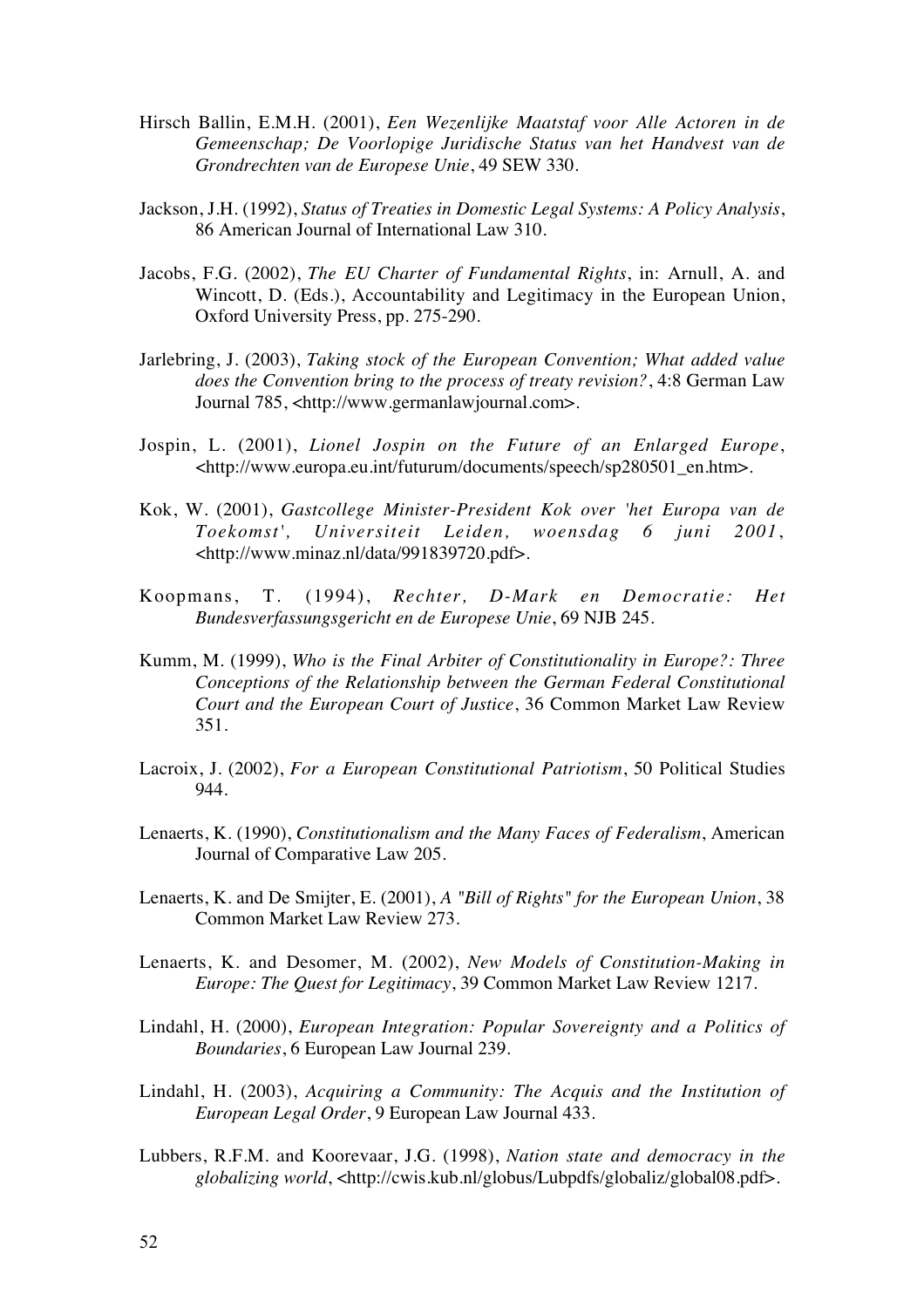Hirsch Ballin, E.M.H. (2001), *Een Wezenlijke Maatstaf voor Alle Actoren in de Gemeenschap; De Voorlopige Juridische Status van het Handvest van de Grondrechten van de Europese Unie*, 49 SEW 330.

Jackson, J.H. (1992), *Status of Treaties in Domestic Legal Systems: A Policy Analysis*, 86 American Journal of International Law 310.

Jacobs, F.G. (2002), *The EU Charter of Fundamental Rights*, in: Arnull, A. and Wincott, D. (Eds.), Accountability and Legitimacy in the European Union, Oxford University Press, pp. 275-290.

Jarlebring, J. (2003), *Taking stock of the European Convention; What added value does the Convention bring to the process of treaty revision?*, 4:8 German Law Journal 785, <http://www.germanlawjournal.com>.

Jospin, L. (2001), *Lionel Jospin on the Future of an Enlarged Europe*, <http://www.europa.eu.int/futurum/documents/speech/sp280501_en.htm>.

Kok, W. (2001), *Gastcollege Minister-President Kok over 'het Europa van de Toekomst', Universiteit Leiden, woensdag 6 juni 2001*, <http://www.minaz.nl/data/991839720.pdf>.

Koopmans, T. (1994), *Rechter, D-Mark en Democratie: Het Bundesverfassungsgericht en de Europese Unie*, 69 NJB 245.

Kumm, M. (1999), *Who is the Final Arbiter of Constitutionality in Europe?: Three Conceptions of the Relationship between the German Federal Constitutional Court and the European Court of Justice*, 36 Common Market Law Review 351.

Lacroix, J. (2002), *For a European Constitutional Patriotism*, 50 Political Studies 944.

Lenaerts, K. (1990), *Constitutionalism and the Many Faces of Federalism*, American Journal of Comparative Law 205.

Lenaerts, K. and De Smijter, E. (2001), *A "Bill of Rights" for the European Union*, 38 Common Market Law Review 273.

Lenaerts, K. and Desomer, M. (2002), *New Models of Constitution-Making in Europe: The Quest for Legitimacy*, 39 Common Market Law Review 1217.

Lindahl, H. (2000), *European Integration: Popular Sovereignty and a Politics of Boundaries*, 6 European Law Journal 239.

Lindahl, H. (2003), *Acquiring a Community: The Acquis and the Institution of European Legal Order*, 9 European Law Journal 433.

Lubbers, R.F.M. and Koorevaar, J.G. (1998), *Nation state and democracy in the globalizing world*, <http://cwis.kub.nl/globus/Lubpdfs/globaliz/global08.pdf>.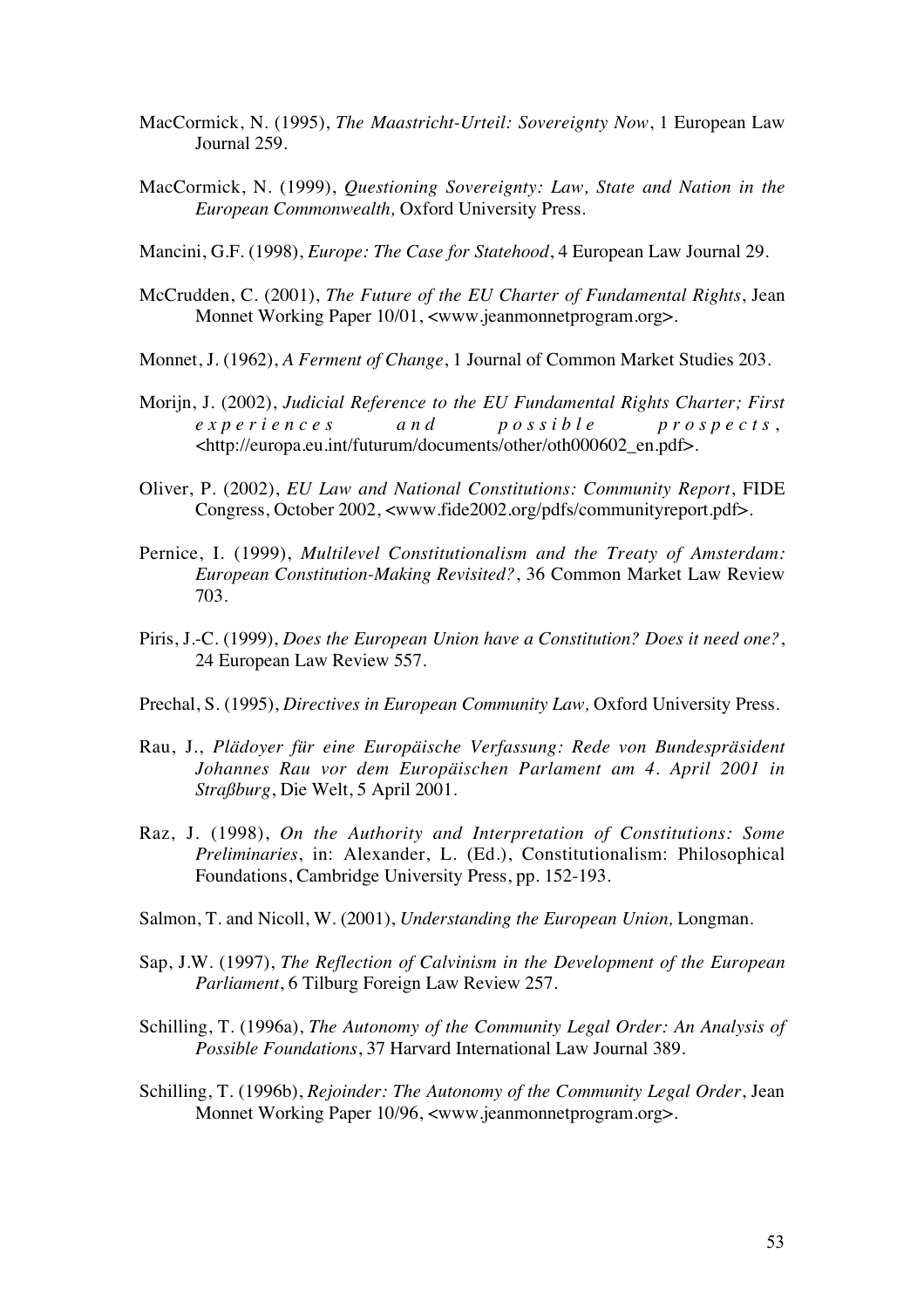MacCormick, N. (1995), *The Maastricht-Urteil: Sovereignty Now*, 1 European Law Journal 259.

MacCormick, N. (1999), *Questioning Sovereignty: Law, State and Nation in the European Commonwealth,* Oxford University Press.

Mancini, G.F. (1998), *Europe: The Case for Statehood*, 4 European Law Journal 29.

McCrudden, C. (2001), *The Future of the EU Charter of Fundamental Rights*, Jean Monnet Working Paper 10/01, <www.jeanmonnetprogram.org>.

Monnet, J. (1962), *A Ferment of Change*, 1 Journal of Common Market Studies 203.

Morijn, J. (2002), *Judicial Reference to the EU Fundamental Rights Charter; First experiences and possible prospects*, <http://europa.eu.int/futurum/documents/other/oth000602_en.pdf>.

Oliver, P. (2002), *EU Law and National Constitutions: Community Report*, FIDE Congress, October 2002, <www.fide2002.org/pdfs/communityreport.pdf>.

Pernice, I. (1999), *Multilevel Constitutionalism and the Treaty of Amsterdam: European Constitution-Making Revisited?*, 36 Common Market Law Review 703.

Piris, J.-C. (1999), *Does the European Union have a Constitution? Does it need one?*, 24 European Law Review 557.

Prechal, S. (1995), *Directives in European Community Law,* Oxford University Press.

Rau, J., *Plädoyer für eine Europäische Verfassung: Rede von Bundespräsident Johannes Rau vor dem Europäischen Parlament am 4. April 2001 in Straßburg*, Die Welt, 5 April 2001.

Raz, J. (1998), *On the Authority and Interpretation of Constitutions: Some Preliminaries*, in: Alexander, L. (Ed.), Constitutionalism: Philosophical Foundations, Cambridge University Press, pp. 152-193.

Salmon, T. and Nicoll, W. (2001), *Understanding the European Union,* Longman.

Sap, J.W. (1997), *The Reflection of Calvinism in the Development of the European Parliament*, 6 Tilburg Foreign Law Review 257.

Schilling, T. (1996a), *The Autonomy of the Community Legal Order: An Analysis of Possible Foundations*, 37 Harvard International Law Journal 389.

Schilling, T. (1996b), *Rejoinder: The Autonomy of the Community Legal Order*, Jean Monnet Working Paper 10/96, <www.jeanmonnetprogram.org>.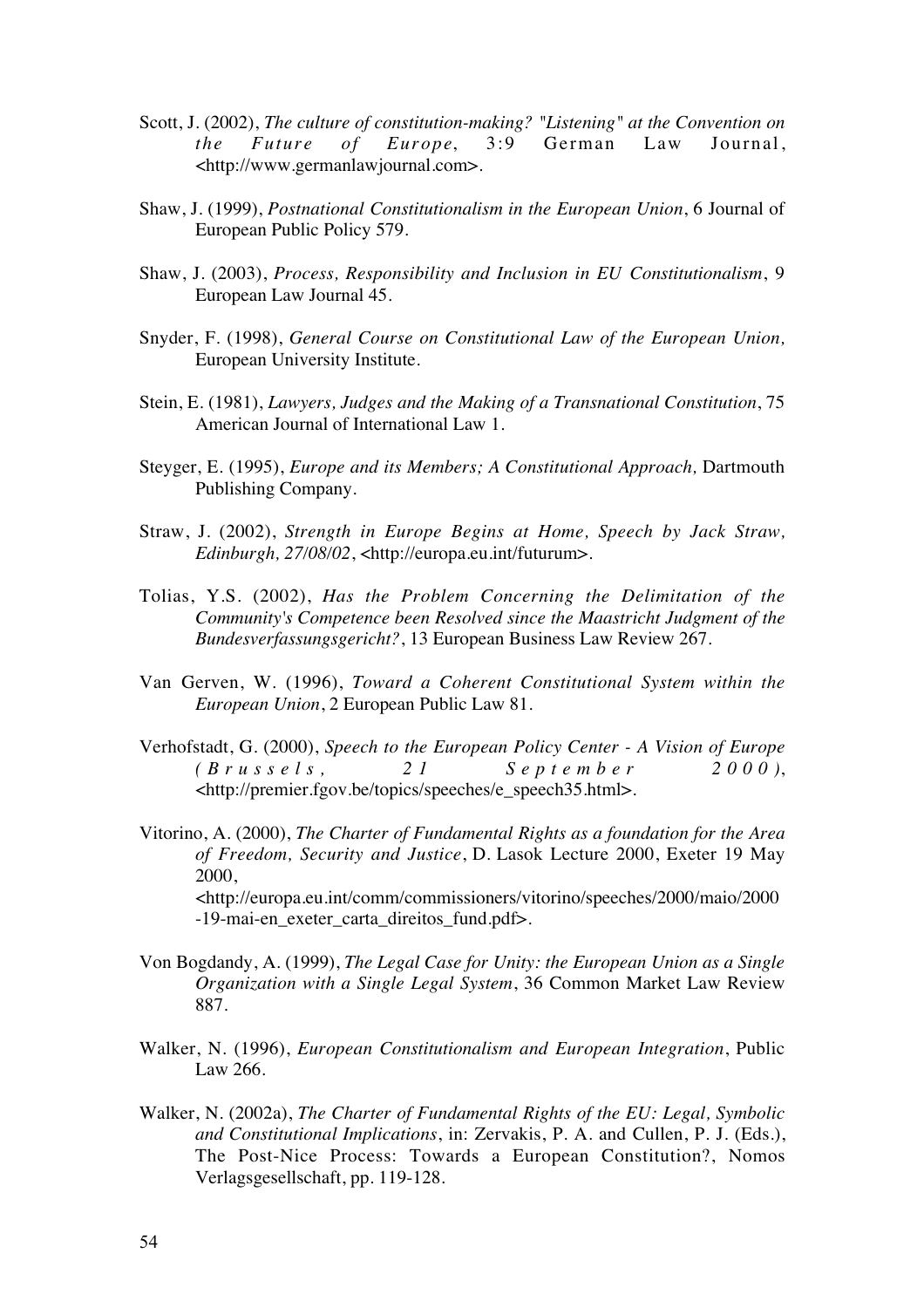Scott, J. (2002), *The culture of constitution-making? "Listening" at the Convention on the Future of Europe*, 3:9 German Law Journal, <http://www.germanlawjournal.com>.

Shaw, J. (1999), *Postnational Constitutionalism in the European Union*, 6 Journal of European Public Policy 579.

Shaw, J. (2003), *Process, Responsibility and Inclusion in EU Constitutionalism*, 9 European Law Journal 45.

Snyder, F. (1998), *General Course on Constitutional Law of the European Union,* European University Institute.

Stein, E. (1981), *Lawyers, Judges and the Making of a Transnational Constitution*, 75 American Journal of International Law 1.

Steyger, E. (1995), *Europe and its Members; A Constitutional Approach,* Dartmouth Publishing Company.

Straw, J. (2002), *Strength in Europe Begins at Home, Speech by Jack Straw, Edinburgh, 27/08/02*, <http://europa.eu.int/futurum>.

Tolias, Y.S. (2002), *Has the Problem Concerning the Delimitation of the Community's Competence been Resolved since the Maastricht Judgment of the Bundesverfassungsgericht?*, 13 European Business Law Review 267.

Van Gerven, W. (1996), *Toward a Coherent Constitutional System within the European Union*, 2 European Public Law 81.

Verhofstadt, G. (2000), *Speech to the European Policy Center - A Vision of Europe (Brussels, 21 September 2000)*, <http://premier.fgov.be/topics/speeches/e_speech35.html>.

Vitorino, A. (2000), *The Charter of Fundamental Rights as a foundation for the Area of Freedom, Security and Justice*, D. Lasok Lecture 2000, Exeter 19 May 2000, <http://europa.eu.int/comm/commissioners/vitorino/speeches/2000/maio/2000-19-mai-en_exeter_carta_direitos_fund.pdf>.

Von Bogdandy, A. (1999), *The Legal Case for Unity: the European Union as a Single Organization with a Single Legal System*, 36 Common Market Law Review 887.

Walker, N. (1996), *European Constitutionalism and European Integration*, Public Law 266.

Walker, N. (2002a), *The Charter of Fundamental Rights of the EU: Legal, Symbolic and Constitutional Implications*, in: Zervakis, P. A. and Cullen, P. J. (Eds.), The Post-Nice Process: Towards a European Constitution?, Nomos Verlagsgesellschaft, pp. 119-128.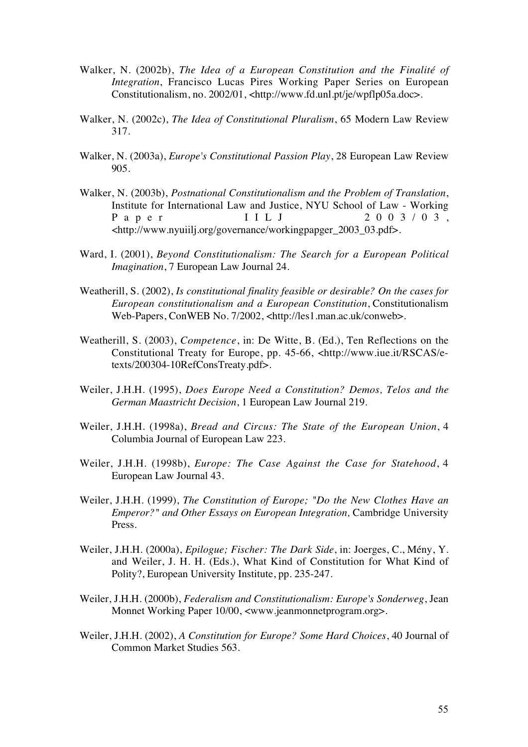Walker, N. (2002b), *The Idea of a European Constitution and the Finalité of Integration*, Francisco Lucas Pires Working Paper Series on European Constitutionalism, no. 2002/01, <http://www.fd.unl.pt/je/wpflp05a.doc>.

Walker, N. (2002c), *The Idea of Constitutional Pluralism*, 65 Modern Law Review 317.

Walker, N. (2003a), *Europe's Constitutional Passion Play*, 28 European Law Review 905.

Walker, N. (2003b), *Postnational Constitutionalism and the Problem of Translation*, Institute for International Law and Justice, NYU School of Law - Working Paper IILJ 2003/03, <http://www.nyuiilj.org/governance/workingpapger_2003_03.pdf>.

Ward, I. (2001), *Beyond Constitutionalism: The Search for a European Political Imagination*, 7 European Law Journal 24.

Weatherill, S. (2002), *Is constitutional finality feasible or desirable? On the cases for European constitutionalism and a European Constitution*, Constitutionalism Web-Papers, ConWEB No. 7/2002, <http://les1.man.ac.uk/conweb>.

Weatherill, S. (2003), *Competence*, in: De Witte, B. (Ed.), Ten Reflections on the Constitutional Treaty for Europe, pp. 45-66, <http://www.iue.it/RSCAS/e-texts/200304-10RefConsTreaty.pdf>.

Weiler, J.H.H. (1995), *Does Europe Need a Constitution? Demos, Telos and the German Maastricht Decision*, 1 European Law Journal 219.

Weiler, J.H.H. (1998a), *Bread and Circus: The State of the European Union*, 4 Columbia Journal of European Law 223.

Weiler, J.H.H. (1998b), *Europe: The Case Against the Case for Statehood*, 4 European Law Journal 43.

Weiler, J.H.H. (1999), *The Constitution of Europe; "Do the New Clothes Have an Emperor?" and Other Essays on European Integration,* Cambridge University Press.

Weiler, J.H.H. (2000a), *Epilogue; Fischer: The Dark Side*, in: Joerges, C., Mény, Y. and Weiler, J. H. H. (Eds.), What Kind of Constitution for What Kind of Polity?, European University Institute, pp. 235-247.

Weiler, J.H.H. (2000b), *Federalism and Constitutionalism: Europe's Sonderweg*, Jean Monnet Working Paper 10/00, <www.jeanmonnetprogram.org>.

Weiler, J.H.H. (2002), *A Constitution for Europe? Some Hard Choices*, 40 Journal of Common Market Studies 563.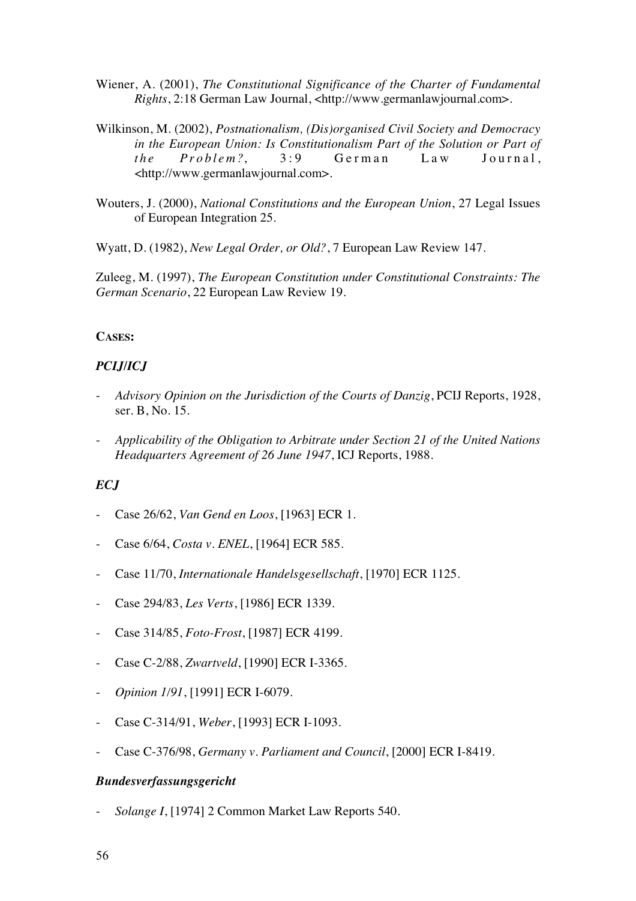Wiener, A. (2001), *The Constitutional Significance of the Charter of Fundamental Rights*, 2:18 German Law Journal, <http://www.germanlawjournal.com>.

Wilkinson, M. (2002), *Postnationalism, (Dis)organised Civil Society and Democracy in the European Union: Is Constitutionalism Part of the Solution or Part of the Problem?*, 3:9 German Law Journal, <http://www.germanlawjournal.com>.

Wouters, J. (2000), *National Constitutions and the European Union*, 27 Legal Issues of European Integration 25.

Wyatt, D. (1982), *New Legal Order, or Old?*, 7 European Law Review 147.

Zuleeg, M. (1997), *The European Constitution under Constitutional Constraints: The German Scenario*, 22 European Law Review 19.

**CASES:**

***PCIJ/ICJ***

- *Advisory Opinion on the Jurisdiction of the Courts of Danzig*, PCIJ Reports, 1928, ser. B, No. 15.
- *Applicability of the Obligation to Arbitrate under Section 21 of the United Nations Headquarters Agreement of 26 June 1947*, ICJ Reports, 1988.

***ECJ***

- Case 26/62, *Van Gend en Loos*, [1963] ECR 1.
- Case 6/64, *Costa v. ENEL*, [1964] ECR 585.
- Case 11/70, *Internationale Handelsgesellschaft*, [1970] ECR 1125.
- Case 294/83, *Les Verts*, [1986] ECR 1339.
- Case 314/85, *Foto-Frost*, [1987] ECR 4199.
- Case C-2/88, *Zwartveld*, [1990] ECR I-3365.
- *Opinion 1/91*, [1991] ECR I-6079.
- Case C-314/91, *Weber*, [1993] ECR I-1093.
- Case C-376/98, *Germany v. Parliament and Council*, [2000] ECR I-8419.

***Bundesverfassungsgericht***

- *Solange I*, [1974] 2 Common Market Law Reports 540.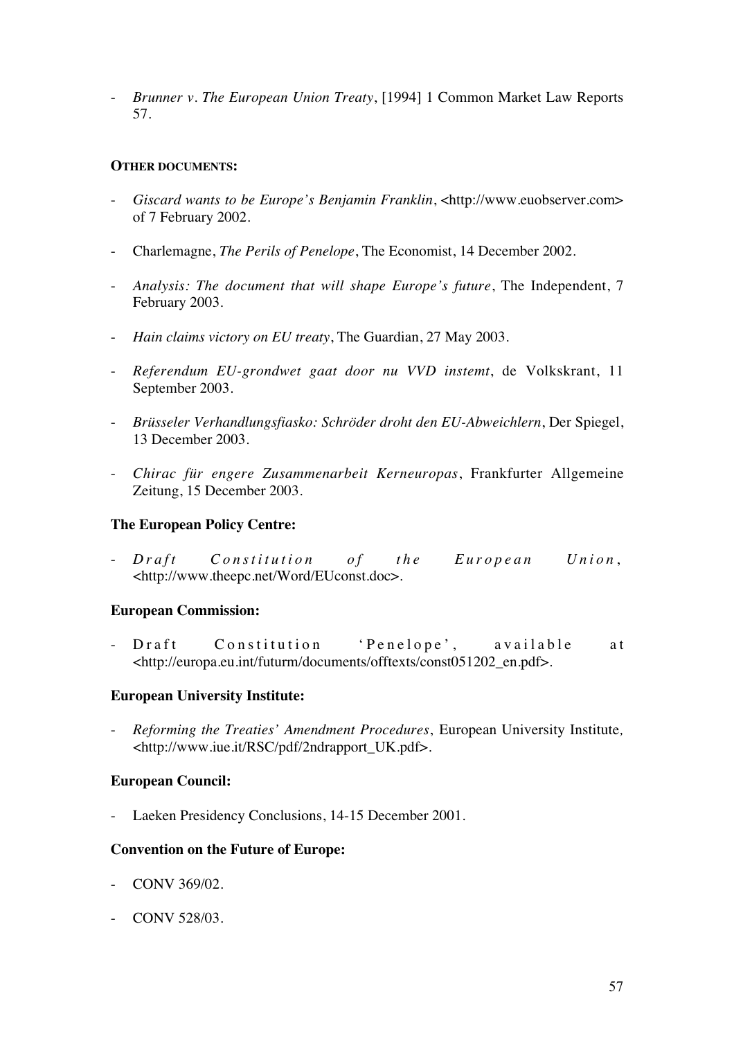- *Brunner v. The European Union Treaty*, [1994] 1 Common Market Law Reports 57.

**OTHER DOCUMENTS:**

- *Giscard wants to be Europe's Benjamin Franklin*, <http://www.euobserver.com> of 7 February 2002.

- Charlemagne, *The Perils of Penelope*, The Economist, 14 December 2002.

- *Analysis: The document that will shape Europe's future*, The Independent, 7 February 2003.

- *Hain claims victory on EU treaty*, The Guardian, 27 May 2003.

- *Referendum EU-grondwet gaat door nu VVD instemt*, de Volkskrant, 11 September 2003.

- *Brüsseler Verhandlungsfiasko: Schröder droht den EU-Abweichlern*, Der Spiegel, 13 December 2003.

- *Chirac für engere Zusammenarbeit Kerneuropas*, Frankfurter Allgemeine Zeitung, 15 December 2003.

**The European Policy Centre:**

- *Draft Constitution of the European Union*, <http://www.theepc.net/Word/EUconst.doc>.

**European Commission:**

- Draft Constitution 'Penelope', available at <http://europa.eu.int/futurm/documents/offtexts/const051202_en.pdf>.

**European University Institute:**

- *Reforming the Treaties' Amendment Procedures*, European University Institute, <http://www.iue.it/RSC/pdf/2ndrapport_UK.pdf>.

**European Council:**

- Laeken Presidency Conclusions, 14-15 December 2001.

**Convention on the Future of Europe:**

- CONV 369/02.

- CONV 528/03.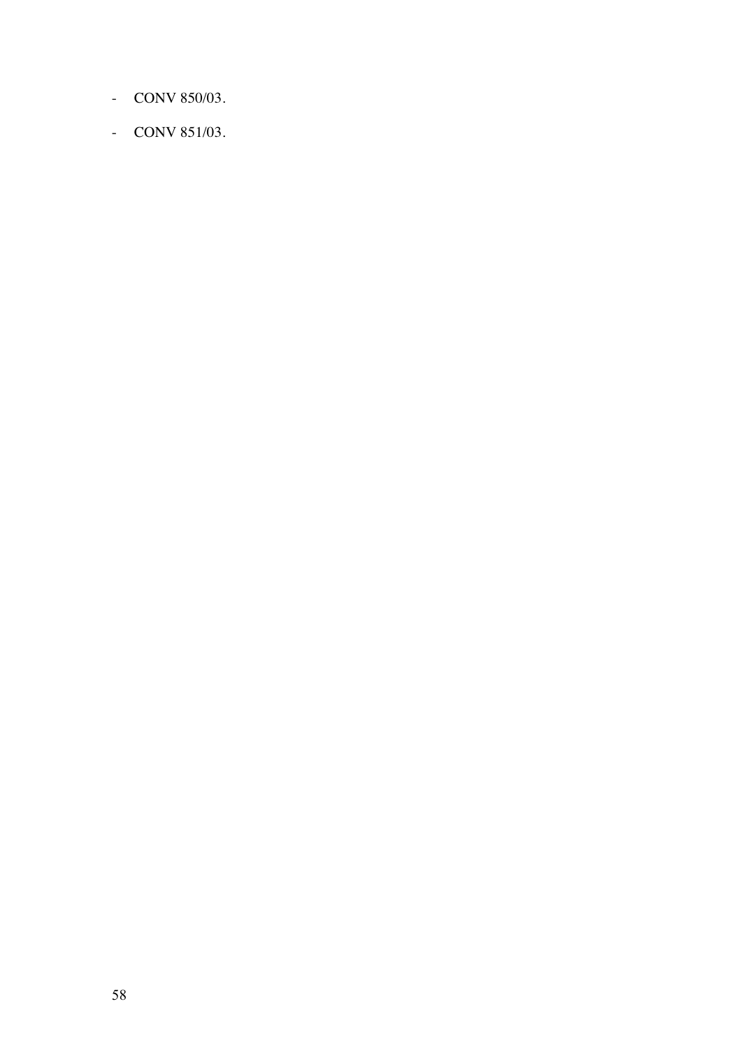- CONV 850/03.
- CONV 851/03.